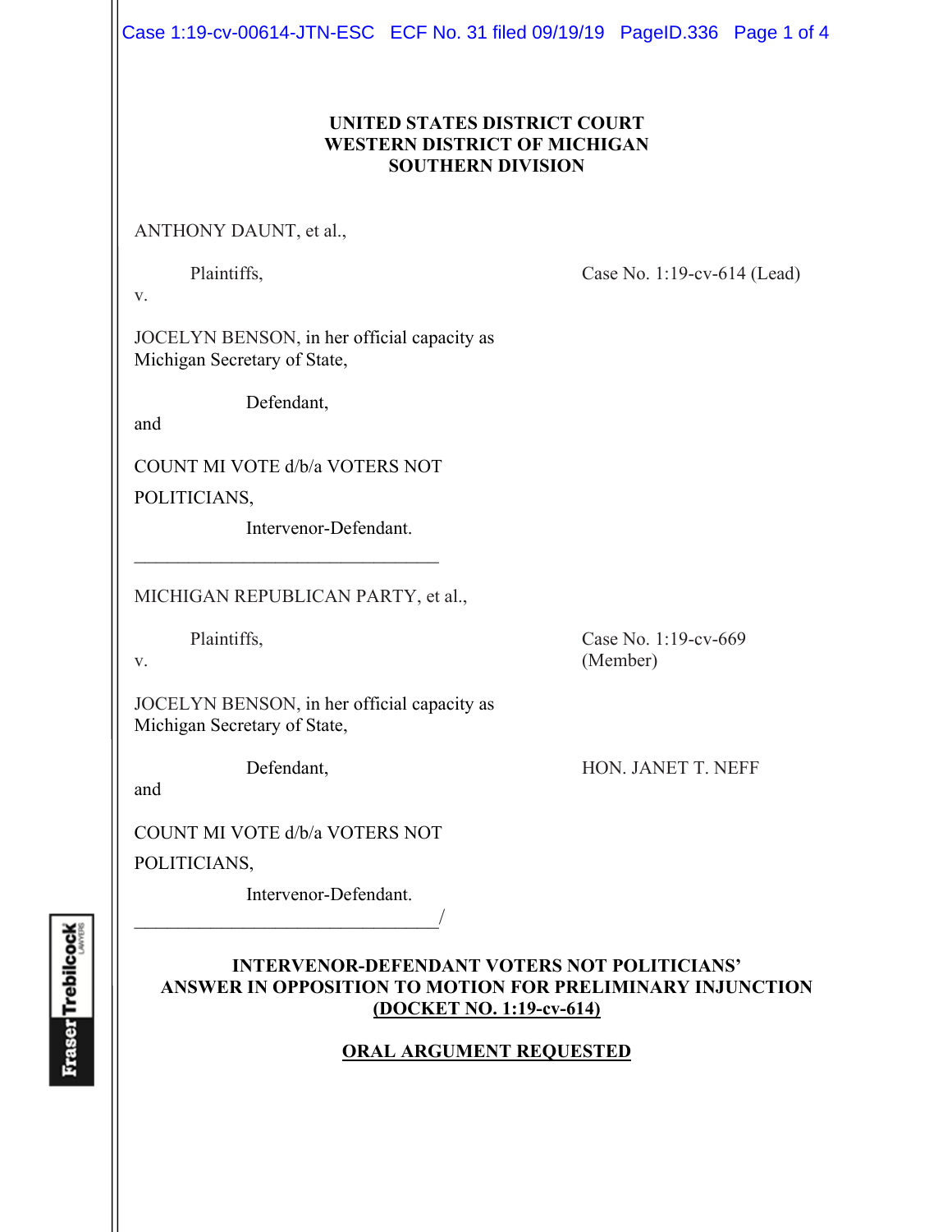**UNITED STATES DISTRICT COURT**
**WESTERN DISTRICT OF MICHIGAN**
**SOUTHERN DIVISION**

ANTHONY DAUNT, et al.,

Plaintiffs, Case No. 1:19-cv-614 (Lead)

v.

JOCELYN BENSON, in her official capacity as Michigan Secretary of State,

Defendant,

and

COUNT MI VOTE d/b/a VOTERS NOT POLITICIANS,

Intervenor-Defendant.

---

MICHIGAN REPUBLICAN PARTY, et al.,

Plaintiffs, Case No. 1:19-cv-669 (Member)

v.

JOCELYN BENSON, in her official capacity as Michigan Secretary of State,

Defendant, HON. JANET T. NEFF

and

COUNT MI VOTE d/b/a VOTERS NOT POLITICIANS,

Intervenor-Defendant.

---/

**INTERVENOR-DEFENDANT VOTERS NOT POLITICIANS' ANSWER IN OPPOSITION TO MOTION FOR PRELIMINARY INJUNCTION** **(DOCKET NO. 1:19-cv-614)**

**ORAL ARGUMENT REQUESTED**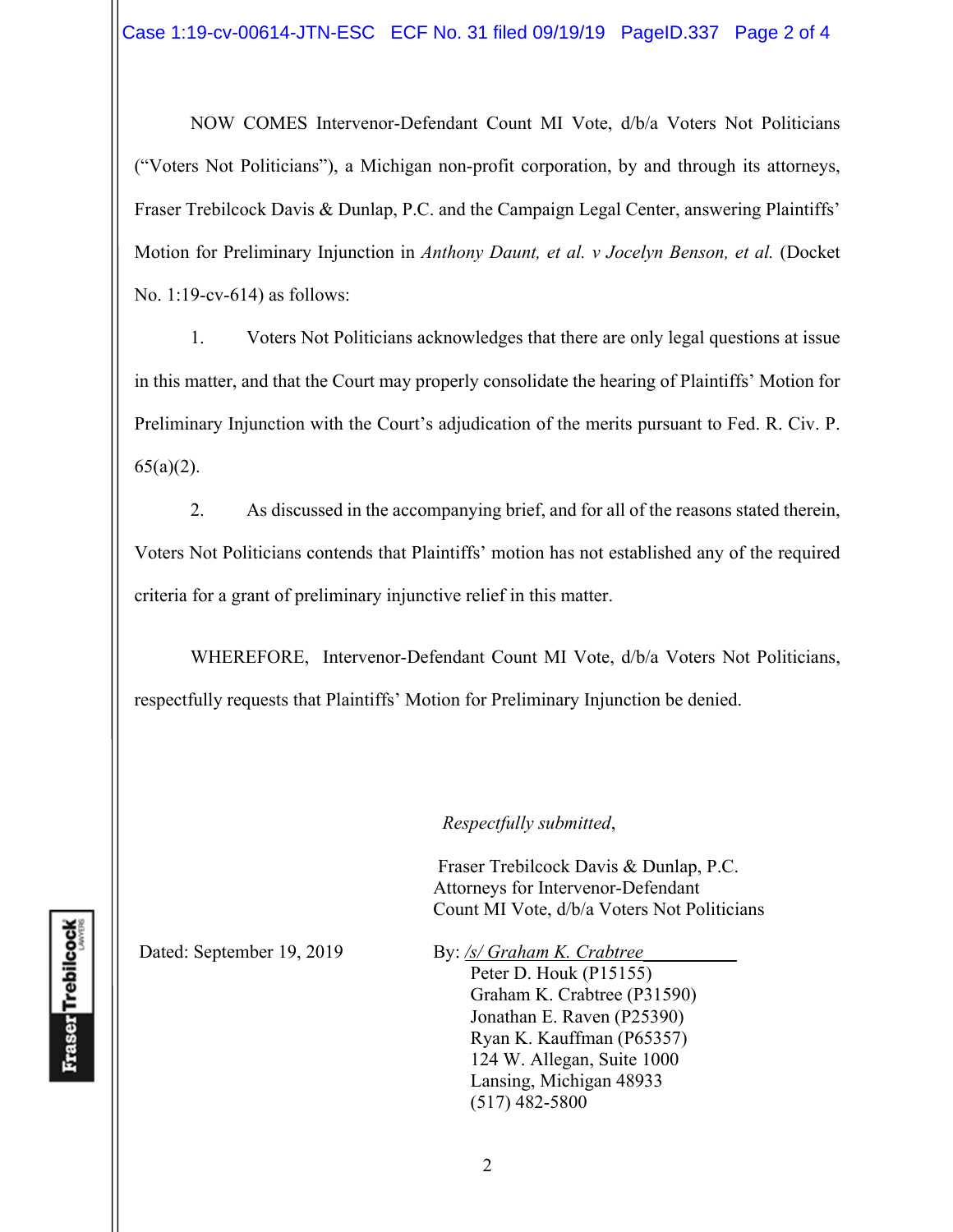NOW COMES Intervenor-Defendant Count MI Vote, d/b/a Voters Not Politicians ("Voters Not Politicians"), a Michigan non-profit corporation, by and through its attorneys, Fraser Trebilcock Davis & Dunlap, P.C. and the Campaign Legal Center, answering Plaintiffs' Motion for Preliminary Injunction in *Anthony Daunt, et al. v Jocelyn Benson, et al.* (Docket No. 1:19-cv-614) as follows:

1. Voters Not Politicians acknowledges that there are only legal questions at issue in this matter, and that the Court may properly consolidate the hearing of Plaintiffs' Motion for Preliminary Injunction with the Court's adjudication of the merits pursuant to Fed. R. Civ. P. 65(a)(2).

2. As discussed in the accompanying brief, and for all of the reasons stated therein, Voters Not Politicians contends that Plaintiffs' motion has not established any of the required criteria for a grant of preliminary injunctive relief in this matter.

WHEREFORE, Intervenor-Defendant Count MI Vote, d/b/a Voters Not Politicians, respectfully requests that Plaintiffs' Motion for Preliminary Injunction be denied.

*Respectfully submitted*,

Fraser Trebilcock Davis & Dunlap, P.C.
Attorneys for Intervenor-Defendant
Count MI Vote, d/b/a Voters Not Politicians

Dated: September 19, 2019

By: */s/ Graham K. Crabtree*
Peter D. Houk (P15155)
Graham K. Crabtree (P31590)
Jonathan E. Raven (P25390)
Ryan K. Kauffman (P65357)
124 W. Allegan, Suite 1000
Lansing, Michigan 48933
(517) 482-5800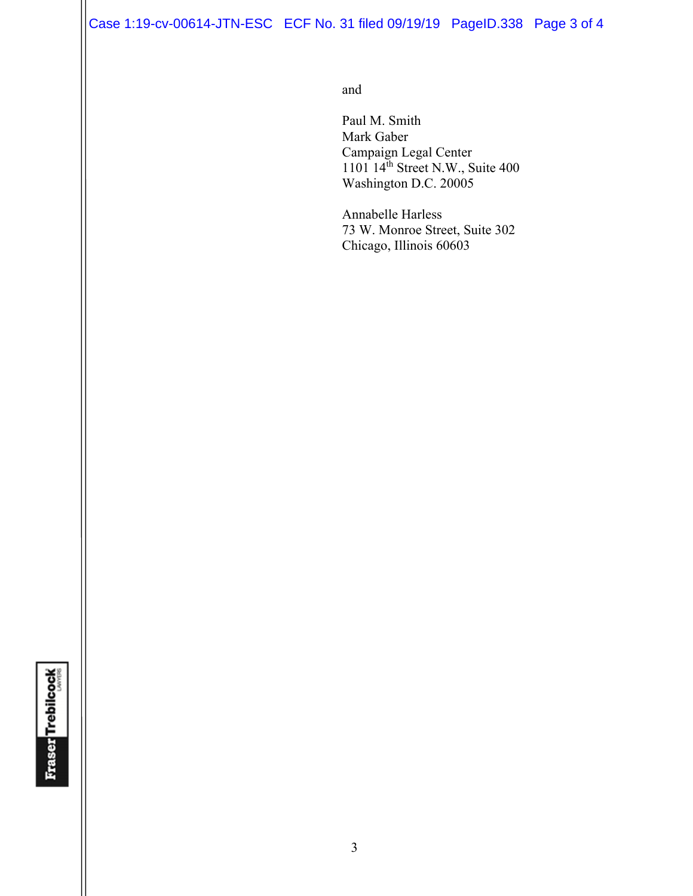and

Paul M. Smith
Mark Gaber
Campaign Legal Center
1101 14th Street N.W., Suite 400
Washington D.C. 20005

Annabelle Harless
73 W. Monroe Street, Suite 302
Chicago, Illinois 60603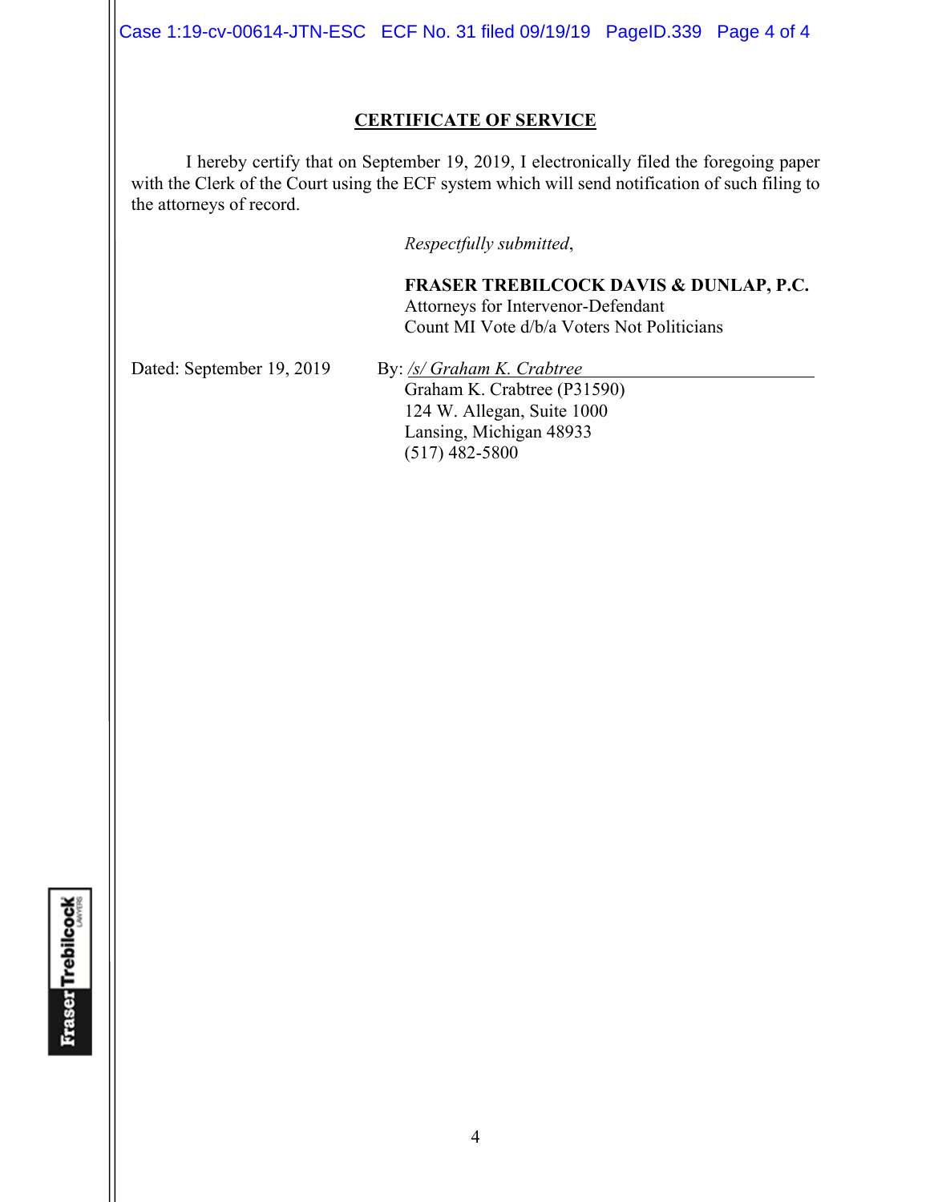## CERTIFICATE OF SERVICE

I hereby certify that on September 19, 2019, I electronically filed the foregoing paper with the Clerk of the Court using the ECF system which will send notification of such filing to the attorneys of record.

*Respectfully submitted*,

**FRASER TREBILCOCK DAVIS & DUNLAP, P.C.**
Attorneys for Intervenor-Defendant
Count MI Vote d/b/a Voters Not Politicians

Dated: September 19, 2019

By: */s/ Graham K. Crabtree*
Graham K. Crabtree (P31590)
124 W. Allegan, Suite 1000
Lansing, Michigan 48933
(517) 482-5800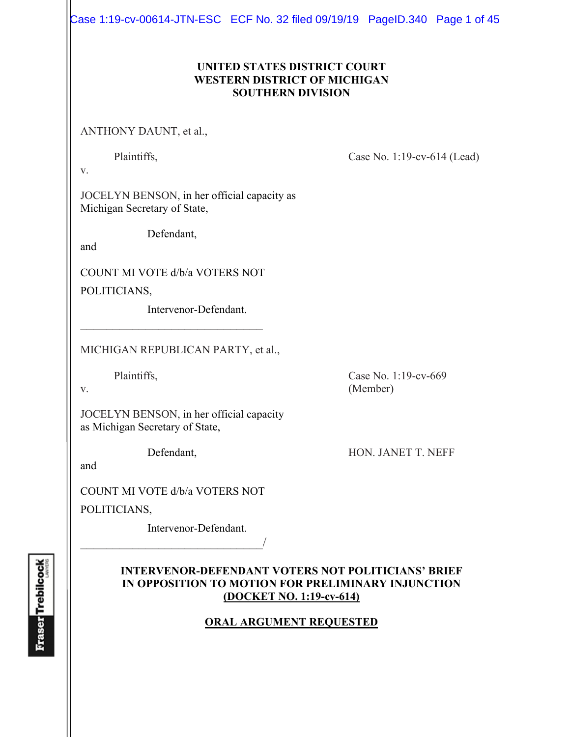**UNITED STATES DISTRICT COURT**
**WESTERN DISTRICT OF MICHIGAN**
**SOUTHERN DIVISION**

ANTHONY DAUNT, et al.,

Plaintiffs,

v.

Case No. 1:19-cv-614 (Lead)

JOCELYN BENSON, in her official capacity as Michigan Secretary of State,

Defendant,

and

COUNT MI VOTE d/b/a VOTERS NOT POLITICIANS,

Intervenor-Defendant.

_________________________________

MICHIGAN REPUBLICAN PARTY, et al.,

Plaintiffs,

v.

Case No. 1:19-cv-669 (Member)

JOCELYN BENSON, in her official capacity as Michigan Secretary of State,

Defendant,

HON. JANET T. NEFF

and

COUNT MI VOTE d/b/a VOTERS NOT POLITICIANS,

Intervenor-Defendant.

_________________________________/

**INTERVENOR-DEFENDANT VOTERS NOT POLITICIANS' BRIEF IN OPPOSITION TO MOTION FOR PRELIMINARY INJUNCTION**
**(DOCKET NO. 1:19-cv-614)**

**ORAL ARGUMENT REQUESTED**

Fraser Trebilcock LAWYERS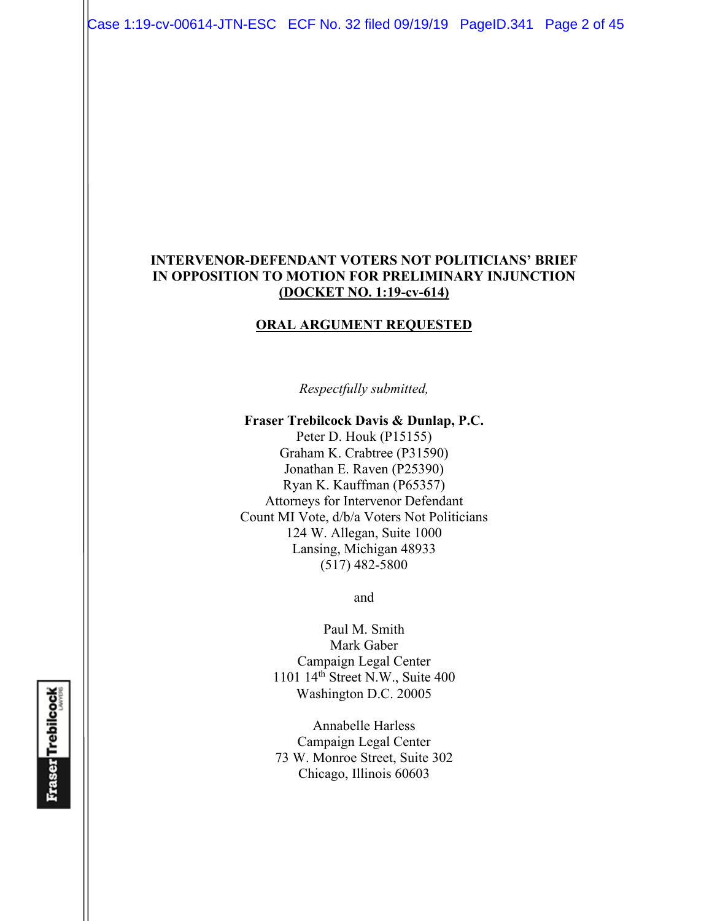**INTERVENOR-DEFENDANT VOTERS NOT POLITICIANS' BRIEF IN OPPOSITION TO MOTION FOR PRELIMINARY INJUNCTION**
**(DOCKET NO. 1:19-cv-614)**

**ORAL ARGUMENT REQUESTED**

*Respectfully submitted,*

**Fraser Trebilcock Davis & Dunlap, P.C.**
Peter D. Houk (P15155)
Graham K. Crabtree (P31590)
Jonathan E. Raven (P25390)
Ryan K. Kauffman (P65357)
Attorneys for Intervenor Defendant
Count MI Vote, d/b/a Voters Not Politicians
124 W. Allegan, Suite 1000
Lansing, Michigan 48933
(517) 482-5800

and

Paul M. Smith
Mark Gaber
Campaign Legal Center
1101 14th Street N.W., Suite 400
Washington D.C. 20005

Annabelle Harless
Campaign Legal Center
73 W. Monroe Street, Suite 302
Chicago, Illinois 60603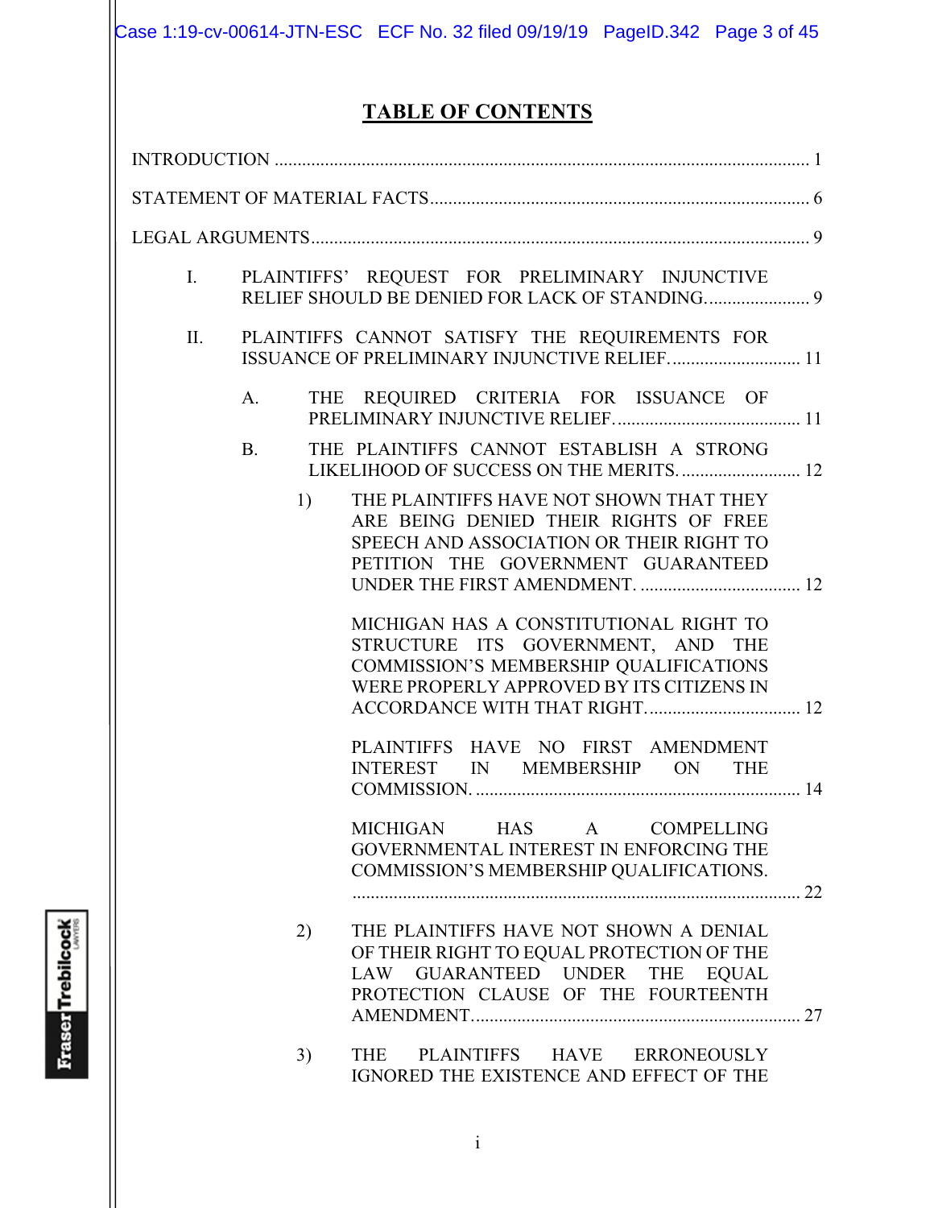# TABLE OF CONTENTS

INTRODUCTION ..................................................................................................................... 1

STATEMENT OF MATERIAL FACTS .................................................................................... 6

LEGAL ARGUMENTS ............................................................................................................. 9

I. PLAINTIFFS' REQUEST FOR PRELIMINARY INJUNCTIVE RELIEF SHOULD BE DENIED FOR LACK OF STANDING. ....................... 9

II. PLAINTIFFS CANNOT SATISFY THE REQUIREMENTS FOR ISSUANCE OF PRELIMINARY INJUNCTIVE RELIEF. ............................ 11

   A. THE REQUIRED CRITERIA FOR ISSUANCE OF PRELIMINARY INJUNCTIVE RELIEF. ......................................... 11

   B. THE PLAINTIFFS CANNOT ESTABLISH A STRONG LIKELIHOOD OF SUCCESS ON THE MERITS. .......................... 12

      1) THE PLAINTIFFS HAVE NOT SHOWN THAT THEY ARE BEING DENIED THEIR RIGHTS OF FREE SPEECH AND ASSOCIATION OR THEIR RIGHT TO PETITION THE GOVERNMENT GUARANTEED UNDER THE FIRST AMENDMENT. .................................... 12

         MICHIGAN HAS A CONSTITUTIONAL RIGHT TO STRUCTURE ITS GOVERNMENT, AND THE COMMISSION'S MEMBERSHIP QUALIFICATIONS WERE PROPERLY APPROVED BY ITS CITIZENS IN ACCORDANCE WITH THAT RIGHT. ................................. 12

         PLAINTIFFS HAVE NO FIRST AMENDMENT INTEREST IN MEMBERSHIP ON THE COMMISSION. ....................................................................... 14

         MICHIGAN HAS A COMPELLING GOVERNMENTAL INTEREST IN ENFORCING THE COMMISSION'S MEMBERSHIP QUALIFICATIONS. .................................................................................................. 22

      2) THE PLAINTIFFS HAVE NOT SHOWN A DENIAL OF THEIR RIGHT TO EQUAL PROTECTION OF THE LAW GUARANTEED UNDER THE EQUAL PROTECTION CLAUSE OF THE FOURTEENTH AMENDMENT. ....................................................................... 27

      3) THE PLAINTIFFS HAVE ERRONEOUSLY IGNORED THE EXISTENCE AND EFFECT OF THE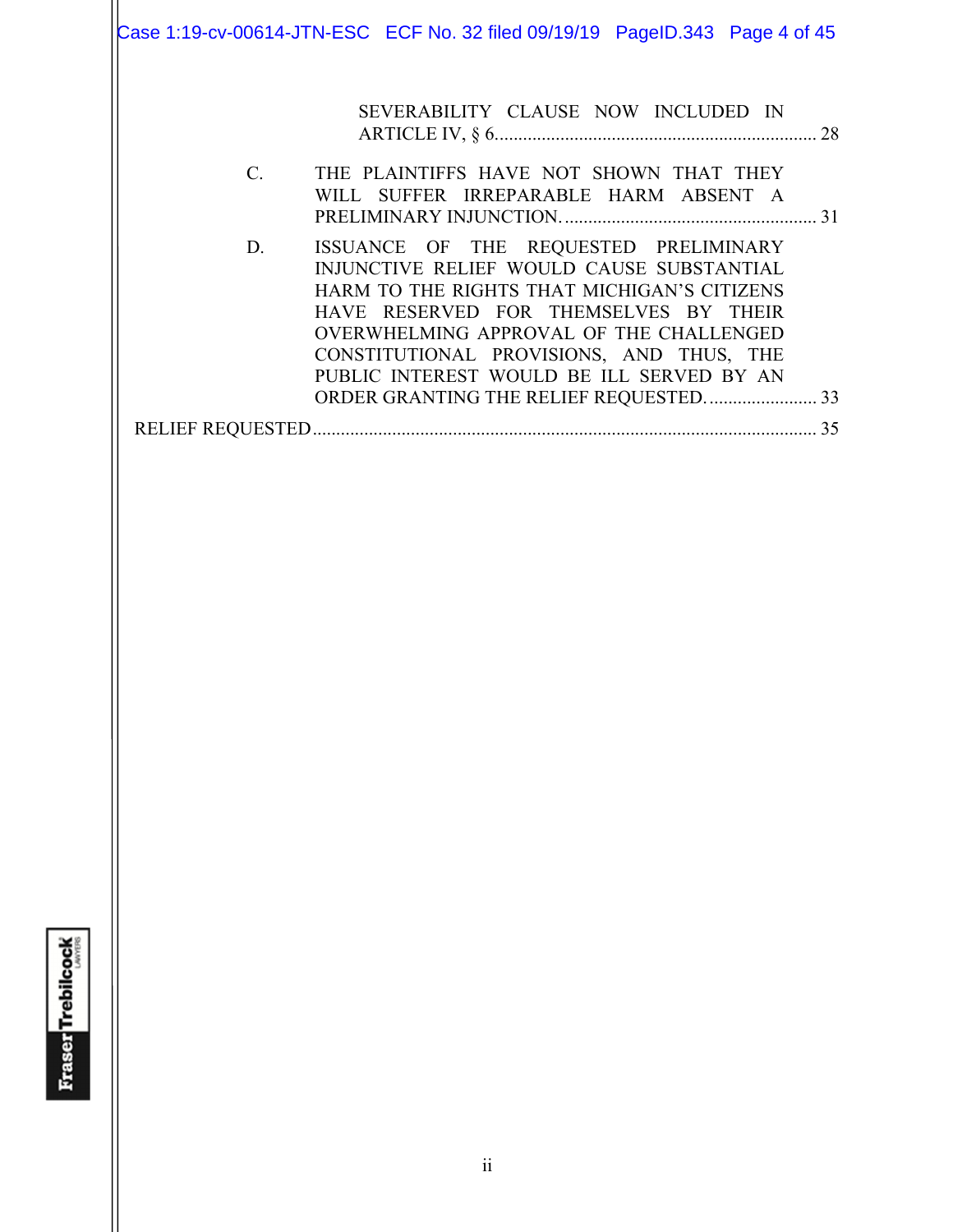SEVERABILITY CLAUSE NOW INCLUDED IN ARTICLE IV, § 6 ..................................................................... 28

C. THE PLAINTIFFS HAVE NOT SHOWN THAT THEY WILL SUFFER IRREPARABLE HARM ABSENT A PRELIMINARY INJUNCTION. ...................................................... 31

D. ISSUANCE OF THE REQUESTED PRELIMINARY INJUNCTIVE RELIEF WOULD CAUSE SUBSTANTIAL HARM TO THE RIGHTS THAT MICHIGAN'S CITIZENS HAVE RESERVED FOR THEMSELVES BY THEIR OVERWHELMING APPROVAL OF THE CHALLENGED CONSTITUTIONAL PROVISIONS, AND THUS, THE PUBLIC INTEREST WOULD BE ILL SERVED BY AN ORDER GRANTING THE RELIEF REQUESTED. ....................... 33

RELIEF REQUESTED ........................................................................................................... 35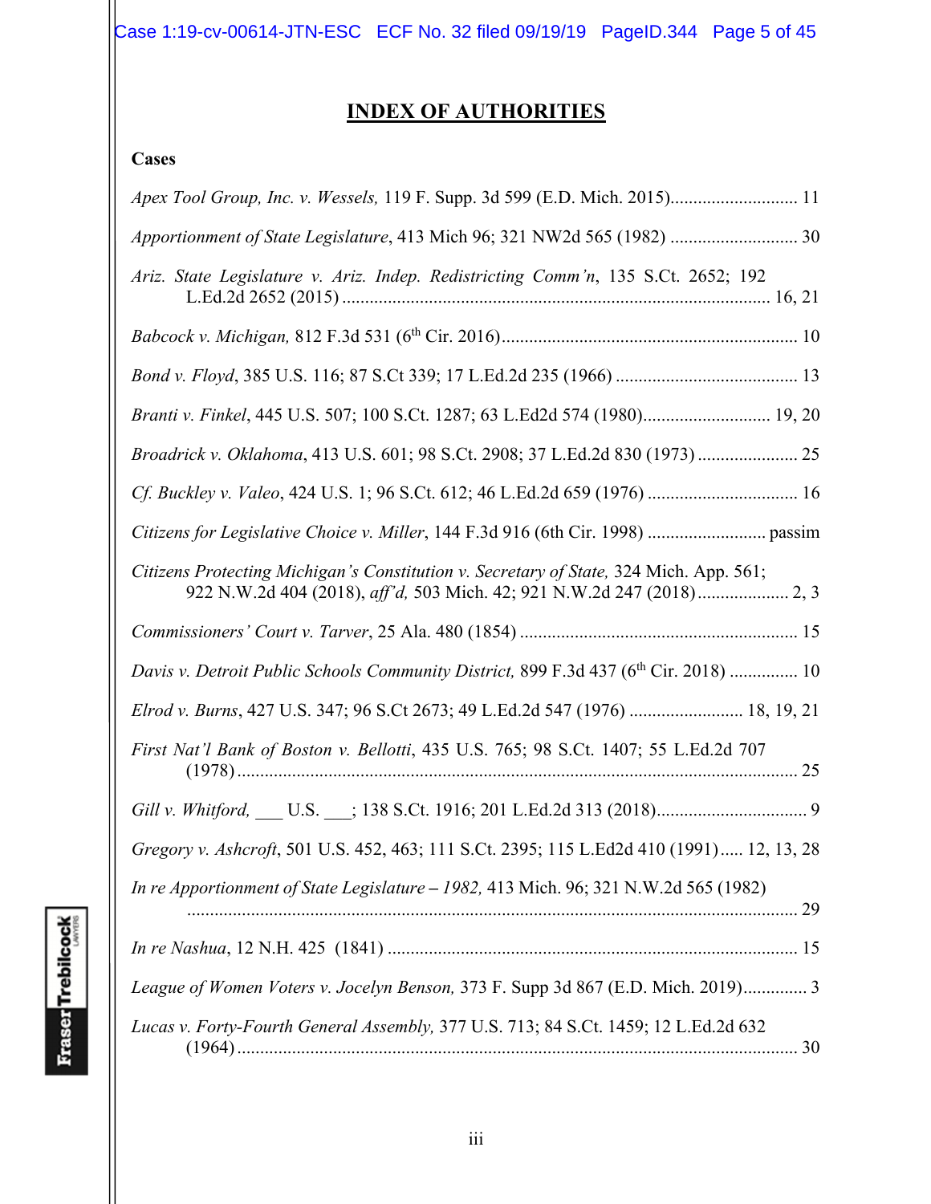# INDEX OF AUTHORITIES

**Cases**

*Apex Tool Group, Inc. v. Wessels,* 119 F. Supp. 3d 599 (E.D. Mich. 2015)............................ 11

*Apportionment of State Legislature*, 413 Mich 96; 321 NW2d 565 (1982) ............................ 30

*Ariz. State Legislature v. Ariz. Indep. Redistricting Comm'n*, 135 S.Ct. 2652; 192 L.Ed.2d 2652 (2015) ............................................................................................. 16, 21

*Babcock v. Michigan,* 812 F.3d 531 (6th Cir. 2016)................................................................. 10

*Bond v. Floyd*, 385 U.S. 116; 87 S.Ct 339; 17 L.Ed.2d 235 (1966) ........................................ 13

*Branti v. Finkel*, 445 U.S. 507; 100 S.Ct. 1287; 63 L.Ed2d 574 (1980)............................ 19, 20

*Broadrick v. Oklahoma*, 413 U.S. 601; 98 S.Ct. 2908; 37 L.Ed.2d 830 (1973) ...................... 25

*Cf. Buckley v. Valeo*, 424 U.S. 1; 96 S.Ct. 612; 46 L.Ed.2d 659 (1976) ................................. 16

*Citizens for Legislative Choice v. Miller*, 144 F.3d 916 (6th Cir. 1998) .......................... passim

*Citizens Protecting Michigan's Constitution v. Secretary of State,* 324 Mich. App. 561; 922 N.W.2d 404 (2018), *aff'd,* 503 Mich. 42; 921 N.W.2d 247 (2018).................... 2, 3

*Commissioners' Court v. Tarver*, 25 Ala. 480 (1854) ............................................................. 15

*Davis v. Detroit Public Schools Community District,* 899 F.3d 437 (6th Cir. 2018) ............... 10

*Elrod v. Burns*, 427 U.S. 347; 96 S.Ct 2673; 49 L.Ed.2d 547 (1976) ......................... 18, 19, 21

*First Nat'l Bank of Boston v. Bellotti*, 435 U.S. 765; 98 S.Ct. 1407; 55 L.Ed.2d 707 (1978) ........................................................................................................................... 25

*Gill v. Whitford,* ___ U.S. ___; 138 S.Ct. 1916; 201 L.Ed.2d 313 (2018)................................. 9

*Gregory v. Ashcroft*, 501 U.S. 452, 463; 111 S.Ct. 2395; 115 L.Ed2d 410 (1991)..... 12, 13, 28

*In re Apportionment of State Legislature – 1982,* 413 Mich. 96; 321 N.W.2d 565 (1982) ..................................................................................................................... 29

*In re Nashua*, 12 N.H. 425 (1841) .......................................................................................... 15

*League of Women Voters v. Jocelyn Benson,* 373 F. Supp 3d 867 (E.D. Mich. 2019).............. 3

*Lucas v. Forty-Fourth General Assembly,* 377 U.S. 713; 84 S.Ct. 1459; 12 L.Ed.2d 632 (1964) ........................................................................................................................... 30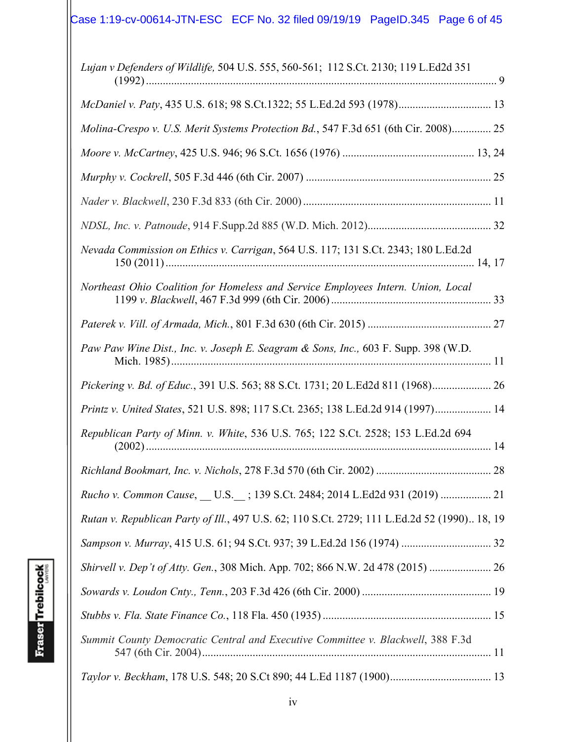*Lujan v Defenders of Wildlife,* 504 U.S. 555, 560-561; 112 S.Ct. 2130; 119 L.Ed2d 351 (1992) ............................................................................................................................ 9

*McDaniel v. Paty*, 435 U.S. 618; 98 S.Ct.1322; 55 L.Ed.2d 593 (1978)................................. 13

*Molina-Crespo v. U.S. Merit Systems Protection Bd.*, 547 F.3d 651 (6th Cir. 2008).............. 25

*Moore v. McCartney*, 425 U.S. 946; 96 S.Ct. 1656 (1976) ............................................... 13, 24

*Murphy v. Cockrell*, 505 F.3d 446 (6th Cir. 2007) .................................................................. 25

*Nader v. Blackwell*, 230 F.3d 833 (6th Cir. 2000) ................................................................... 11

*NDSL, Inc. v. Patnoude*, 914 F.Supp.2d 885 (W.D. Mich. 2012)............................................ 32

*Nevada Commission on Ethics v. Carrigan*, 564 U.S. 117; 131 S.Ct. 2343; 180 L.Ed.2d 150 (2011) ............................................................................................................. 14, 17

*Northeast Ohio Coalition for Homeless and Service Employees Intern. Union, Local 1199 v. Blackwell*, 467 F.3d 999 (6th Cir. 2006) ......................................................... 33

*Paterek v. Vill. of Armada, Mich.*, 801 F.3d 630 (6th Cir. 2015) ............................................ 27

*Paw Paw Wine Dist., Inc. v. Joseph E. Seagram & Sons, Inc.,* 603 F. Supp. 398 (W.D. Mich. 1985).................................................................................................................. 11

*Pickering v. Bd. of Educ.*, 391 U.S. 563; 88 S.Ct. 1731; 20 L.Ed2d 811 (1968)..................... 26

*Printz v. United States*, 521 U.S. 898; 117 S.Ct. 2365; 138 L.Ed.2d 914 (1997).................... 14

*Republican Party of Minn. v. White*, 536 U.S. 765; 122 S.Ct. 2528; 153 L.Ed.2d 694 (2002) ........................................................................................................................... 14

*Richland Bookmart, Inc. v. Nichols*, 278 F.3d 570 (6th Cir. 2002) ......................................... 28

*Rucho v. Common Cause*, __ U.S.__ ; 139 S.Ct. 2484; 2014 L.Ed2d 931 (2019) .................. 21

*Rutan v. Republican Party of Ill.*, 497 U.S. 62; 110 S.Ct. 2729; 111 L.Ed.2d 52 (1990).. 18, 19

*Sampson v. Murray*, 415 U.S. 61; 94 S.Ct. 937; 39 L.Ed.2d 156 (1974) ................................ 32

*Shirvell v. Dep't of Atty. Gen.*, 308 Mich. App. 702; 866 N.W. 2d 478 (2015) ...................... 26

*Sowards v. Loudon Cnty., Tenn.*, 203 F.3d 426 (6th Cir. 2000) .............................................. 19

*Stubbs v. Fla. State Finance Co.*, 118 Fla. 450 (1935) ............................................................ 15

*Summit County Democratic Central and Executive Committee v. Blackwell*, 388 F.3d 547 (6th Cir. 2004)....................................................................................................... 11

*Taylor v. Beckham*, 178 U.S. 548; 20 S.Ct 890; 44 L.Ed 1187 (1900).................................... 13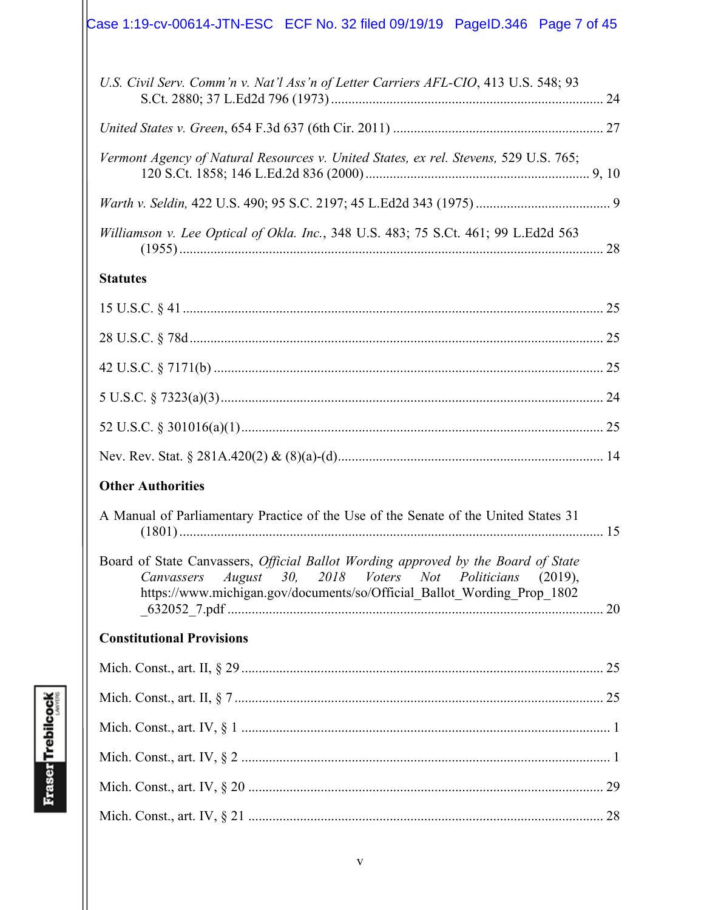*U.S. Civil Serv. Comm'n v. Nat'l Ass'n of Letter Carriers AFL-CIO*, 413 U.S. 548; 93 S.Ct. 2880; 37 L.Ed2d 796 (1973) ............................................................................... 24

*United States v. Green*, 654 F.3d 637 (6th Cir. 2011) ............................................................. 27

*Vermont Agency of Natural Resources v. United States, ex rel. Stevens,* 529 U.S. 765; 120 S.Ct. 1858; 146 L.Ed.2d 836 (2000) ................................................................. 9, 10

*Warth v. Seldin,* 422 U.S. 490; 95 S.C. 2197; 45 L.Ed2d 343 (1975) ....................................... 9

*Williamson v. Lee Optical of Okla. Inc.*, 348 U.S. 483; 75 S.Ct. 461; 99 L.Ed2d 563 (1955) .......................................................................................................................... 28

**Statutes**

15 U.S.C. § 41 .......................................................................................................................... 25

28 U.S.C. § 78d ....................................................................................................................... 25

42 U.S.C. § 7171(b) ................................................................................................................ 25

5 U.S.C. § 7323(a)(3) .............................................................................................................. 24

52 U.S.C. § 301016(a)(1) ......................................................................................................... 25

Nev. Rev. Stat. § 281A.420(2) & (8)(a)-(d) ............................................................................. 14

**Other Authorities**

A Manual of Parliamentary Practice of the Use of the Senate of the United States 31 (1801) .......................................................................................................................... 15

Board of State Canvassers, *Official Ballot Wording approved by the Board of State Canvassers August 30, 2018 Voters Not Politicians* (2019), https://www.michigan.gov/documents/so/Official_Ballot_Wording_Prop_1802_632052_7.pdf ............................................................................................................ 20

**Constitutional Provisions**

Mich. Const., art. II, § 29 ......................................................................................................... 25

Mich. Const., art. II, § 7 ........................................................................................................... 25

Mich. Const., art. IV, § 1 ........................................................................................................... 1

Mich. Const., art. IV, § 2 ........................................................................................................... 1

Mich. Const., art. IV, § 20 ....................................................................................................... 29

Mich. Const., art. IV, § 21 ....................................................................................................... 28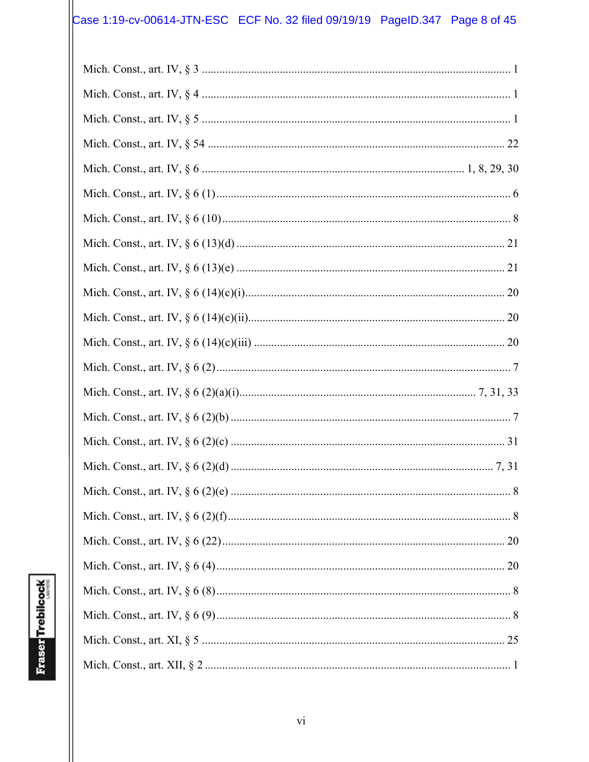Mich. Const., art. IV, § 3 .......................................................................................................... 1

Mich. Const., art. IV, § 4 .......................................................................................................... 1

Mich. Const., art. IV, § 5 .......................................................................................................... 1

Mich. Const., art. IV, § 54 ...................................................................................................... 22

Mich. Const., art. IV, § 6 ........................................................................................... 1, 8, 29, 30

Mich. Const., art. IV, § 6 (1) ..................................................................................................... 6

Mich. Const., art. IV, § 6 (10) ................................................................................................... 8

Mich. Const., art. IV, § 6 (13)(d) ............................................................................................ 21

Mich. Const., art. IV, § 6 (13)(e) ............................................................................................ 21

Mich. Const., art. IV, § 6 (14)(c)(i) ......................................................................................... 20

Mich. Const., art. IV, § 6 (14)(c)(ii) ........................................................................................ 20

Mich. Const., art. IV, § 6 (14)(c)(iii) ....................................................................................... 20

Mich. Const., art. IV, § 6 (2) ..................................................................................................... 7

Mich. Const., art. IV, § 6 (2)(a)(i) ................................................................................ 7, 31, 33

Mich. Const., art. IV, § 6 (2)(b) ................................................................................................ 7

Mich. Const., art. IV, § 6 (2)(c) .............................................................................................. 31

Mich. Const., art. IV, § 6 (2)(d) ........................................................................................... 7, 31

Mich. Const., art. IV, § 6 (2)(e) ................................................................................................ 8

Mich. Const., art. IV, § 6 (2)(f) ................................................................................................. 8

Mich. Const., art. IV, § 6 (22) ................................................................................................. 20

Mich. Const., art. IV, § 6 (4) ................................................................................................... 20

Mich. Const., art. IV, § 6 (8) ..................................................................................................... 8

Mich. Const., art. IV, § 6 (9) ..................................................................................................... 8

Mich. Const., art. XI, § 5 ........................................................................................................ 25

Mich. Const., art. XII, § 2 ......................................................................................................... 1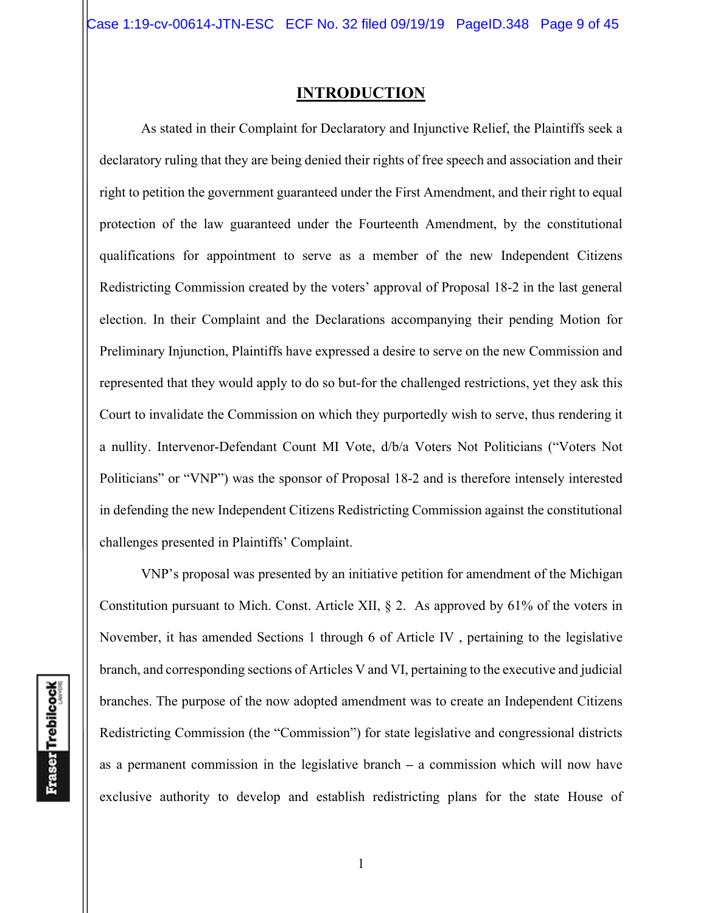## INTRODUCTION

As stated in their Complaint for Declaratory and Injunctive Relief, the Plaintiffs seek a declaratory ruling that they are being denied their rights of free speech and association and their right to petition the government guaranteed under the First Amendment, and their right to equal protection of the law guaranteed under the Fourteenth Amendment, by the constitutional qualifications for appointment to serve as a member of the new Independent Citizens Redistricting Commission created by the voters' approval of Proposal 18-2 in the last general election. In their Complaint and the Declarations accompanying their pending Motion for Preliminary Injunction, Plaintiffs have expressed a desire to serve on the new Commission and represented that they would apply to do so but-for the challenged restrictions, yet they ask this Court to invalidate the Commission on which they purportedly wish to serve, thus rendering it a nullity. Intervenor-Defendant Count MI Vote, d/b/a Voters Not Politicians ("Voters Not Politicians" or "VNP") was the sponsor of Proposal 18-2 and is therefore intensely interested in defending the new Independent Citizens Redistricting Commission against the constitutional challenges presented in Plaintiffs' Complaint.

VNP's proposal was presented by an initiative petition for amendment of the Michigan Constitution pursuant to Mich. Const. Article XII, § 2. As approved by 61% of the voters in November, it has amended Sections 1 through 6 of Article IV , pertaining to the legislative branch, and corresponding sections of Articles V and VI, pertaining to the executive and judicial branches. The purpose of the now adopted amendment was to create an Independent Citizens Redistricting Commission (the "Commission") for state legislative and congressional districts as a permanent commission in the legislative branch – a commission which will now have exclusive authority to develop and establish redistricting plans for the state House of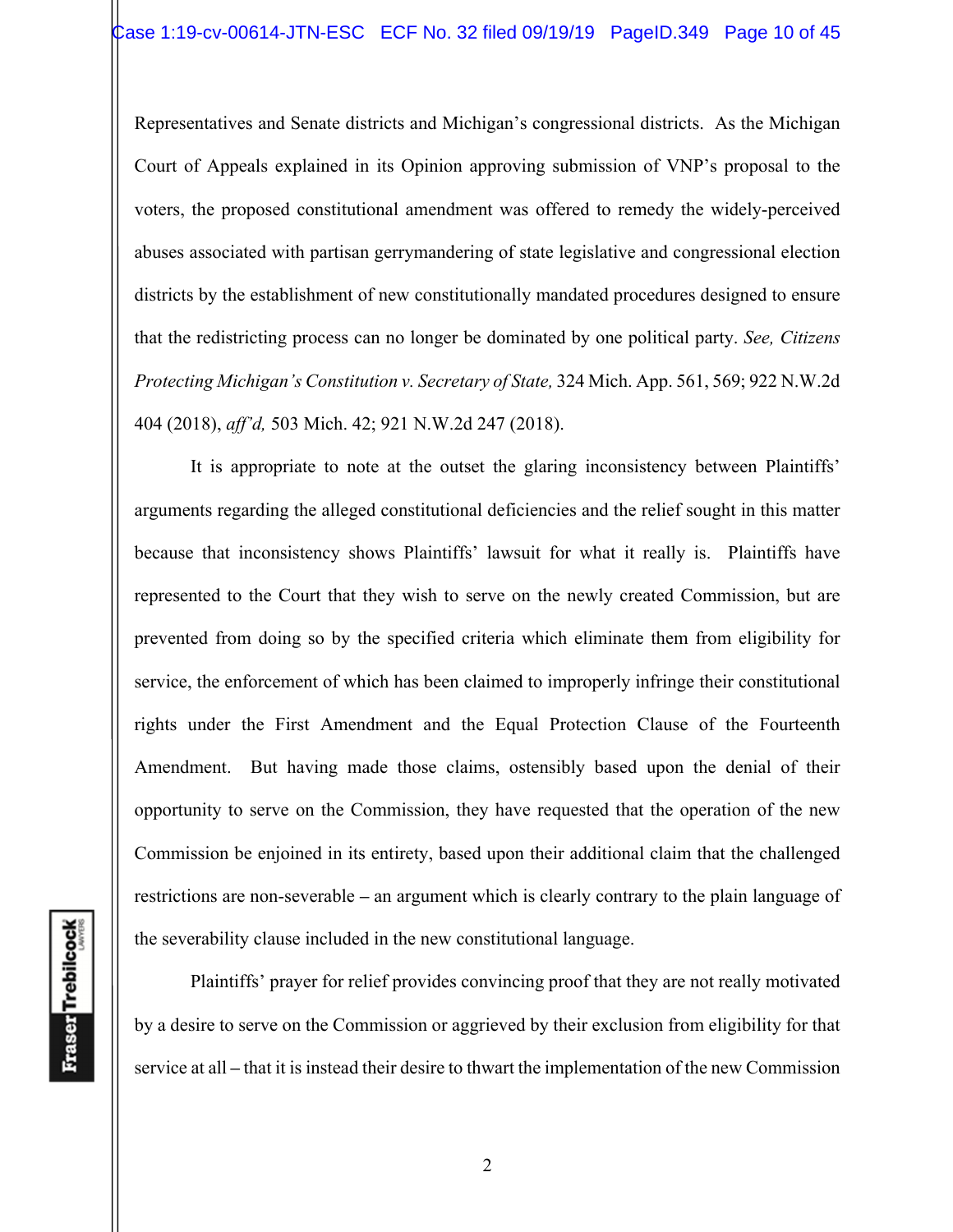Representatives and Senate districts and Michigan's congressional districts. As the Michigan Court of Appeals explained in its Opinion approving submission of VNP's proposal to the voters, the proposed constitutional amendment was offered to remedy the widely-perceived abuses associated with partisan gerrymandering of state legislative and congressional election districts by the establishment of new constitutionally mandated procedures designed to ensure that the redistricting process can no longer be dominated by one political party. *See, Citizens Protecting Michigan's Constitution v. Secretary of State,* 324 Mich. App. 561, 569; 922 N.W.2d 404 (2018), *aff'd,* 503 Mich. 42; 921 N.W.2d 247 (2018).

It is appropriate to note at the outset the glaring inconsistency between Plaintiffs' arguments regarding the alleged constitutional deficiencies and the relief sought in this matter because that inconsistency shows Plaintiffs' lawsuit for what it really is. Plaintiffs have represented to the Court that they wish to serve on the newly created Commission, but are prevented from doing so by the specified criteria which eliminate them from eligibility for service, the enforcement of which has been claimed to improperly infringe their constitutional rights under the First Amendment and the Equal Protection Clause of the Fourteenth Amendment. But having made those claims, ostensibly based upon the denial of their opportunity to serve on the Commission, they have requested that the operation of the new Commission be enjoined in its entirety, based upon their additional claim that the challenged restrictions are non-severable – an argument which is clearly contrary to the plain language of the severability clause included in the new constitutional language.

Plaintiffs' prayer for relief provides convincing proof that they are not really motivated by a desire to serve on the Commission or aggrieved by their exclusion from eligibility for that service at all – that it is instead their desire to thwart the implementation of the new Commission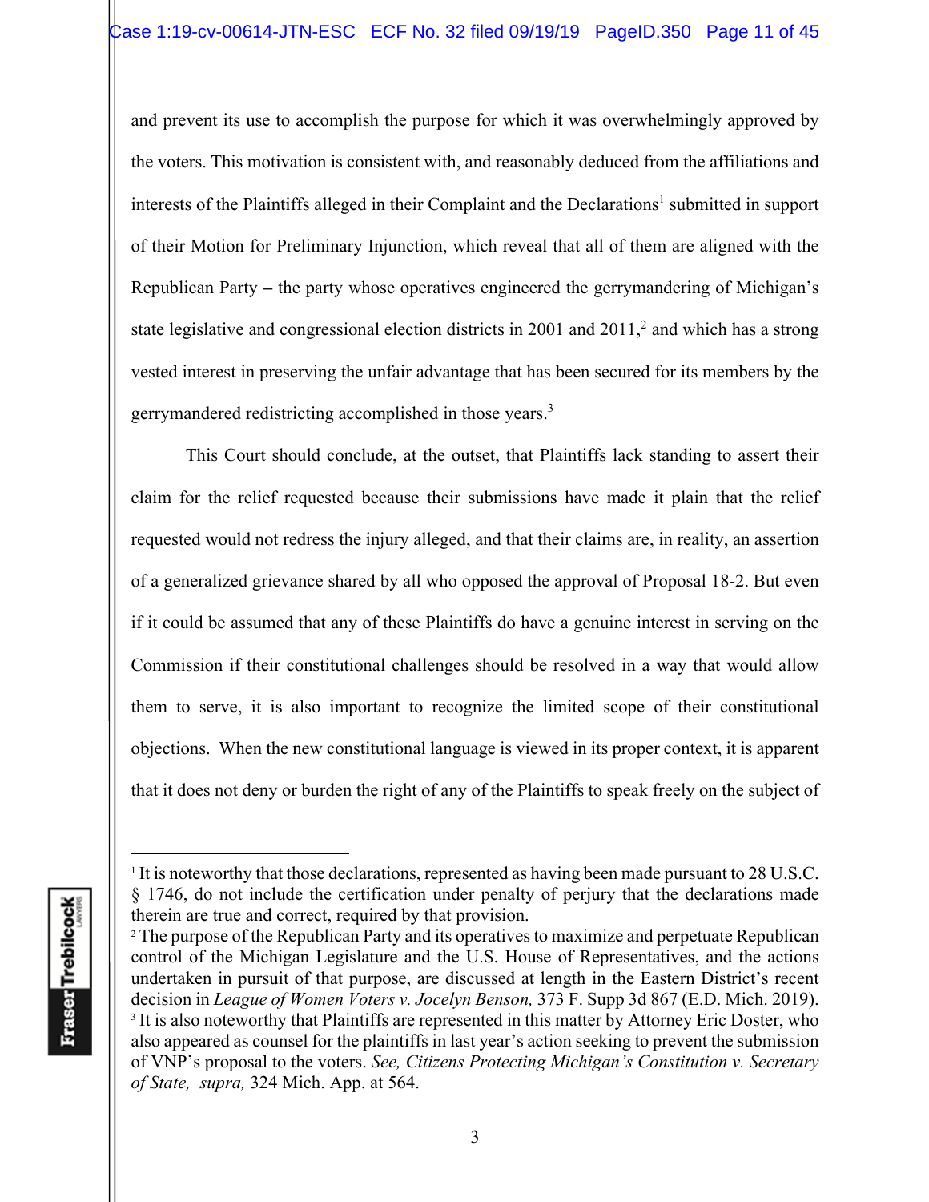and prevent its use to accomplish the purpose for which it was overwhelmingly approved by the voters. This motivation is consistent with, and reasonably deduced from the affiliations and interests of the Plaintiffs alleged in their Complaint and the Declarations[1] submitted in support of their Motion for Preliminary Injunction, which reveal that all of them are aligned with the Republican Party – the party whose operatives engineered the gerrymandering of Michigan's state legislative and congressional election districts in 2001 and 2011,[2] and which has a strong vested interest in preserving the unfair advantage that has been secured for its members by the gerrymandered redistricting accomplished in those years.[3]

This Court should conclude, at the outset, that Plaintiffs lack standing to assert their claim for the relief requested because their submissions have made it plain that the relief requested would not redress the injury alleged, and that their claims are, in reality, an assertion of a generalized grievance shared by all who opposed the approval of Proposal 18-2. But even if it could be assumed that any of these Plaintiffs do have a genuine interest in serving on the Commission if their constitutional challenges should be resolved in a way that would allow them to serve, it is also important to recognize the limited scope of their constitutional objections. When the new constitutional language is viewed in its proper context, it is apparent that it does not deny or burden the right of any of the Plaintiffs to speak freely on the subject of

---

[1] It is noteworthy that those declarations, represented as having been made pursuant to 28 U.S.C. § 1746, do not include the certification under penalty of perjury that the declarations made therein are true and correct, required by that provision.

[2] The purpose of the Republican Party and its operatives to maximize and perpetuate Republican control of the Michigan Legislature and the U.S. House of Representatives, and the actions undertaken in pursuit of that purpose, are discussed at length in the Eastern District's recent decision in *League of Women Voters v. Jocelyn Benson,* 373 F. Supp 3d 867 (E.D. Mich. 2019).

[3] It is also noteworthy that Plaintiffs are represented in this matter by Attorney Eric Doster, who also appeared as counsel for the plaintiffs in last year's action seeking to prevent the submission of VNP's proposal to the voters. *See, Citizens Protecting Michigan's Constitution v. Secretary of State, supra,* 324 Mich. App. at 564.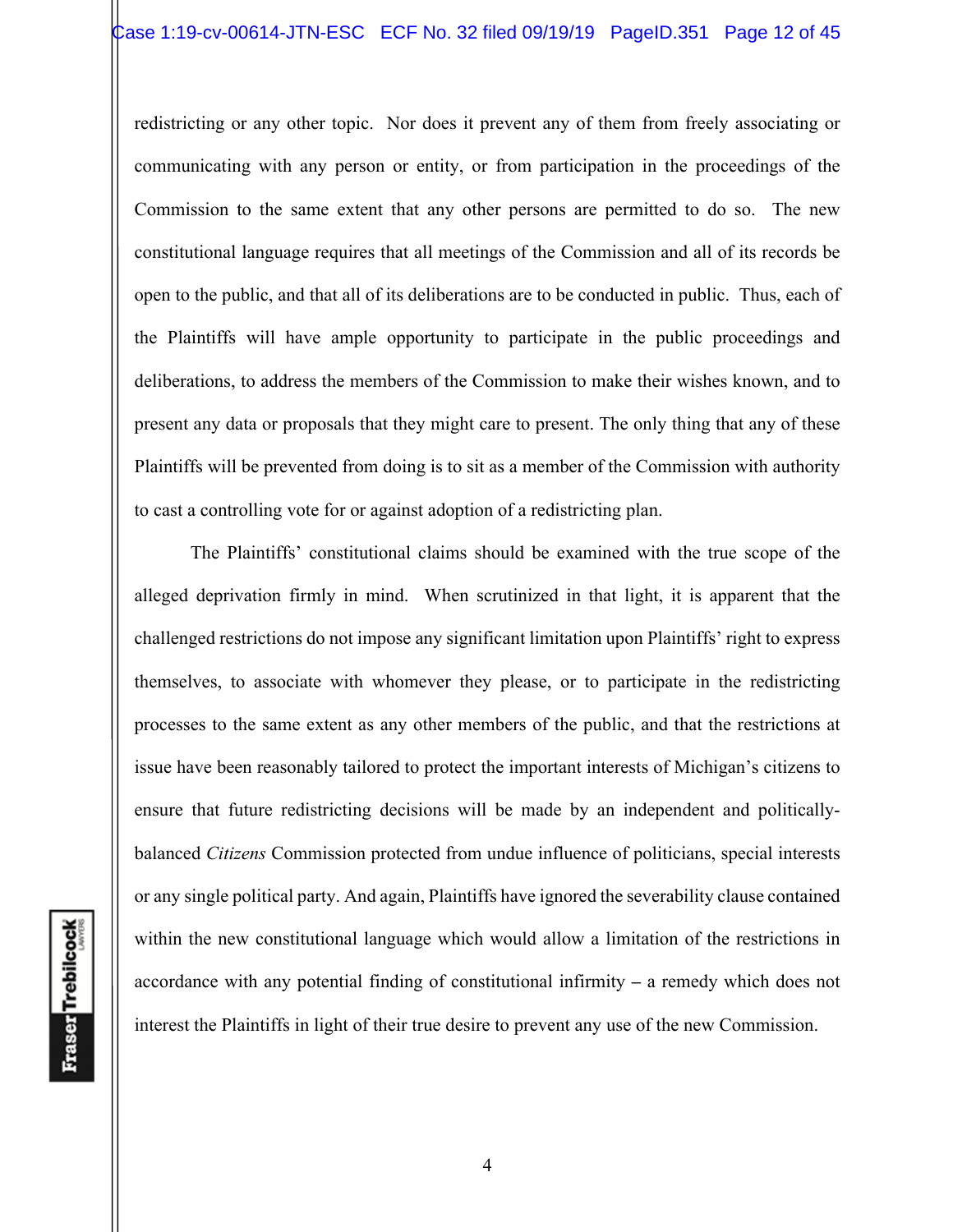redistricting or any other topic. Nor does it prevent any of them from freely associating or communicating with any person or entity, or from participation in the proceedings of the Commission to the same extent that any other persons are permitted to do so. The new constitutional language requires that all meetings of the Commission and all of its records be open to the public, and that all of its deliberations are to be conducted in public. Thus, each of the Plaintiffs will have ample opportunity to participate in the public proceedings and deliberations, to address the members of the Commission to make their wishes known, and to present any data or proposals that they might care to present. The only thing that any of these Plaintiffs will be prevented from doing is to sit as a member of the Commission with authority to cast a controlling vote for or against adoption of a redistricting plan.

The Plaintiffs' constitutional claims should be examined with the true scope of the alleged deprivation firmly in mind. When scrutinized in that light, it is apparent that the challenged restrictions do not impose any significant limitation upon Plaintiffs' right to express themselves, to associate with whomever they please, or to participate in the redistricting processes to the same extent as any other members of the public, and that the restrictions at issue have been reasonably tailored to protect the important interests of Michigan's citizens to ensure that future redistricting decisions will be made by an independent and politically-balanced *Citizens* Commission protected from undue influence of politicians, special interests or any single political party. And again, Plaintiffs have ignored the severability clause contained within the new constitutional language which would allow a limitation of the restrictions in accordance with any potential finding of constitutional infirmity – a remedy which does not interest the Plaintiffs in light of their true desire to prevent any use of the new Commission.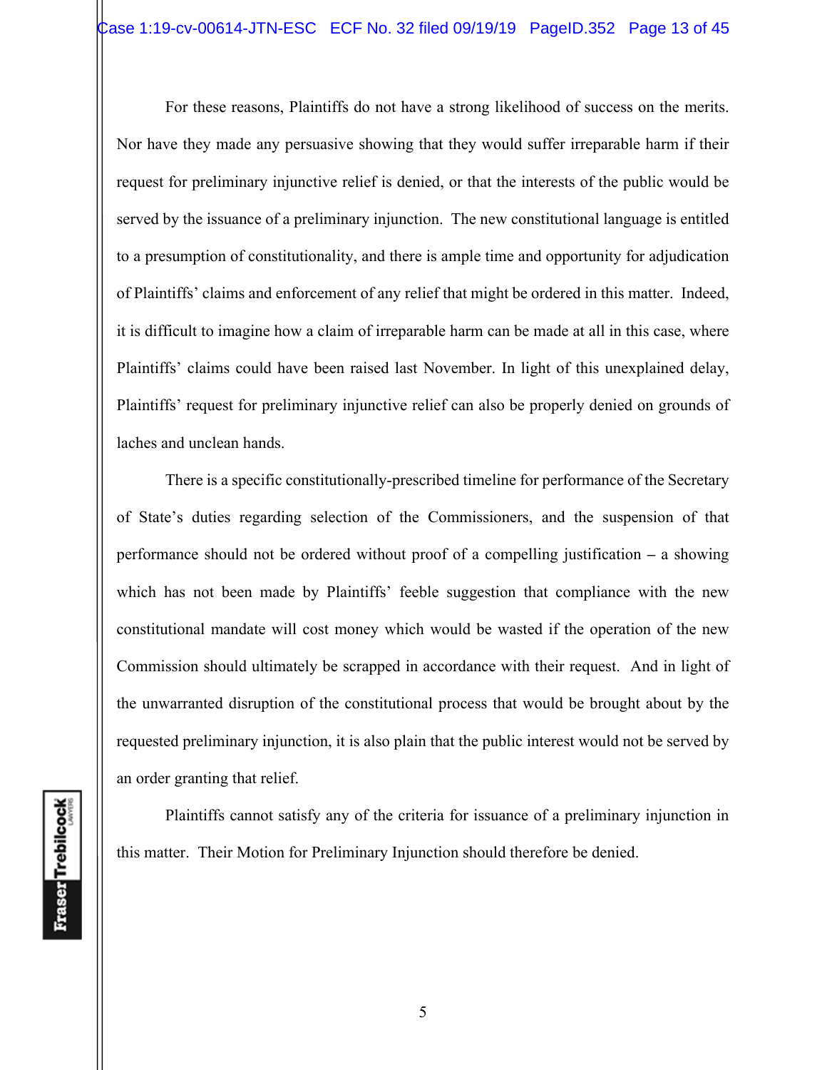For these reasons, Plaintiffs do not have a strong likelihood of success on the merits. Nor have they made any persuasive showing that they would suffer irreparable harm if their request for preliminary injunctive relief is denied, or that the interests of the public would be served by the issuance of a preliminary injunction. The new constitutional language is entitled to a presumption of constitutionality, and there is ample time and opportunity for adjudication of Plaintiffs' claims and enforcement of any relief that might be ordered in this matter. Indeed, it is difficult to imagine how a claim of irreparable harm can be made at all in this case, where Plaintiffs' claims could have been raised last November. In light of this unexplained delay, Plaintiffs' request for preliminary injunctive relief can also be properly denied on grounds of laches and unclean hands.

There is a specific constitutionally-prescribed timeline for performance of the Secretary of State's duties regarding selection of the Commissioners, and the suspension of that performance should not be ordered without proof of a compelling justification – a showing which has not been made by Plaintiffs' feeble suggestion that compliance with the new constitutional mandate will cost money which would be wasted if the operation of the new Commission should ultimately be scrapped in accordance with their request. And in light of the unwarranted disruption of the constitutional process that would be brought about by the requested preliminary injunction, it is also plain that the public interest would not be served by an order granting that relief.

Plaintiffs cannot satisfy any of the criteria for issuance of a preliminary injunction in this matter. Their Motion for Preliminary Injunction should therefore be denied.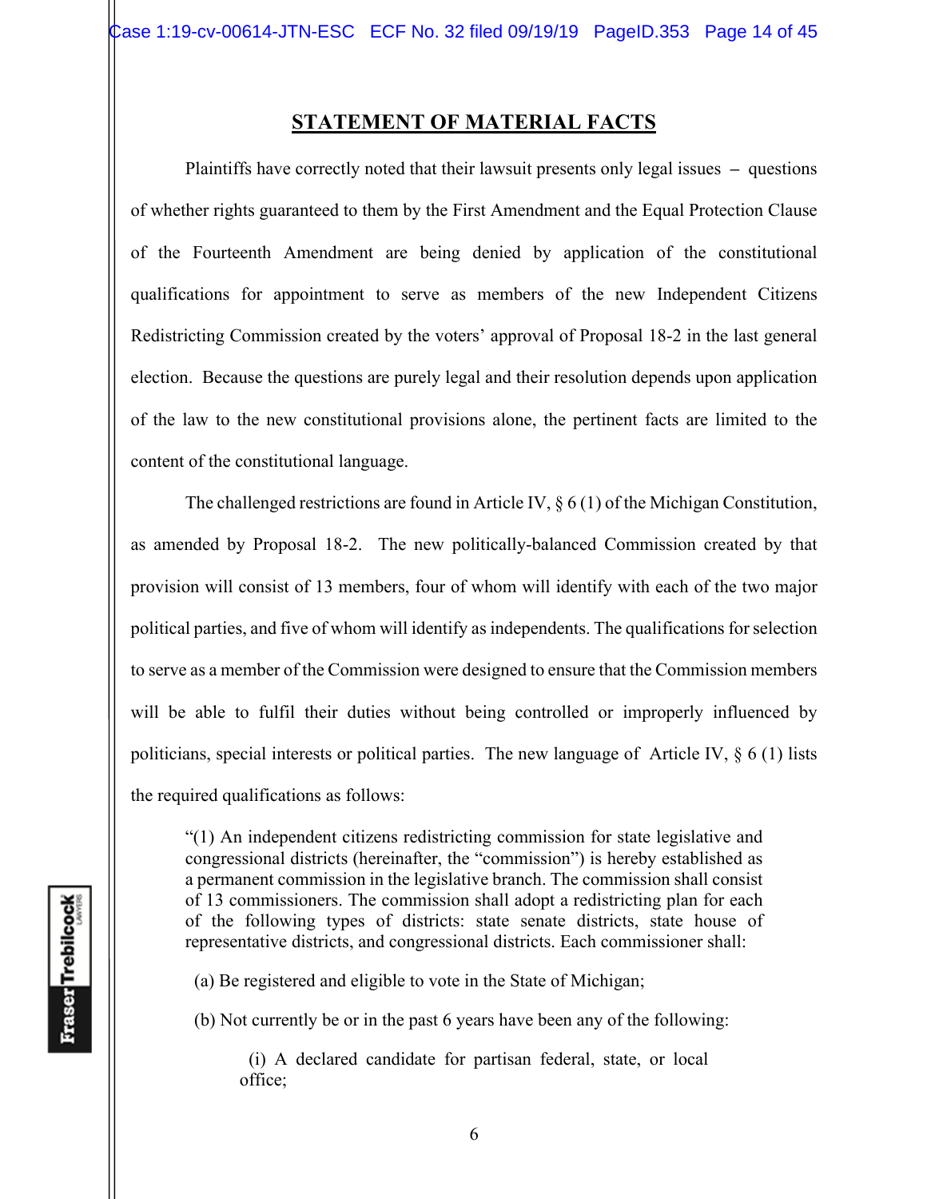## STATEMENT OF MATERIAL FACTS

Plaintiffs have correctly noted that their lawsuit presents only legal issues – questions of whether rights guaranteed to them by the First Amendment and the Equal Protection Clause of the Fourteenth Amendment are being denied by application of the constitutional qualifications for appointment to serve as members of the new Independent Citizens Redistricting Commission created by the voters' approval of Proposal 18-2 in the last general election. Because the questions are purely legal and their resolution depends upon application of the law to the new constitutional provisions alone, the pertinent facts are limited to the content of the constitutional language.

The challenged restrictions are found in Article IV, § 6 (1) of the Michigan Constitution, as amended by Proposal 18-2. The new politically-balanced Commission created by that provision will consist of 13 members, four of whom will identify with each of the two major political parties, and five of whom will identify as independents. The qualifications for selection to serve as a member of the Commission were designed to ensure that the Commission members will be able to fulfil their duties without being controlled or improperly influenced by politicians, special interests or political parties. The new language of Article IV, § 6 (1) lists the required qualifications as follows:

> "(1) An independent citizens redistricting commission for state legislative and congressional districts (hereinafter, the "commission") is hereby established as a permanent commission in the legislative branch. The commission shall consist of 13 commissioners. The commission shall adopt a redistricting plan for each of the following types of districts: state senate districts, state house of representative districts, and congressional districts. Each commissioner shall:
>
> (a) Be registered and eligible to vote in the State of Michigan;
>
> (b) Not currently be or in the past 6 years have been any of the following:
>
> (i) A declared candidate for partisan federal, state, or local office;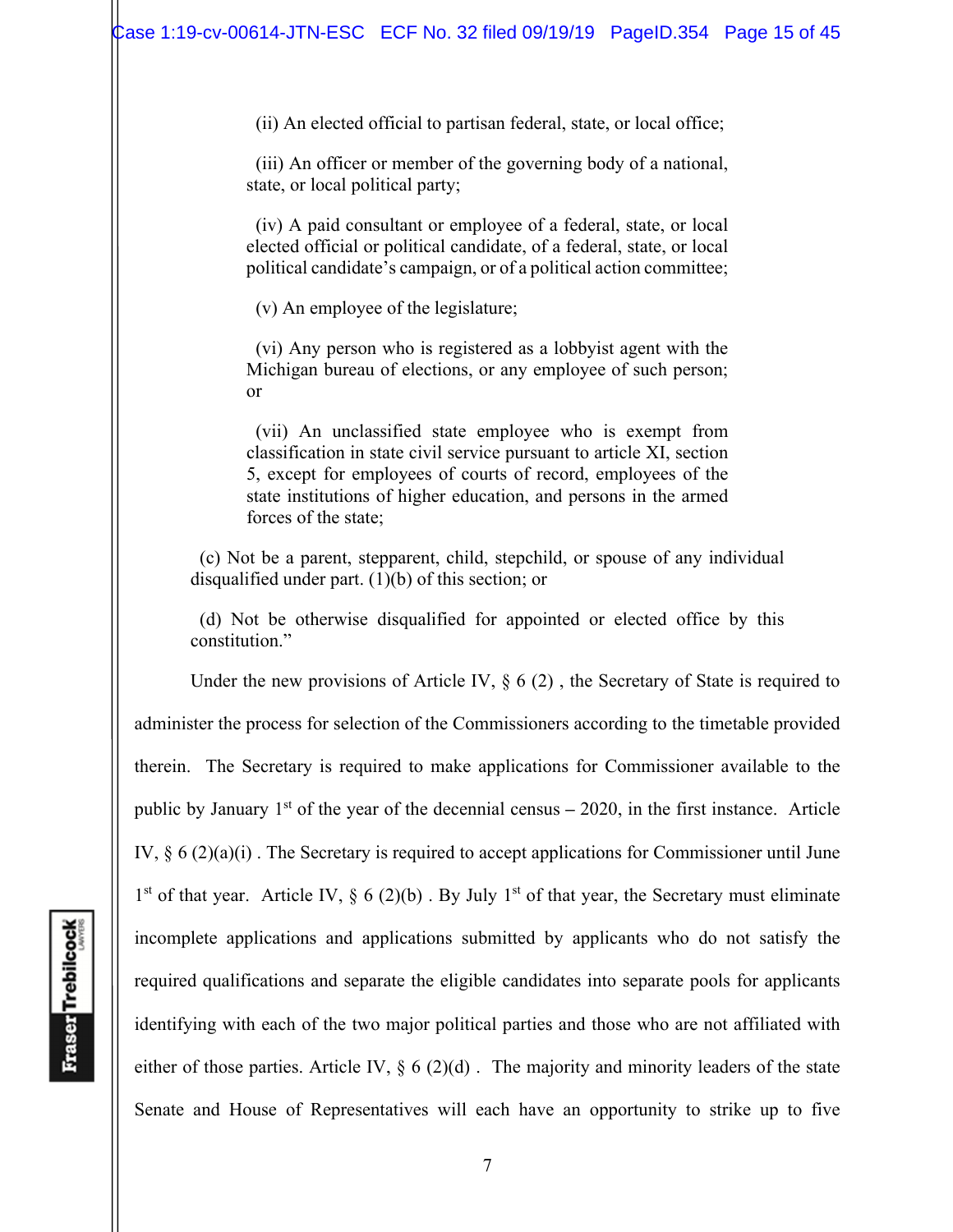(ii) An elected official to partisan federal, state, or local office;

(iii) An officer or member of the governing body of a national, state, or local political party;

(iv) A paid consultant or employee of a federal, state, or local elected official or political candidate, of a federal, state, or local political candidate's campaign, or of a political action committee;

(v) An employee of the legislature;

(vi) Any person who is registered as a lobbyist agent with the Michigan bureau of elections, or any employee of such person; or

(vii) An unclassified state employee who is exempt from classification in state civil service pursuant to article XI, section 5, except for employees of courts of record, employees of the state institutions of higher education, and persons in the armed forces of the state;

(c) Not be a parent, stepparent, child, stepchild, or spouse of any individual disqualified under part. (1)(b) of this section; or

(d) Not be otherwise disqualified for appointed or elected office by this constitution."

Under the new provisions of Article IV, § 6 (2) , the Secretary of State is required to administer the process for selection of the Commissioners according to the timetable provided therein. The Secretary is required to make applications for Commissioner available to the public by January 1st of the year of the decennial census – 2020, in the first instance. Article IV, § 6 (2)(a)(i) . The Secretary is required to accept applications for Commissioner until June 1st of that year. Article IV, § 6 (2)(b) . By July 1st of that year, the Secretary must eliminate incomplete applications and applications submitted by applicants who do not satisfy the required qualifications and separate the eligible candidates into separate pools for applicants identifying with each of the two major political parties and those who are not affiliated with either of those parties. Article IV, § 6 (2)(d) . The majority and minority leaders of the state Senate and House of Representatives will each have an opportunity to strike up to five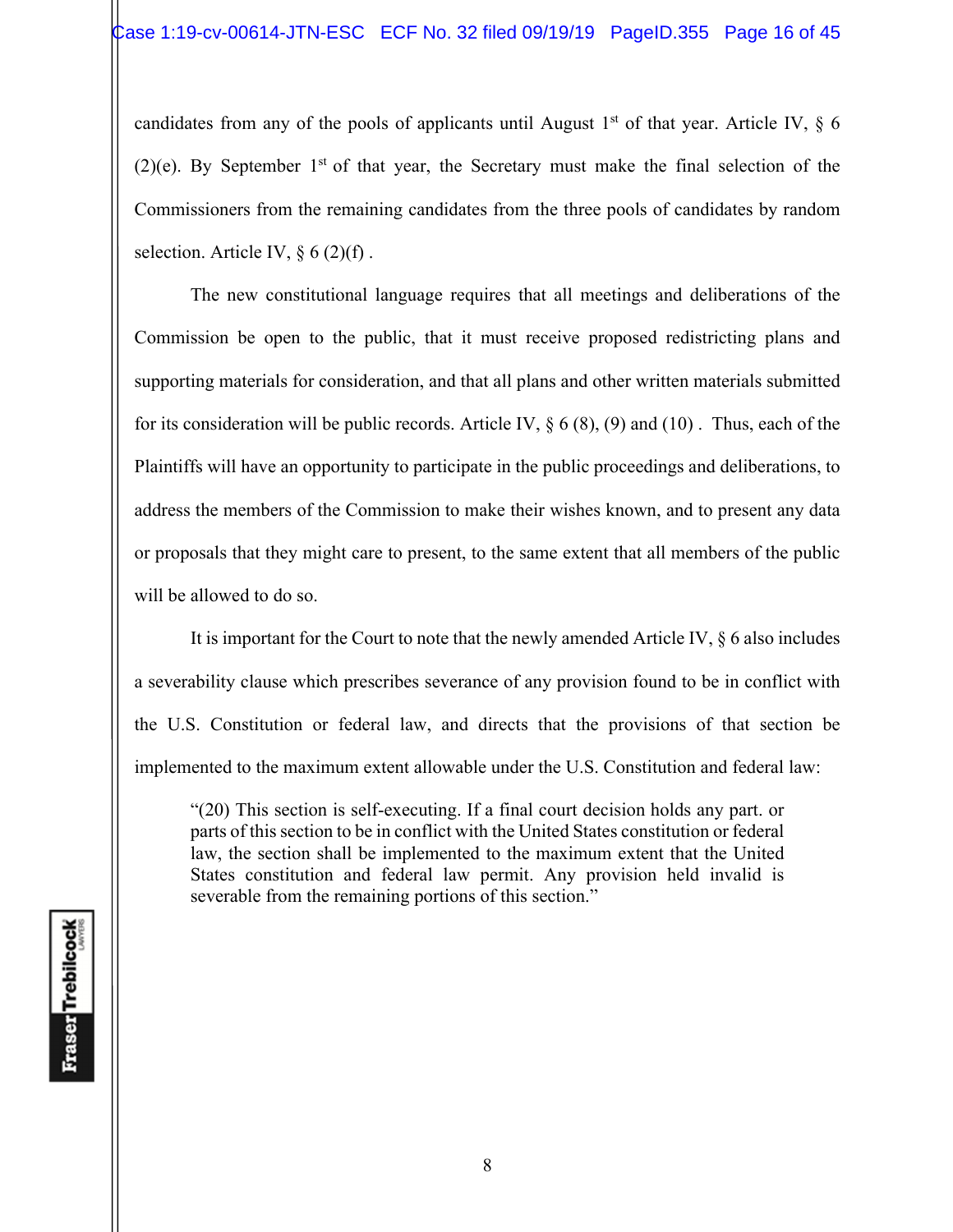candidates from any of the pools of applicants until August 1st of that year. Article IV, § 6 (2)(e). By September 1st of that year, the Secretary must make the final selection of the Commissioners from the remaining candidates from the three pools of candidates by random selection. Article IV, § 6 (2)(f) .

The new constitutional language requires that all meetings and deliberations of the Commission be open to the public, that it must receive proposed redistricting plans and supporting materials for consideration, and that all plans and other written materials submitted for its consideration will be public records. Article IV, § 6 (8), (9) and (10) . Thus, each of the Plaintiffs will have an opportunity to participate in the public proceedings and deliberations, to address the members of the Commission to make their wishes known, and to present any data or proposals that they might care to present, to the same extent that all members of the public will be allowed to do so.

It is important for the Court to note that the newly amended Article IV, § 6 also includes a severability clause which prescribes severance of any provision found to be in conflict with the U.S. Constitution or federal law, and directs that the provisions of that section be implemented to the maximum extent allowable under the U.S. Constitution and federal law:

> "(20) This section is self-executing. If a final court decision holds any part. or parts of this section to be in conflict with the United States constitution or federal law, the section shall be implemented to the maximum extent that the United States constitution and federal law permit. Any provision held invalid is severable from the remaining portions of this section."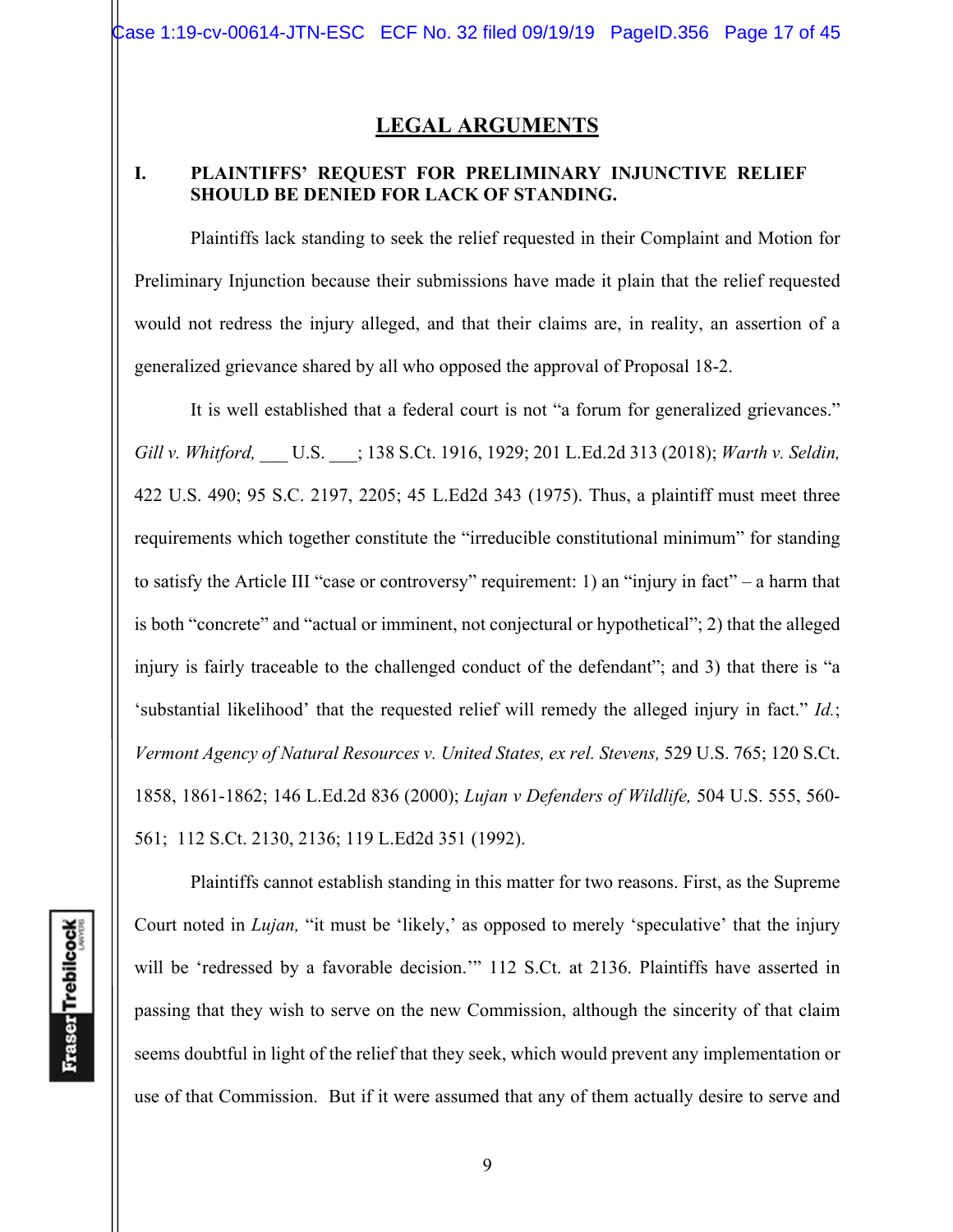## LEGAL ARGUMENTS

### I. PLAINTIFFS' REQUEST FOR PRELIMINARY INJUNCTIVE RELIEF SHOULD BE DENIED FOR LACK OF STANDING.

Plaintiffs lack standing to seek the relief requested in their Complaint and Motion for Preliminary Injunction because their submissions have made it plain that the relief requested would not redress the injury alleged, and that their claims are, in reality, an assertion of a generalized grievance shared by all who opposed the approval of Proposal 18-2.

It is well established that a federal court is not "a forum for generalized grievances." *Gill v. Whitford,* ___ U.S. ___; 138 S.Ct. 1916, 1929; 201 L.Ed.2d 313 (2018); *Warth v. Seldin,* 422 U.S. 490; 95 S.C. 2197, 2205; 45 L.Ed2d 343 (1975). Thus, a plaintiff must meet three requirements which together constitute the "irreducible constitutional minimum" for standing to satisfy the Article III "case or controversy" requirement: 1) an "injury in fact" – a harm that is both "concrete" and "actual or imminent, not conjectural or hypothetical"; 2) that the alleged injury is fairly traceable to the challenged conduct of the defendant"; and 3) that there is "a 'substantial likelihood' that the requested relief will remedy the alleged injury in fact." *Id.*; *Vermont Agency of Natural Resources v. United States, ex rel. Stevens,* 529 U.S. 765; 120 S.Ct. 1858, 1861-1862; 146 L.Ed.2d 836 (2000); *Lujan v Defenders of Wildlife,* 504 U.S. 555, 560-561; 112 S.Ct. 2130, 2136; 119 L.Ed2d 351 (1992).

Plaintiffs cannot establish standing in this matter for two reasons. First, as the Supreme Court noted in *Lujan,* "it must be 'likely,' as opposed to merely 'speculative' that the injury will be 'redressed by a favorable decision.'" 112 S.Ct. at 2136. Plaintiffs have asserted in passing that they wish to serve on the new Commission, although the sincerity of that claim seems doubtful in light of the relief that they seek, which would prevent any implementation or use of that Commission. But if it were assumed that any of them actually desire to serve and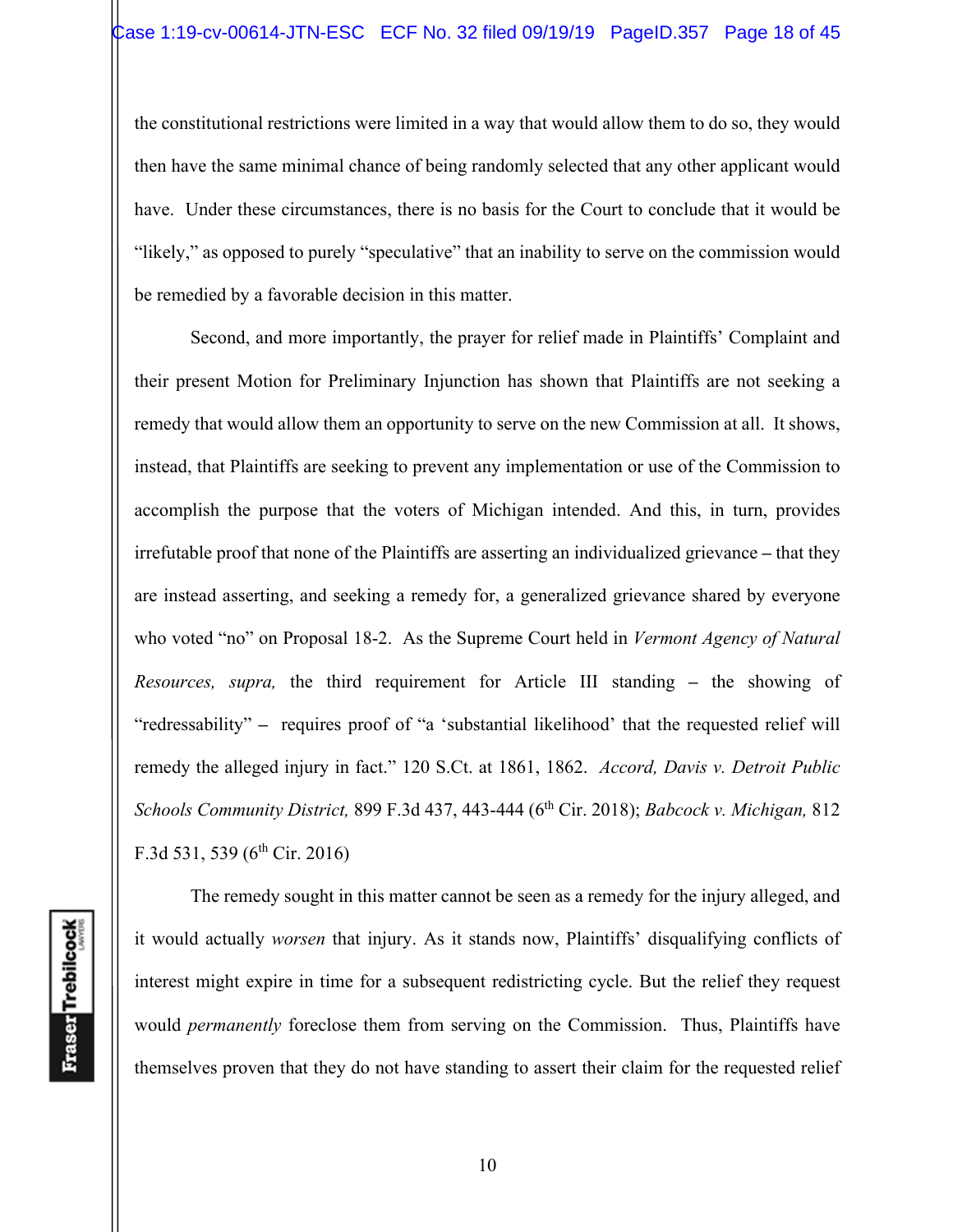the constitutional restrictions were limited in a way that would allow them to do so, they would then have the same minimal chance of being randomly selected that any other applicant would have. Under these circumstances, there is no basis for the Court to conclude that it would be "likely," as opposed to purely "speculative" that an inability to serve on the commission would be remedied by a favorable decision in this matter.

Second, and more importantly, the prayer for relief made in Plaintiffs' Complaint and their present Motion for Preliminary Injunction has shown that Plaintiffs are not seeking a remedy that would allow them an opportunity to serve on the new Commission at all. It shows, instead, that Plaintiffs are seeking to prevent any implementation or use of the Commission to accomplish the purpose that the voters of Michigan intended. And this, in turn, provides irrefutable proof that none of the Plaintiffs are asserting an individualized grievance – that they are instead asserting, and seeking a remedy for, a generalized grievance shared by everyone who voted "no" on Proposal 18-2. As the Supreme Court held in *Vermont Agency of Natural Resources, supra,* the third requirement for Article III standing – the showing of "redressability" – requires proof of "a 'substantial likelihood' that the requested relief will remedy the alleged injury in fact." 120 S.Ct. at 1861, 1862. *Accord, Davis v. Detroit Public Schools Community District,* 899 F.3d 437, 443-444 (6th Cir. 2018); *Babcock v. Michigan,* 812 F.3d 531, 539 (6th Cir. 2016)

The remedy sought in this matter cannot be seen as a remedy for the injury alleged, and it would actually *worsen* that injury. As it stands now, Plaintiffs' disqualifying conflicts of interest might expire in time for a subsequent redistricting cycle. But the relief they request would *permanently* foreclose them from serving on the Commission. Thus, Plaintiffs have themselves proven that they do not have standing to assert their claim for the requested relief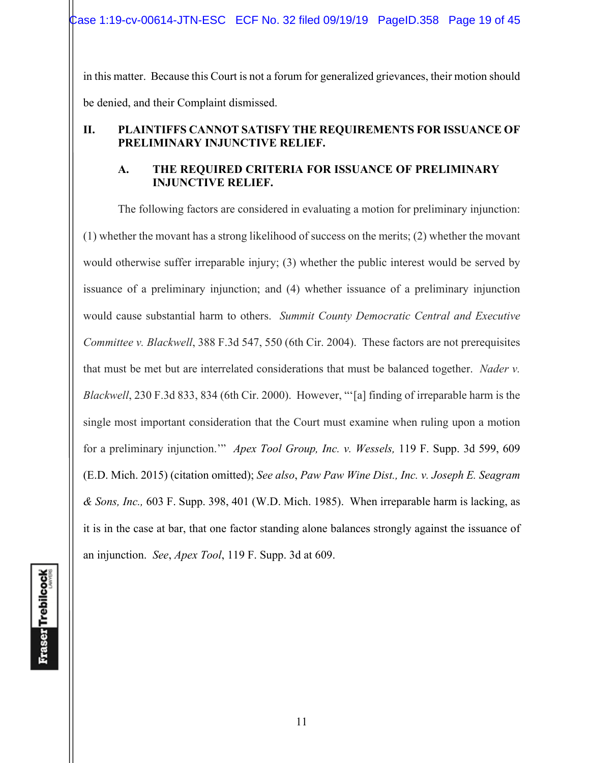in this matter. Because this Court is not a forum for generalized grievances, their motion should be denied, and their Complaint dismissed.

## II. PLAINTIFFS CANNOT SATISFY THE REQUIREMENTS FOR ISSUANCE OF PRELIMINARY INJUNCTIVE RELIEF.

### A. THE REQUIRED CRITERIA FOR ISSUANCE OF PRELIMINARY INJUNCTIVE RELIEF.

The following factors are considered in evaluating a motion for preliminary injunction: (1) whether the movant has a strong likelihood of success on the merits; (2) whether the movant would otherwise suffer irreparable injury; (3) whether the public interest would be served by issuance of a preliminary injunction; and (4) whether issuance of a preliminary injunction would cause substantial harm to others. *Summit County Democratic Central and Executive Committee v. Blackwell*, 388 F.3d 547, 550 (6th Cir. 2004). These factors are not prerequisites that must be met but are interrelated considerations that must be balanced together. *Nader v. Blackwell*, 230 F.3d 833, 834 (6th Cir. 2000). However, "'[a] finding of irreparable harm is the single most important consideration that the Court must examine when ruling upon a motion for a preliminary injunction.'" *Apex Tool Group, Inc. v. Wessels,* 119 F. Supp. 3d 599, 609 (E.D. Mich. 2015) (citation omitted); *See also*, *Paw Paw Wine Dist., Inc. v. Joseph E. Seagram & Sons, Inc.,* 603 F. Supp. 398, 401 (W.D. Mich. 1985). When irreparable harm is lacking, as it is in the case at bar, that one factor standing alone balances strongly against the issuance of an injunction. *See*, *Apex Tool*, 119 F. Supp. 3d at 609.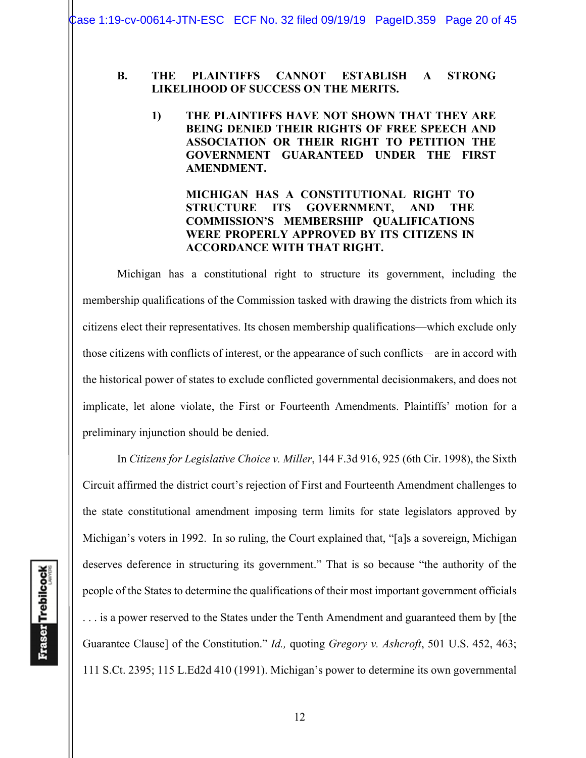### B. THE PLAINTIFFS CANNOT ESTABLISH A STRONG LIKELIHOOD OF SUCCESS ON THE MERITS.

#### 1) THE PLAINTIFFS HAVE NOT SHOWN THAT THEY ARE BEING DENIED THEIR RIGHTS OF FREE SPEECH AND ASSOCIATION OR THEIR RIGHT TO PETITION THE GOVERNMENT GUARANTEED UNDER THE FIRST AMENDMENT.

**MICHIGAN HAS A CONSTITUTIONAL RIGHT TO STRUCTURE ITS GOVERNMENT, AND THE COMMISSION'S MEMBERSHIP QUALIFICATIONS WERE PROPERLY APPROVED BY ITS CITIZENS IN ACCORDANCE WITH THAT RIGHT.**

Michigan has a constitutional right to structure its government, including the membership qualifications of the Commission tasked with drawing the districts from which its citizens elect their representatives. Its chosen membership qualifications—which exclude only those citizens with conflicts of interest, or the appearance of such conflicts—are in accord with the historical power of states to exclude conflicted governmental decisionmakers, and does not implicate, let alone violate, the First or Fourteenth Amendments. Plaintiffs' motion for a preliminary injunction should be denied.

In *Citizens for Legislative Choice v. Miller*, 144 F.3d 916, 925 (6th Cir. 1998), the Sixth Circuit affirmed the district court's rejection of First and Fourteenth Amendment challenges to the state constitutional amendment imposing term limits for state legislators approved by Michigan's voters in 1992. In so ruling, the Court explained that, "[a]s a sovereign, Michigan deserves deference in structuring its government." That is so because "the authority of the people of the States to determine the qualifications of their most important government officials . . . is a power reserved to the States under the Tenth Amendment and guaranteed them by [the Guarantee Clause] of the Constitution." *Id.,* quoting *Gregory v. Ashcroft*, 501 U.S. 452, 463; 111 S.Ct. 2395; 115 L.Ed2d 410 (1991). Michigan's power to determine its own governmental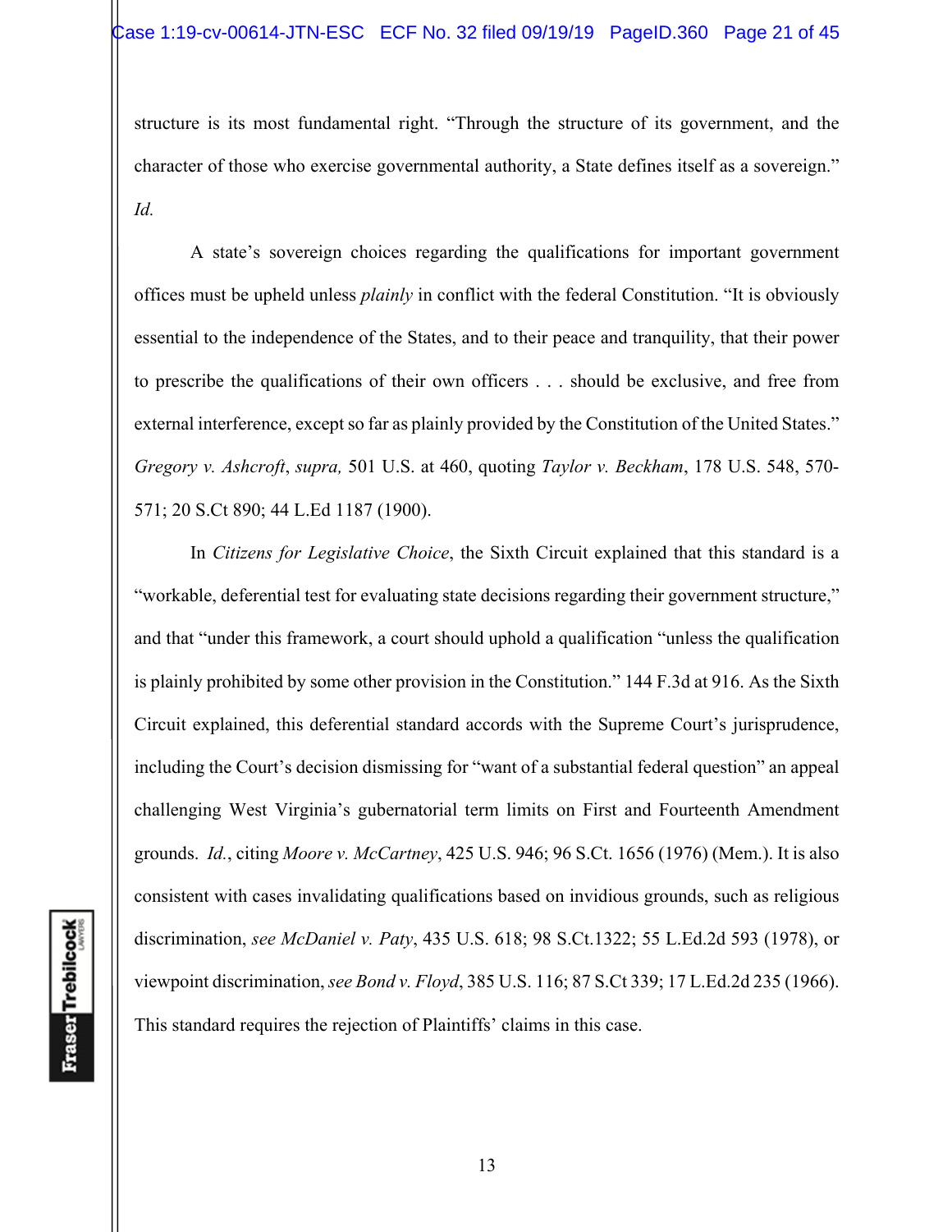structure is its most fundamental right. "Through the structure of its government, and the character of those who exercise governmental authority, a State defines itself as a sovereign." *Id.*

A state's sovereign choices regarding the qualifications for important government offices must be upheld unless *plainly* in conflict with the federal Constitution. "It is obviously essential to the independence of the States, and to their peace and tranquility, that their power to prescribe the qualifications of their own officers . . . should be exclusive, and free from external interference, except so far as plainly provided by the Constitution of the United States." *Gregory v. Ashcroft*, *supra,* 501 U.S. at 460, quoting *Taylor v. Beckham*, 178 U.S. 548, 570-571; 20 S.Ct 890; 44 L.Ed 1187 (1900).

In *Citizens for Legislative Choice*, the Sixth Circuit explained that this standard is a "workable, deferential test for evaluating state decisions regarding their government structure," and that "under this framework, a court should uphold a qualification "unless the qualification is plainly prohibited by some other provision in the Constitution." 144 F.3d at 916. As the Sixth Circuit explained, this deferential standard accords with the Supreme Court's jurisprudence, including the Court's decision dismissing for "want of a substantial federal question" an appeal challenging West Virginia's gubernatorial term limits on First and Fourteenth Amendment grounds. *Id.*, citing *Moore v. McCartney*, 425 U.S. 946; 96 S.Ct. 1656 (1976) (Mem.). It is also consistent with cases invalidating qualifications based on invidious grounds, such as religious discrimination, *see McDaniel v. Paty*, 435 U.S. 618; 98 S.Ct.1322; 55 L.Ed.2d 593 (1978), or viewpoint discrimination, *see Bond v. Floyd*, 385 U.S. 116; 87 S.Ct 339; 17 L.Ed.2d 235 (1966). This standard requires the rejection of Plaintiffs' claims in this case.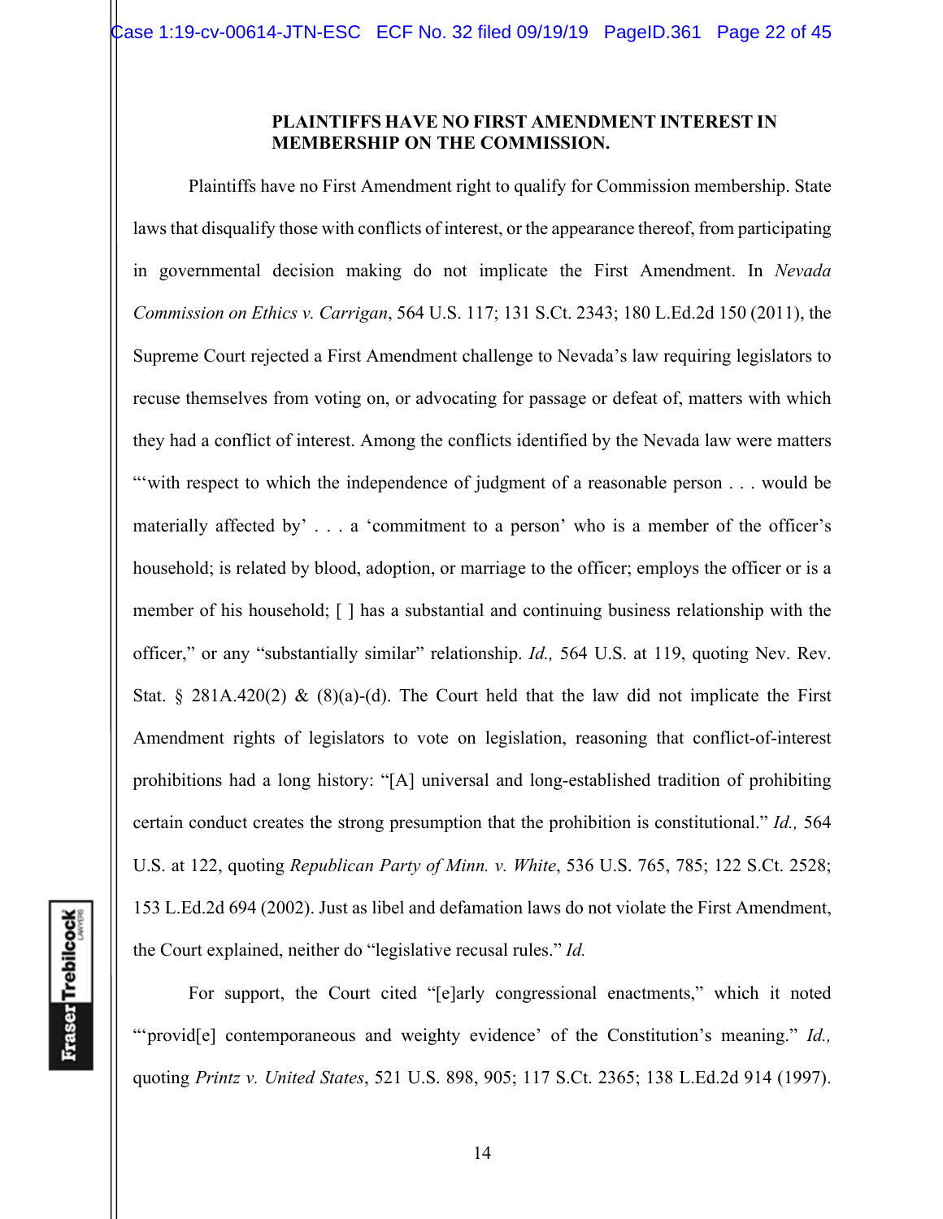**PLAINTIFFS HAVE NO FIRST AMENDMENT INTEREST IN MEMBERSHIP ON THE COMMISSION.**

Plaintiffs have no First Amendment right to qualify for Commission membership. State laws that disqualify those with conflicts of interest, or the appearance thereof, from participating in governmental decision making do not implicate the First Amendment. In *Nevada Commission on Ethics v. Carrigan*, 564 U.S. 117; 131 S.Ct. 2343; 180 L.Ed.2d 150 (2011), the Supreme Court rejected a First Amendment challenge to Nevada's law requiring legislators to recuse themselves from voting on, or advocating for passage or defeat of, matters with which they had a conflict of interest. Among the conflicts identified by the Nevada law were matters "'with respect to which the independence of judgment of a reasonable person . . . would be materially affected by' . . . a 'commitment to a person' who is a member of the officer's household; is related by blood, adoption, or marriage to the officer; employs the officer or is a member of his household; [ ] has a substantial and continuing business relationship with the officer," or any "substantially similar" relationship. *Id.,* 564 U.S. at 119, quoting Nev. Rev. Stat. § 281A.420(2) & (8)(a)-(d). The Court held that the law did not implicate the First Amendment rights of legislators to vote on legislation, reasoning that conflict-of-interest prohibitions had a long history: "[A] universal and long-established tradition of prohibiting certain conduct creates the strong presumption that the prohibition is constitutional." *Id.,* 564 U.S. at 122, quoting *Republican Party of Minn. v. White*, 536 U.S. 765, 785; 122 S.Ct. 2528; 153 L.Ed.2d 694 (2002). Just as libel and defamation laws do not violate the First Amendment, the Court explained, neither do "legislative recusal rules." *Id.*

For support, the Court cited "[e]arly congressional enactments," which it noted "'provid[e] contemporaneous and weighty evidence' of the Constitution's meaning." *Id.,* quoting *Printz v. United States*, 521 U.S. 898, 905; 117 S.Ct. 2365; 138 L.Ed.2d 914 (1997).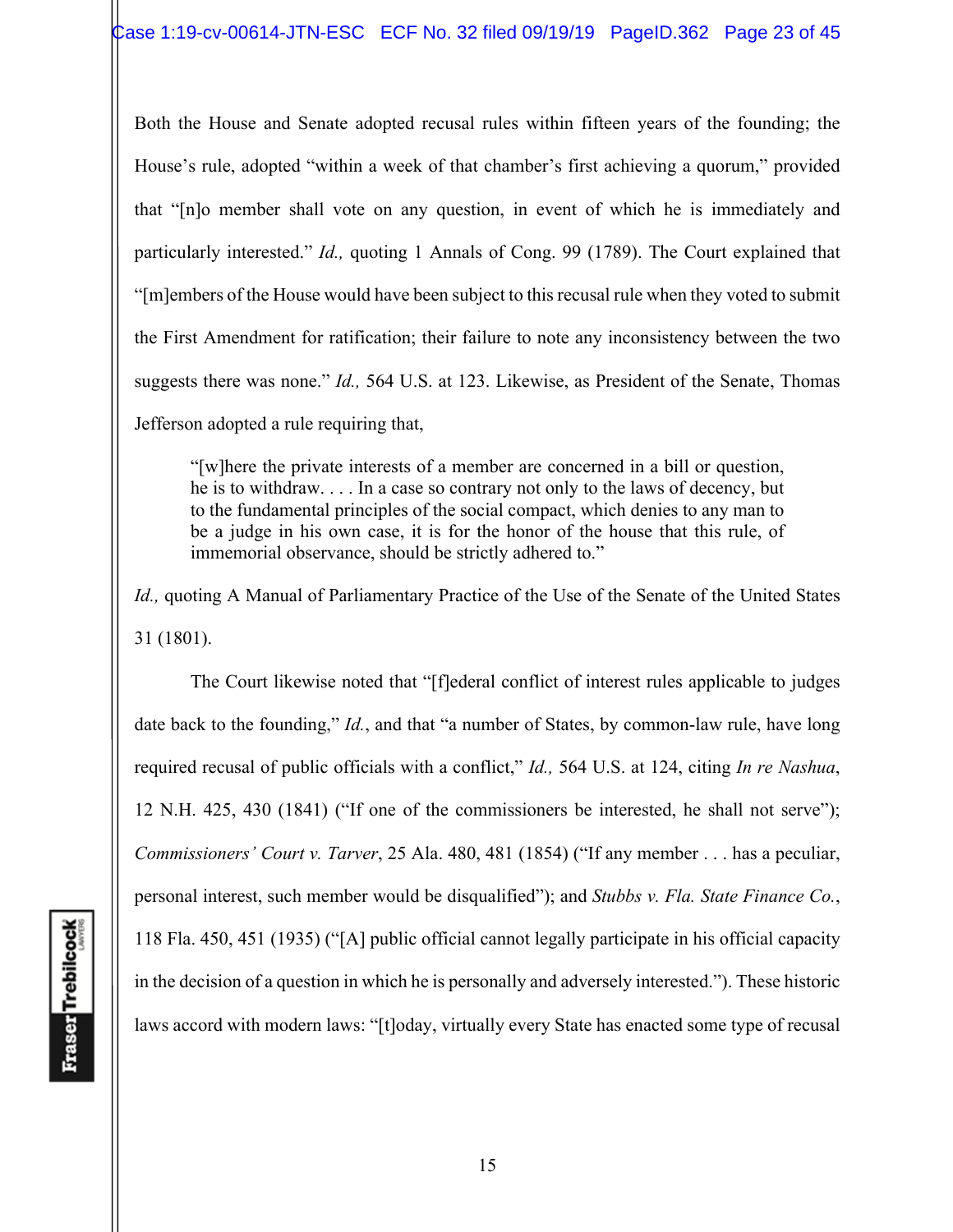Both the House and Senate adopted recusal rules within fifteen years of the founding; the House's rule, adopted "within a week of that chamber's first achieving a quorum," provided that "[n]o member shall vote on any question, in event of which he is immediately and particularly interested." *Id.,* quoting 1 Annals of Cong. 99 (1789). The Court explained that "[m]embers of the House would have been subject to this recusal rule when they voted to submit the First Amendment for ratification; their failure to note any inconsistency between the two suggests there was none." *Id.,* 564 U.S. at 123. Likewise, as President of the Senate, Thomas Jefferson adopted a rule requiring that,

> "[w]here the private interests of a member are concerned in a bill or question, he is to withdraw. . . . In a case so contrary not only to the laws of decency, but to the fundamental principles of the social compact, which denies to any man to be a judge in his own case, it is for the honor of the house that this rule, of immemorial observance, should be strictly adhered to."

*Id.,* quoting A Manual of Parliamentary Practice of the Use of the Senate of the United States 31 (1801).

The Court likewise noted that "[f]ederal conflict of interest rules applicable to judges date back to the founding," *Id.*, and that "a number of States, by common-law rule, have long required recusal of public officials with a conflict," *Id.,* 564 U.S. at 124, citing *In re Nashua*, 12 N.H. 425, 430 (1841) ("If one of the commissioners be interested, he shall not serve"); *Commissioners' Court v. Tarver*, 25 Ala. 480, 481 (1854) ("If any member . . . has a peculiar, personal interest, such member would be disqualified"); and *Stubbs v. Fla. State Finance Co.*, 118 Fla. 450, 451 (1935) ("[A] public official cannot legally participate in his official capacity in the decision of a question in which he is personally and adversely interested."). These historic laws accord with modern laws: "[t]oday, virtually every State has enacted some type of recusal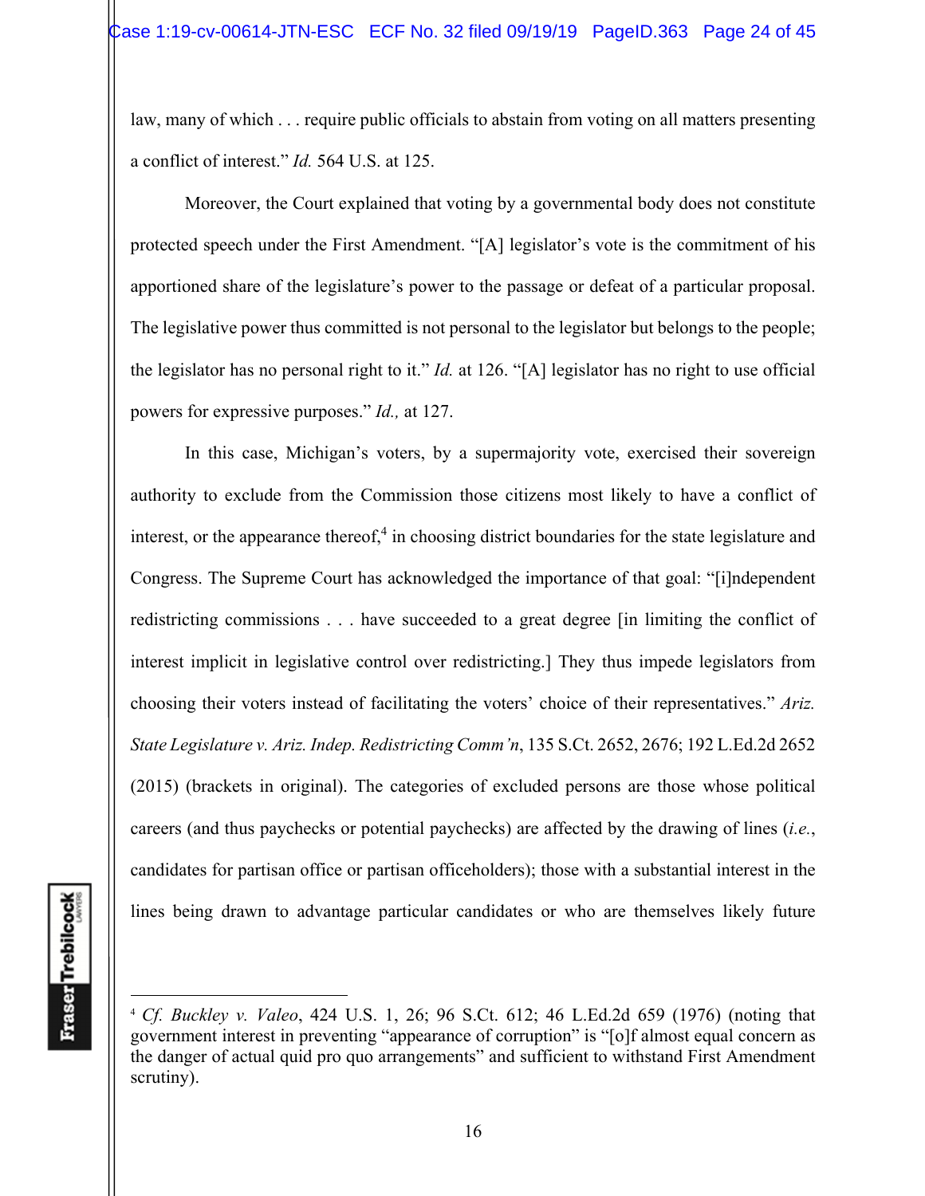law, many of which . . . require public officials to abstain from voting on all matters presenting a conflict of interest." *Id.* 564 U.S. at 125.

Moreover, the Court explained that voting by a governmental body does not constitute protected speech under the First Amendment. "[A] legislator's vote is the commitment of his apportioned share of the legislature's power to the passage or defeat of a particular proposal. The legislative power thus committed is not personal to the legislator but belongs to the people; the legislator has no personal right to it." *Id.* at 126. "[A] legislator has no right to use official powers for expressive purposes." *Id.,* at 127.

In this case, Michigan's voters, by a supermajority vote, exercised their sovereign authority to exclude from the Commission those citizens most likely to have a conflict of interest, or the appearance thereof,[4] in choosing district boundaries for the state legislature and Congress. The Supreme Court has acknowledged the importance of that goal: "[i]ndependent redistricting commissions . . . have succeeded to a great degree [in limiting the conflict of interest implicit in legislative control over redistricting.] They thus impede legislators from choosing their voters instead of facilitating the voters' choice of their representatives." *Ariz. State Legislature v. Ariz. Indep. Redistricting Comm'n*, 135 S.Ct. 2652, 2676; 192 L.Ed.2d 2652 (2015) (brackets in original). The categories of excluded persons are those whose political careers (and thus paychecks or potential paychecks) are affected by the drawing of lines (*i.e.*, candidates for partisan office or partisan officeholders); those with a substantial interest in the lines being drawn to advantage particular candidates or who are themselves likely future

---

[4] *Cf. Buckley v. Valeo*, 424 U.S. 1, 26; 96 S.Ct. 612; 46 L.Ed.2d 659 (1976) (noting that government interest in preventing "appearance of corruption" is "[o]f almost equal concern as the danger of actual quid pro quo arrangements" and sufficient to withstand First Amendment scrutiny).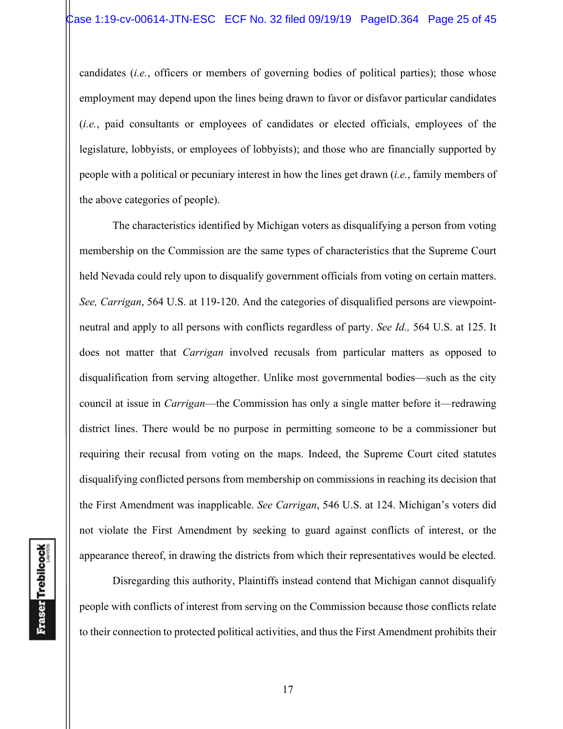candidates (*i.e.*, officers or members of governing bodies of political parties); those whose employment may depend upon the lines being drawn to favor or disfavor particular candidates (*i.e.*, paid consultants or employees of candidates or elected officials, employees of the legislature, lobbyists, or employees of lobbyists); and those who are financially supported by people with a political or pecuniary interest in how the lines get drawn (*i.e.*, family members of the above categories of people).

The characteristics identified by Michigan voters as disqualifying a person from voting membership on the Commission are the same types of characteristics that the Supreme Court held Nevada could rely upon to disqualify government officials from voting on certain matters. *See, Carrigan*, 564 U.S. at 119-120. And the categories of disqualified persons are viewpoint-neutral and apply to all persons with conflicts regardless of party. *See Id.,* 564 U.S. at 125. It does not matter that *Carrigan* involved recusals from particular matters as opposed to disqualification from serving altogether. Unlike most governmental bodies—such as the city council at issue in *Carrigan*—the Commission has only a single matter before it—redrawing district lines. There would be no purpose in permitting someone to be a commissioner but requiring their recusal from voting on the maps. Indeed, the Supreme Court cited statutes disqualifying conflicted persons from membership on commissions in reaching its decision that the First Amendment was inapplicable. *See Carrigan*, 546 U.S. at 124. Michigan's voters did not violate the First Amendment by seeking to guard against conflicts of interest, or the appearance thereof, in drawing the districts from which their representatives would be elected.

Disregarding this authority, Plaintiffs instead contend that Michigan cannot disqualify people with conflicts of interest from serving on the Commission because those conflicts relate to their connection to protected political activities, and thus the First Amendment prohibits their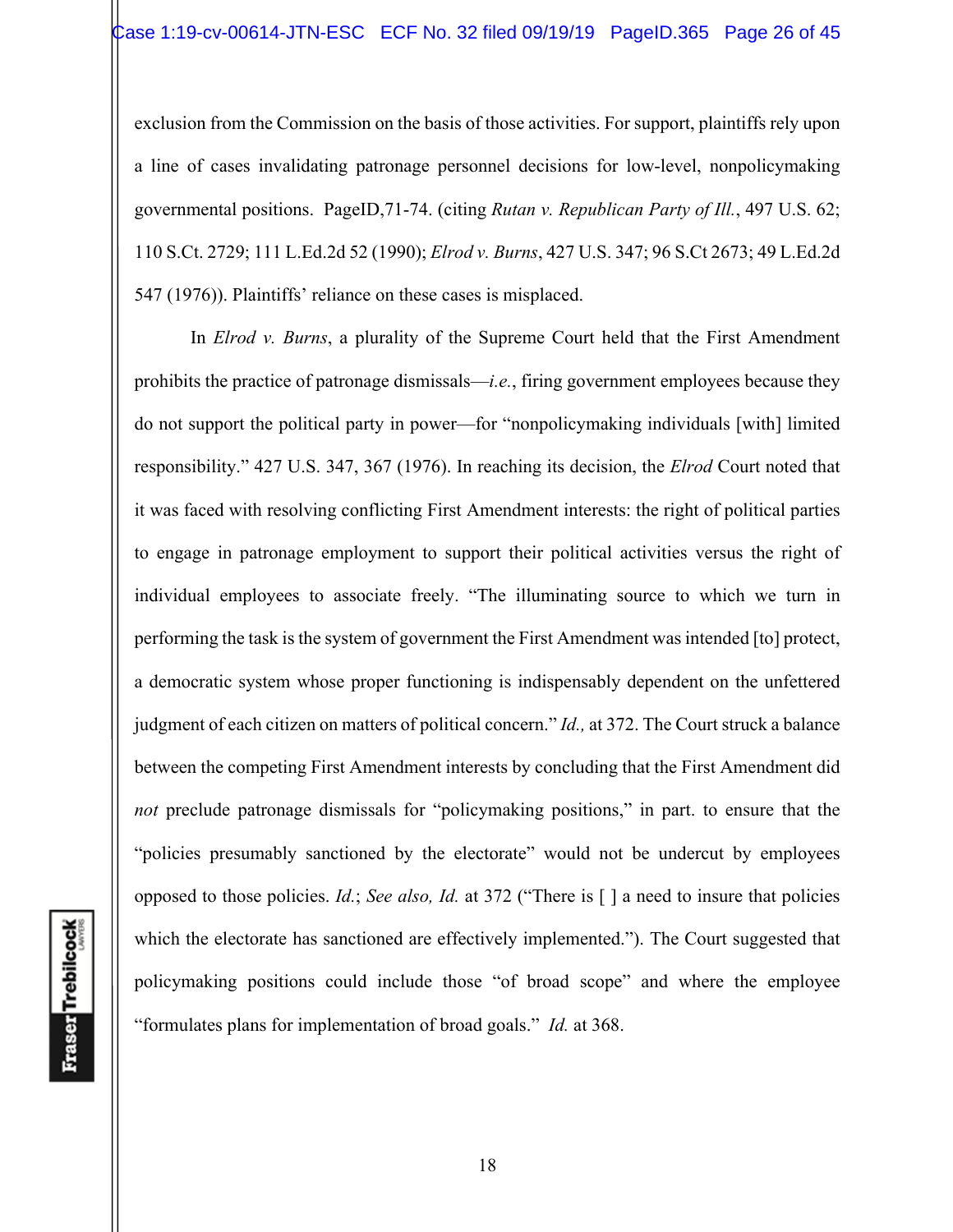exclusion from the Commission on the basis of those activities. For support, plaintiffs rely upon a line of cases invalidating patronage personnel decisions for low-level, nonpolicymaking governmental positions. PageID,71-74. (citing *Rutan v. Republican Party of Ill.*, 497 U.S. 62; 110 S.Ct. 2729; 111 L.Ed.2d 52 (1990); *Elrod v. Burns*, 427 U.S. 347; 96 S.Ct 2673; 49 L.Ed.2d 547 (1976)). Plaintiffs' reliance on these cases is misplaced.

In *Elrod v. Burns*, a plurality of the Supreme Court held that the First Amendment prohibits the practice of patronage dismissals—*i.e.*, firing government employees because they do not support the political party in power—for "nonpolicymaking individuals [with] limited responsibility." 427 U.S. 347, 367 (1976). In reaching its decision, the *Elrod* Court noted that it was faced with resolving conflicting First Amendment interests: the right of political parties to engage in patronage employment to support their political activities versus the right of individual employees to associate freely. "The illuminating source to which we turn in performing the task is the system of government the First Amendment was intended [to] protect, a democratic system whose proper functioning is indispensably dependent on the unfettered judgment of each citizen on matters of political concern." *Id.,* at 372. The Court struck a balance between the competing First Amendment interests by concluding that the First Amendment did *not* preclude patronage dismissals for "policymaking positions," in part. to ensure that the "policies presumably sanctioned by the electorate" would not be undercut by employees opposed to those policies. *Id.*; *See also, Id.* at 372 ("There is [ ] a need to insure that policies which the electorate has sanctioned are effectively implemented."). The Court suggested that policymaking positions could include those "of broad scope" and where the employee "formulates plans for implementation of broad goals." *Id.* at 368.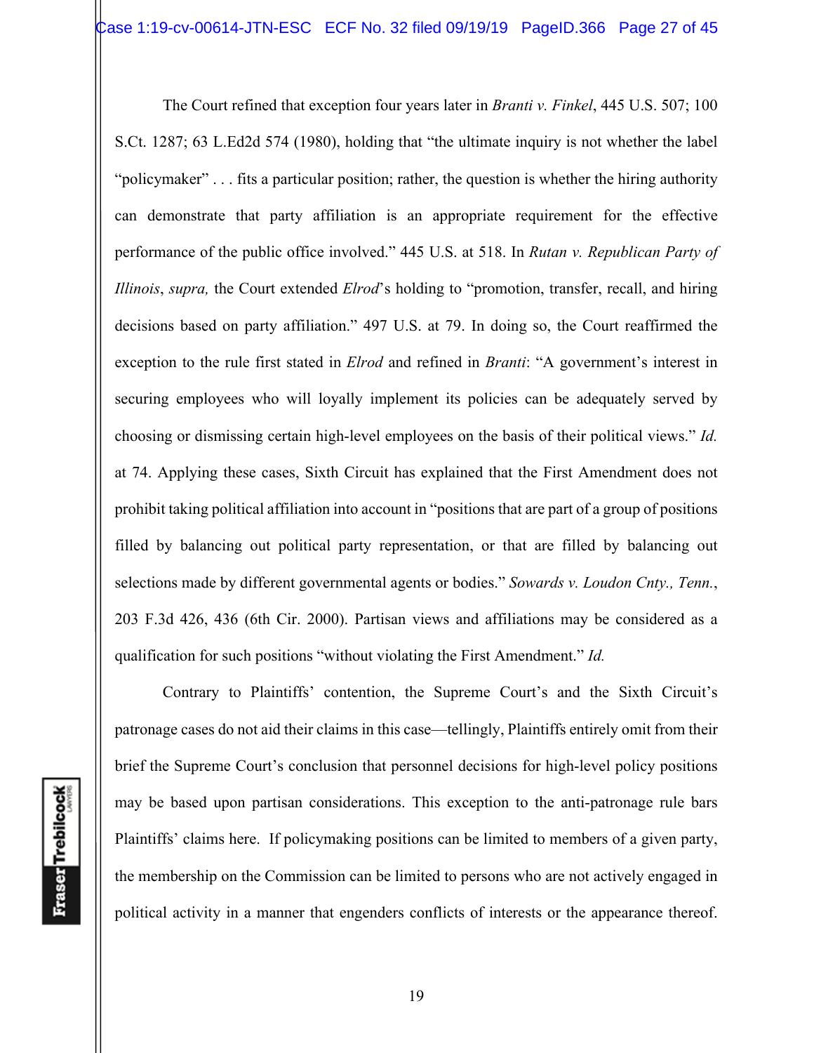The Court refined that exception four years later in *Branti v. Finkel*, 445 U.S. 507; 100 S.Ct. 1287; 63 L.Ed2d 574 (1980), holding that "the ultimate inquiry is not whether the label "policymaker" . . . fits a particular position; rather, the question is whether the hiring authority can demonstrate that party affiliation is an appropriate requirement for the effective performance of the public office involved." 445 U.S. at 518. In *Rutan v. Republican Party of Illinois*, *supra,* the Court extended *Elrod*'s holding to "promotion, transfer, recall, and hiring decisions based on party affiliation." 497 U.S. at 79. In doing so, the Court reaffirmed the exception to the rule first stated in *Elrod* and refined in *Branti*: "A government's interest in securing employees who will loyally implement its policies can be adequately served by choosing or dismissing certain high-level employees on the basis of their political views." *Id.* at 74. Applying these cases, Sixth Circuit has explained that the First Amendment does not prohibit taking political affiliation into account in "positions that are part of a group of positions filled by balancing out political party representation, or that are filled by balancing out selections made by different governmental agents or bodies." *Sowards v. Loudon Cnty., Tenn.*, 203 F.3d 426, 436 (6th Cir. 2000). Partisan views and affiliations may be considered as a qualification for such positions "without violating the First Amendment." *Id.*

Contrary to Plaintiffs' contention, the Supreme Court's and the Sixth Circuit's patronage cases do not aid their claims in this case—tellingly, Plaintiffs entirely omit from their brief the Supreme Court's conclusion that personnel decisions for high-level policy positions may be based upon partisan considerations. This exception to the anti-patronage rule bars Plaintiffs' claims here. If policymaking positions can be limited to members of a given party, the membership on the Commission can be limited to persons who are not actively engaged in political activity in a manner that engenders conflicts of interests or the appearance thereof.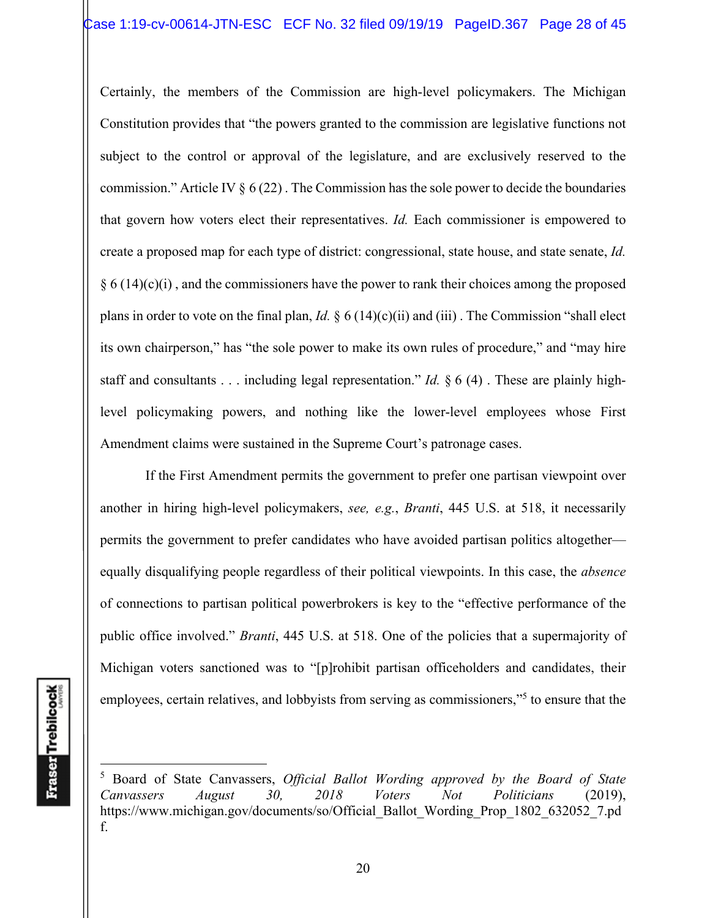Certainly, the members of the Commission are high-level policymakers. The Michigan Constitution provides that "the powers granted to the commission are legislative functions not subject to the control or approval of the legislature, and are exclusively reserved to the commission." Article IV § 6 (22) . The Commission has the sole power to decide the boundaries that govern how voters elect their representatives. *Id.* Each commissioner is empowered to create a proposed map for each type of district: congressional, state house, and state senate, *Id.* § 6 (14)(c)(i) , and the commissioners have the power to rank their choices among the proposed plans in order to vote on the final plan, *Id.* § 6 (14)(c)(ii) and (iii) . The Commission "shall elect its own chairperson," has "the sole power to make its own rules of procedure," and "may hire staff and consultants . . . including legal representation." *Id.* § 6 (4) . These are plainly high-level policymaking powers, and nothing like the lower-level employees whose First Amendment claims were sustained in the Supreme Court's patronage cases.

If the First Amendment permits the government to prefer one partisan viewpoint over another in hiring high-level policymakers, *see, e.g.*, *Branti*, 445 U.S. at 518, it necessarily permits the government to prefer candidates who have avoided partisan politics altogether—equally disqualifying people regardless of their political viewpoints. In this case, the *absence* of connections to partisan political powerbrokers is key to the "effective performance of the public office involved." *Branti*, 445 U.S. at 518. One of the policies that a supermajority of Michigan voters sanctioned was to "[p]rohibit partisan officeholders and candidates, their employees, certain relatives, and lobbyists from serving as commissioners,"[5] to ensure that the

---

[5] Board of State Canvassers, *Official Ballot Wording approved by the Board of State Canvassers August 30, 2018 Voters Not Politicians* (2019), https://www.michigan.gov/documents/so/Official_Ballot_Wording_Prop_1802_632052_7.pdf.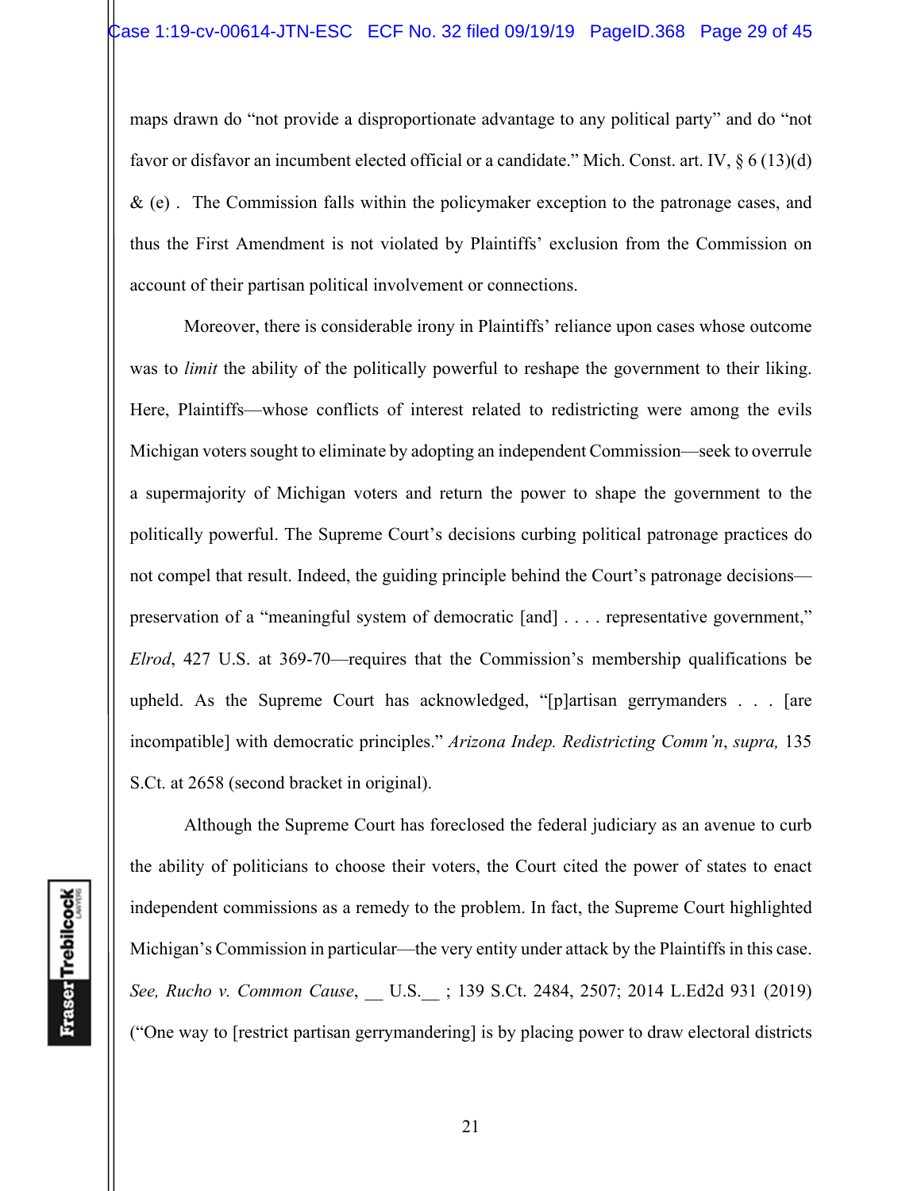maps drawn do "not provide a disproportionate advantage to any political party" and do "not favor or disfavor an incumbent elected official or a candidate." Mich. Const. art. IV, § 6 (13)(d) & (e) . The Commission falls within the policymaker exception to the patronage cases, and thus the First Amendment is not violated by Plaintiffs' exclusion from the Commission on account of their partisan political involvement or connections.

Moreover, there is considerable irony in Plaintiffs' reliance upon cases whose outcome was to *limit* the ability of the politically powerful to reshape the government to their liking. Here, Plaintiffs—whose conflicts of interest related to redistricting were among the evils Michigan voters sought to eliminate by adopting an independent Commission—seek to overrule a supermajority of Michigan voters and return the power to shape the government to the politically powerful. The Supreme Court's decisions curbing political patronage practices do not compel that result. Indeed, the guiding principle behind the Court's patronage decisions—preservation of a "meaningful system of democratic [and] . . . . representative government," *Elrod*, 427 U.S. at 369-70—requires that the Commission's membership qualifications be upheld. As the Supreme Court has acknowledged, "[p]artisan gerrymanders . . . [are incompatible] with democratic principles." *Arizona Indep. Redistricting Comm'n*, *supra,* 135 S.Ct. at 2658 (second bracket in original).

Although the Supreme Court has foreclosed the federal judiciary as an avenue to curb the ability of politicians to choose their voters, the Court cited the power of states to enact independent commissions as a remedy to the problem. In fact, the Supreme Court highlighted Michigan's Commission in particular—the very entity under attack by the Plaintiffs in this case. *See, Rucho v. Common Cause*, __ U.S.__ ; 139 S.Ct. 2484, 2507; 2014 L.Ed2d 931 (2019) ("One way to [restrict partisan gerrymandering] is by placing power to draw electoral districts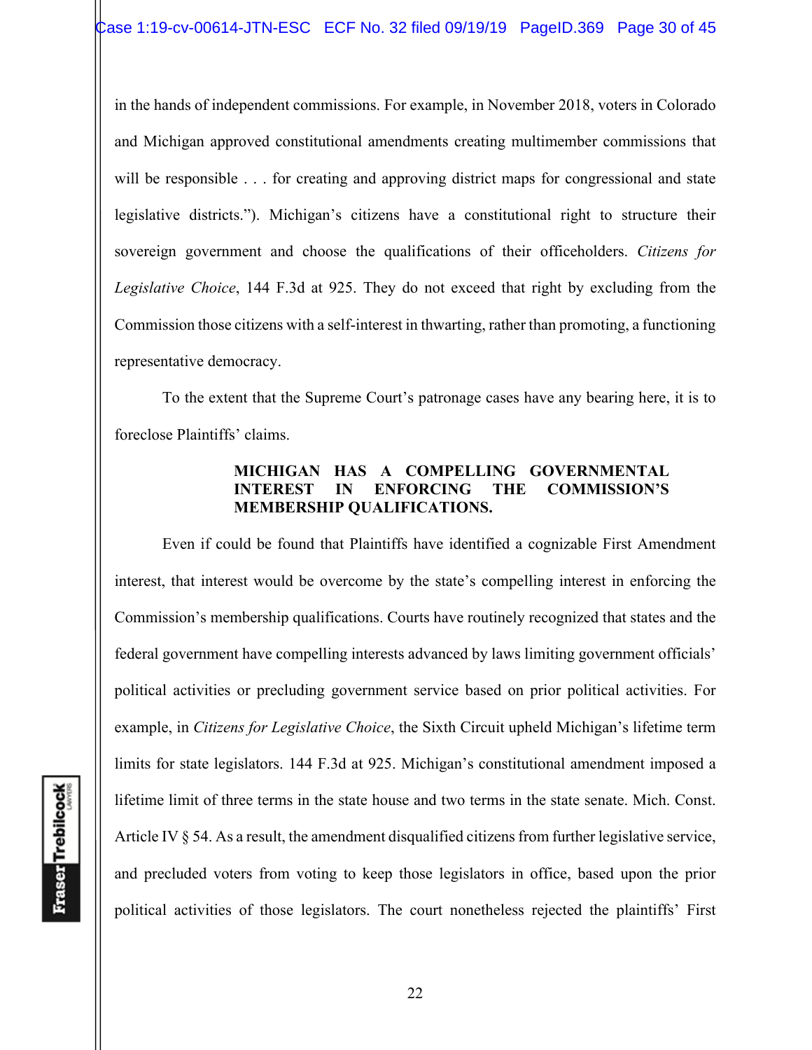in the hands of independent commissions. For example, in November 2018, voters in Colorado and Michigan approved constitutional amendments creating multimember commissions that will be responsible . . . for creating and approving district maps for congressional and state legislative districts."). Michigan's citizens have a constitutional right to structure their sovereign government and choose the qualifications of their officeholders. *Citizens for Legislative Choice*, 144 F.3d at 925. They do not exceed that right by excluding from the Commission those citizens with a self-interest in thwarting, rather than promoting, a functioning representative democracy.

To the extent that the Supreme Court's patronage cases have any bearing here, it is to foreclose Plaintiffs' claims.

## MICHIGAN HAS A COMPELLING GOVERNMENTAL INTEREST IN ENFORCING THE COMMISSION'S MEMBERSHIP QUALIFICATIONS.

Even if could be found that Plaintiffs have identified a cognizable First Amendment interest, that interest would be overcome by the state's compelling interest in enforcing the Commission's membership qualifications. Courts have routinely recognized that states and the federal government have compelling interests advanced by laws limiting government officials' political activities or precluding government service based on prior political activities. For example, in *Citizens for Legislative Choice*, the Sixth Circuit upheld Michigan's lifetime term limits for state legislators. 144 F.3d at 925. Michigan's constitutional amendment imposed a lifetime limit of three terms in the state house and two terms in the state senate. Mich. Const. Article IV § 54. As a result, the amendment disqualified citizens from further legislative service, and precluded voters from voting to keep those legislators in office, based upon the prior political activities of those legislators. The court nonetheless rejected the plaintiffs' First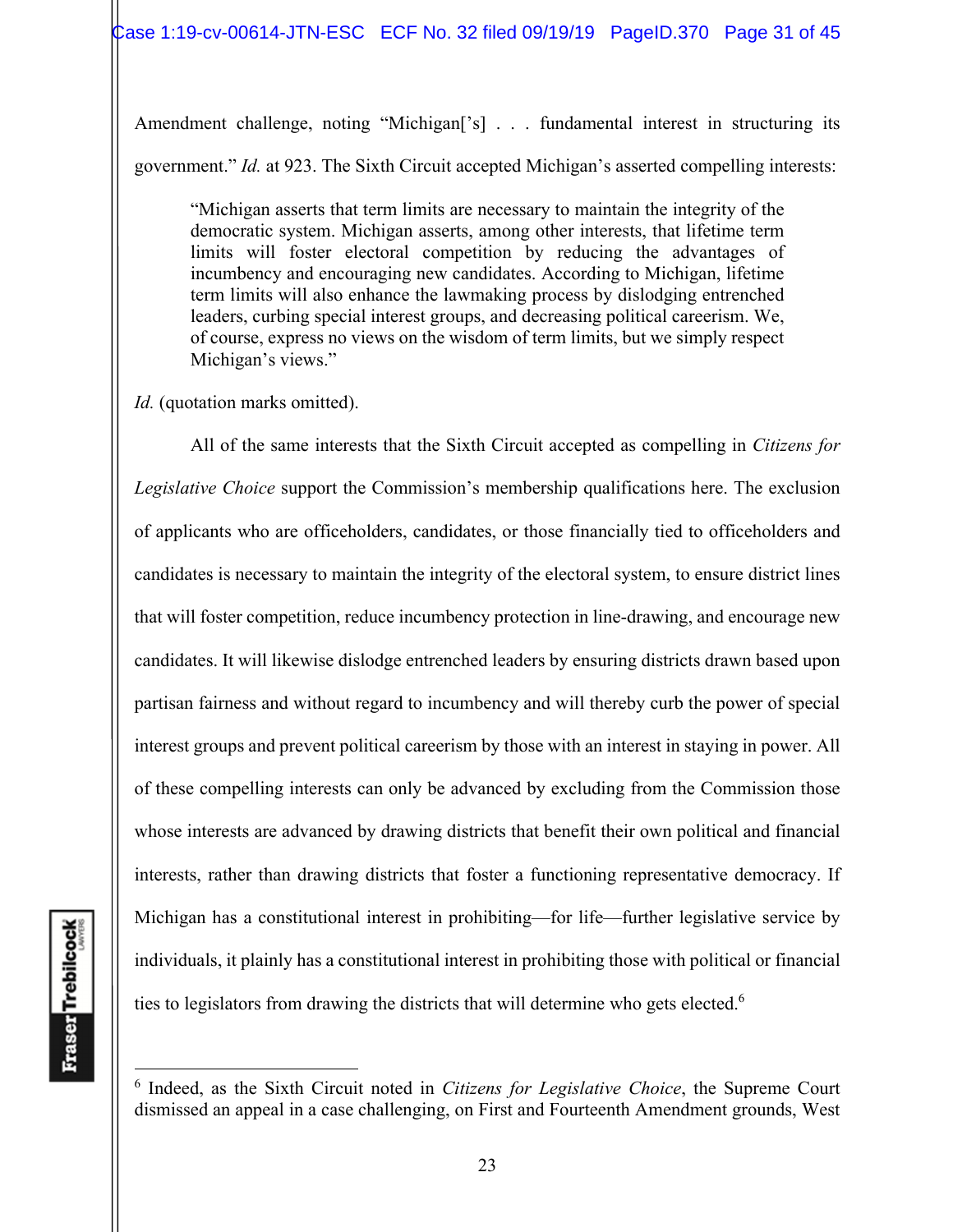Amendment challenge, noting "Michigan['s] . . . fundamental interest in structuring its government." *Id.* at 923. The Sixth Circuit accepted Michigan's asserted compelling interests:

> "Michigan asserts that term limits are necessary to maintain the integrity of the democratic system. Michigan asserts, among other interests, that lifetime term limits will foster electoral competition by reducing the advantages of incumbency and encouraging new candidates. According to Michigan, lifetime term limits will also enhance the lawmaking process by dislodging entrenched leaders, curbing special interest groups, and decreasing political careerism. We, of course, express no views on the wisdom of term limits, but we simply respect Michigan's views."

*Id.* (quotation marks omitted).

All of the same interests that the Sixth Circuit accepted as compelling in *Citizens for Legislative Choice* support the Commission's membership qualifications here. The exclusion of applicants who are officeholders, candidates, or those financially tied to officeholders and candidates is necessary to maintain the integrity of the electoral system, to ensure district lines that will foster competition, reduce incumbency protection in line-drawing, and encourage new candidates. It will likewise dislodge entrenched leaders by ensuring districts drawn based upon partisan fairness and without regard to incumbency and will thereby curb the power of special interest groups and prevent political careerism by those with an interest in staying in power. All of these compelling interests can only be advanced by excluding from the Commission those whose interests are advanced by drawing districts that benefit their own political and financial interests, rather than drawing districts that foster a functioning representative democracy. If Michigan has a constitutional interest in prohibiting—for life—further legislative service by individuals, it plainly has a constitutional interest in prohibiting those with political or financial ties to legislators from drawing the districts that will determine who gets elected.[6]

[6] Indeed, as the Sixth Circuit noted in *Citizens for Legislative Choice*, the Supreme Court dismissed an appeal in a case challenging, on First and Fourteenth Amendment grounds, West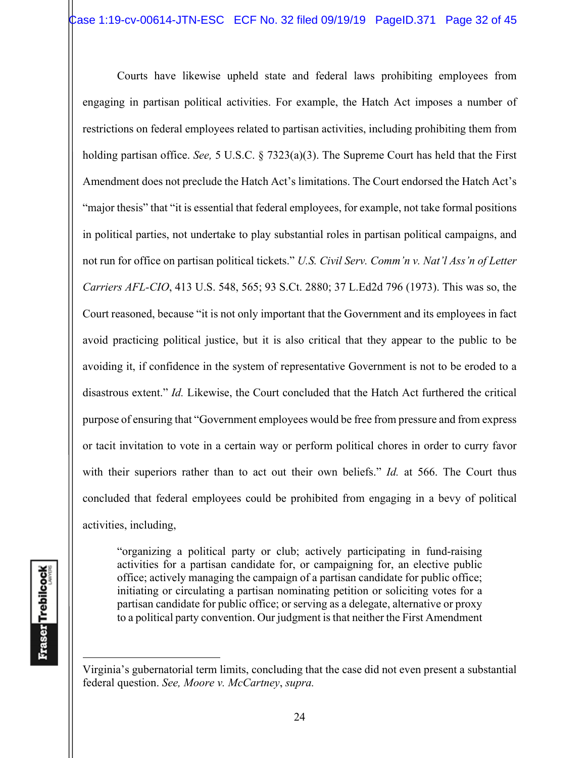Courts have likewise upheld state and federal laws prohibiting employees from engaging in partisan political activities. For example, the Hatch Act imposes a number of restrictions on federal employees related to partisan activities, including prohibiting them from holding partisan office. *See,* 5 U.S.C. § 7323(a)(3). The Supreme Court has held that the First Amendment does not preclude the Hatch Act's limitations. The Court endorsed the Hatch Act's "major thesis" that "it is essential that federal employees, for example, not take formal positions in political parties, not undertake to play substantial roles in partisan political campaigns, and not run for office on partisan political tickets." *U.S. Civil Serv. Comm'n v. Nat'l Ass'n of Letter Carriers AFL-CIO*, 413 U.S. 548, 565; 93 S.Ct. 2880; 37 L.Ed2d 796 (1973). This was so, the Court reasoned, because "it is not only important that the Government and its employees in fact avoid practicing political justice, but it is also critical that they appear to the public to be avoiding it, if confidence in the system of representative Government is not to be eroded to a disastrous extent." *Id.* Likewise, the Court concluded that the Hatch Act furthered the critical purpose of ensuring that "Government employees would be free from pressure and from express or tacit invitation to vote in a certain way or perform political chores in order to curry favor with their superiors rather than to act out their own beliefs." *Id.* at 566. The Court thus concluded that federal employees could be prohibited from engaging in a bevy of political activities, including,

> "organizing a political party or club; actively participating in fund-raising activities for a partisan candidate for, or campaigning for, an elective public office; actively managing the campaign of a partisan candidate for public office; initiating or circulating a partisan nominating petition or soliciting votes for a partisan candidate for public office; or serving as a delegate, alternative or proxy to a political party convention. Our judgment is that neither the First Amendment

---

Virginia's gubernatorial term limits, concluding that the case did not even present a substantial federal question. *See, Moore v. McCartney*, *supra.*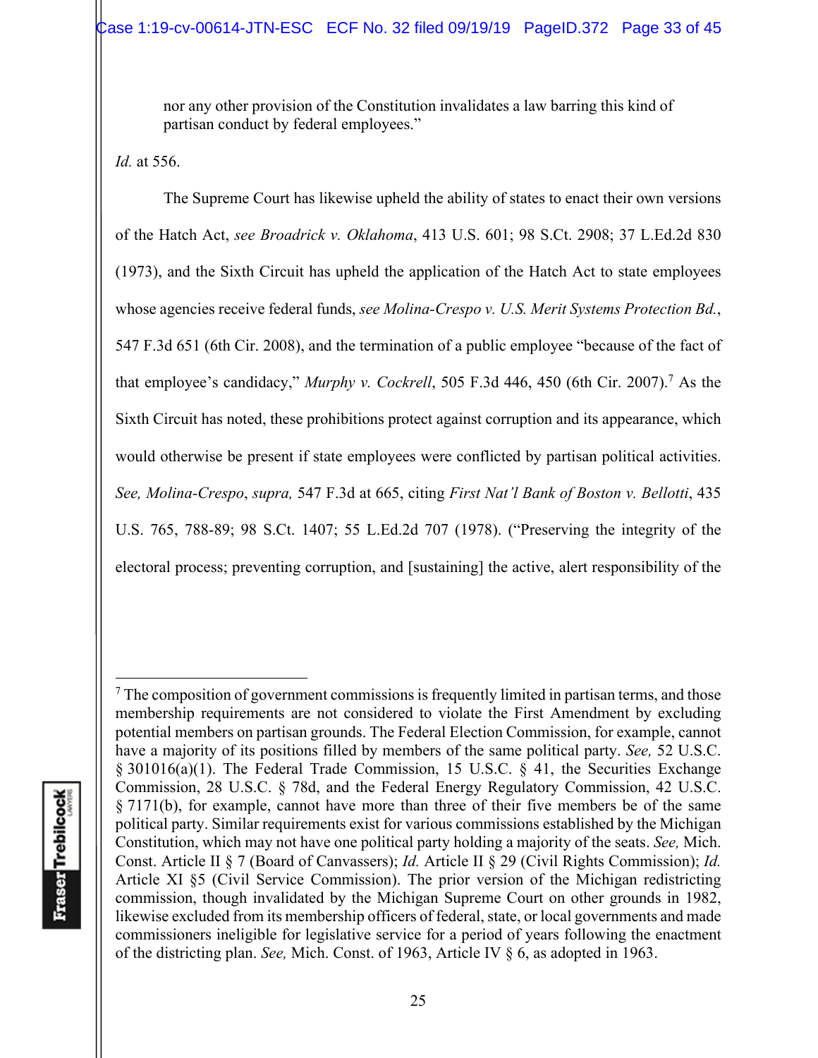nor any other provision of the Constitution invalidates a law barring this kind of partisan conduct by federal employees."

*Id.* at 556.

The Supreme Court has likewise upheld the ability of states to enact their own versions of the Hatch Act, *see Broadrick v. Oklahoma*, 413 U.S. 601; 98 S.Ct. 2908; 37 L.Ed.2d 830 (1973), and the Sixth Circuit has upheld the application of the Hatch Act to state employees whose agencies receive federal funds, *see Molina-Crespo v. U.S. Merit Systems Protection Bd.*, 547 F.3d 651 (6th Cir. 2008), and the termination of a public employee "because of the fact of that employee's candidacy," *Murphy v. Cockrell*, 505 F.3d 446, 450 (6th Cir. 2007).[7] As the Sixth Circuit has noted, these prohibitions protect against corruption and its appearance, which would otherwise be present if state employees were conflicted by partisan political activities. *See, Molina-Crespo*, *supra,* 547 F.3d at 665, citing *First Nat'l Bank of Boston v. Bellotti*, 435 U.S. 765, 788-89; 98 S.Ct. 1407; 55 L.Ed.2d 707 (1978). ("Preserving the integrity of the electoral process; preventing corruption, and [sustaining] the active, alert responsibility of the

---

[7] The composition of government commissions is frequently limited in partisan terms, and those membership requirements are not considered to violate the First Amendment by excluding potential members on partisan grounds. The Federal Election Commission, for example, cannot have a majority of its positions filled by members of the same political party. *See,* 52 U.S.C. § 301016(a)(1). The Federal Trade Commission, 15 U.S.C. § 41, the Securities Exchange Commission, 28 U.S.C. § 78d, and the Federal Energy Regulatory Commission, 42 U.S.C. § 7171(b), for example, cannot have more than three of their five members be of the same political party. Similar requirements exist for various commissions established by the Michigan Constitution, which may not have one political party holding a majority of the seats. *See,* Mich. Const. Article II § 7 (Board of Canvassers); *Id.* Article II § 29 (Civil Rights Commission); *Id.* Article XI §5 (Civil Service Commission). The prior version of the Michigan redistricting commission, though invalidated by the Michigan Supreme Court on other grounds in 1982, likewise excluded from its membership officers of federal, state, or local governments and made commissioners ineligible for legislative service for a period of years following the enactment of the districting plan. *See,* Mich. Const. of 1963, Article IV § 6, as adopted in 1963.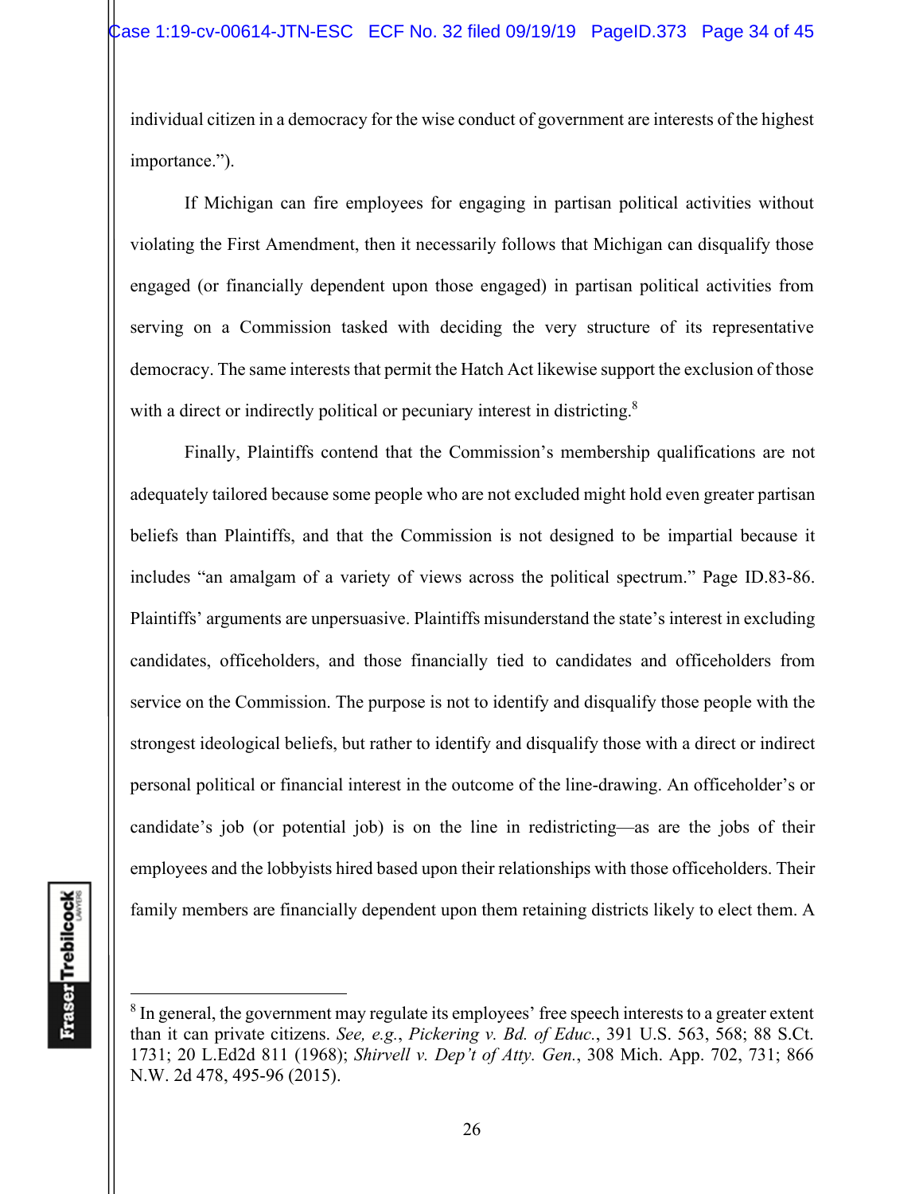individual citizen in a democracy for the wise conduct of government are interests of the highest importance.").

If Michigan can fire employees for engaging in partisan political activities without violating the First Amendment, then it necessarily follows that Michigan can disqualify those engaged (or financially dependent upon those engaged) in partisan political activities from serving on a Commission tasked with deciding the very structure of its representative democracy. The same interests that permit the Hatch Act likewise support the exclusion of those with a direct or indirectly political or pecuniary interest in districting.[8]

Finally, Plaintiffs contend that the Commission's membership qualifications are not adequately tailored because some people who are not excluded might hold even greater partisan beliefs than Plaintiffs, and that the Commission is not designed to be impartial because it includes "an amalgam of a variety of views across the political spectrum." Page ID.83-86. Plaintiffs' arguments are unpersuasive. Plaintiffs misunderstand the state's interest in excluding candidates, officeholders, and those financially tied to candidates and officeholders from service on the Commission. The purpose is not to identify and disqualify those people with the strongest ideological beliefs, but rather to identify and disqualify those with a direct or indirect personal political or financial interest in the outcome of the line-drawing. An officeholder's or candidate's job (or potential job) is on the line in redistricting—as are the jobs of their employees and the lobbyists hired based upon their relationships with those officeholders. Their family members are financially dependent upon them retaining districts likely to elect them. A

---

[8] In general, the government may regulate its employees' free speech interests to a greater extent than it can private citizens. *See, e.g.*, *Pickering v. Bd. of Educ.*, 391 U.S. 563, 568; 88 S.Ct. 1731; 20 L.Ed2d 811 (1968); *Shirvell v. Dep't of Atty. Gen.*, 308 Mich. App. 702, 731; 866 N.W. 2d 478, 495-96 (2015).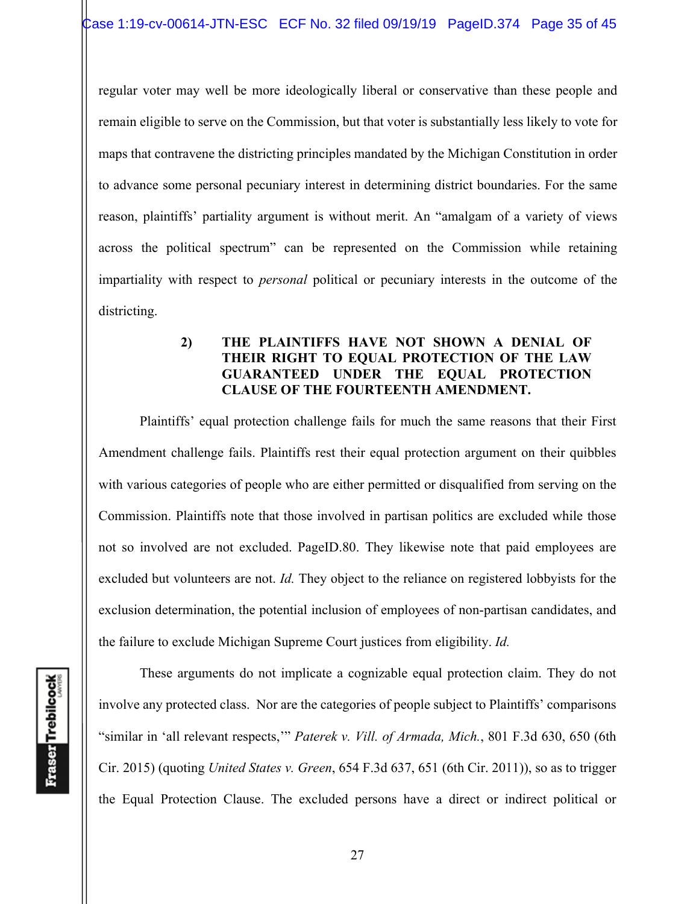regular voter may well be more ideologically liberal or conservative than these people and remain eligible to serve on the Commission, but that voter is substantially less likely to vote for maps that contravene the districting principles mandated by the Michigan Constitution in order to advance some personal pecuniary interest in determining district boundaries. For the same reason, plaintiffs' partiality argument is without merit. An "amalgam of a variety of views across the political spectrum" can be represented on the Commission while retaining impartiality with respect to *personal* political or pecuniary interests in the outcome of the districting.

### 2) THE PLAINTIFFS HAVE NOT SHOWN A DENIAL OF THEIR RIGHT TO EQUAL PROTECTION OF THE LAW GUARANTEED UNDER THE EQUAL PROTECTION CLAUSE OF THE FOURTEENTH AMENDMENT.

Plaintiffs' equal protection challenge fails for much the same reasons that their First Amendment challenge fails. Plaintiffs rest their equal protection argument on their quibbles with various categories of people who are either permitted or disqualified from serving on the Commission. Plaintiffs note that those involved in partisan politics are excluded while those not so involved are not excluded. PageID.80. They likewise note that paid employees are excluded but volunteers are not. *Id.* They object to the reliance on registered lobbyists for the exclusion determination, the potential inclusion of employees of non-partisan candidates, and the failure to exclude Michigan Supreme Court justices from eligibility. *Id.*

These arguments do not implicate a cognizable equal protection claim. They do not involve any protected class. Nor are the categories of people subject to Plaintiffs' comparisons "similar in 'all relevant respects,'" *Paterek v. Vill. of Armada, Mich.*, 801 F.3d 630, 650 (6th Cir. 2015) (quoting *United States v. Green*, 654 F.3d 637, 651 (6th Cir. 2011)), so as to trigger the Equal Protection Clause. The excluded persons have a direct or indirect political or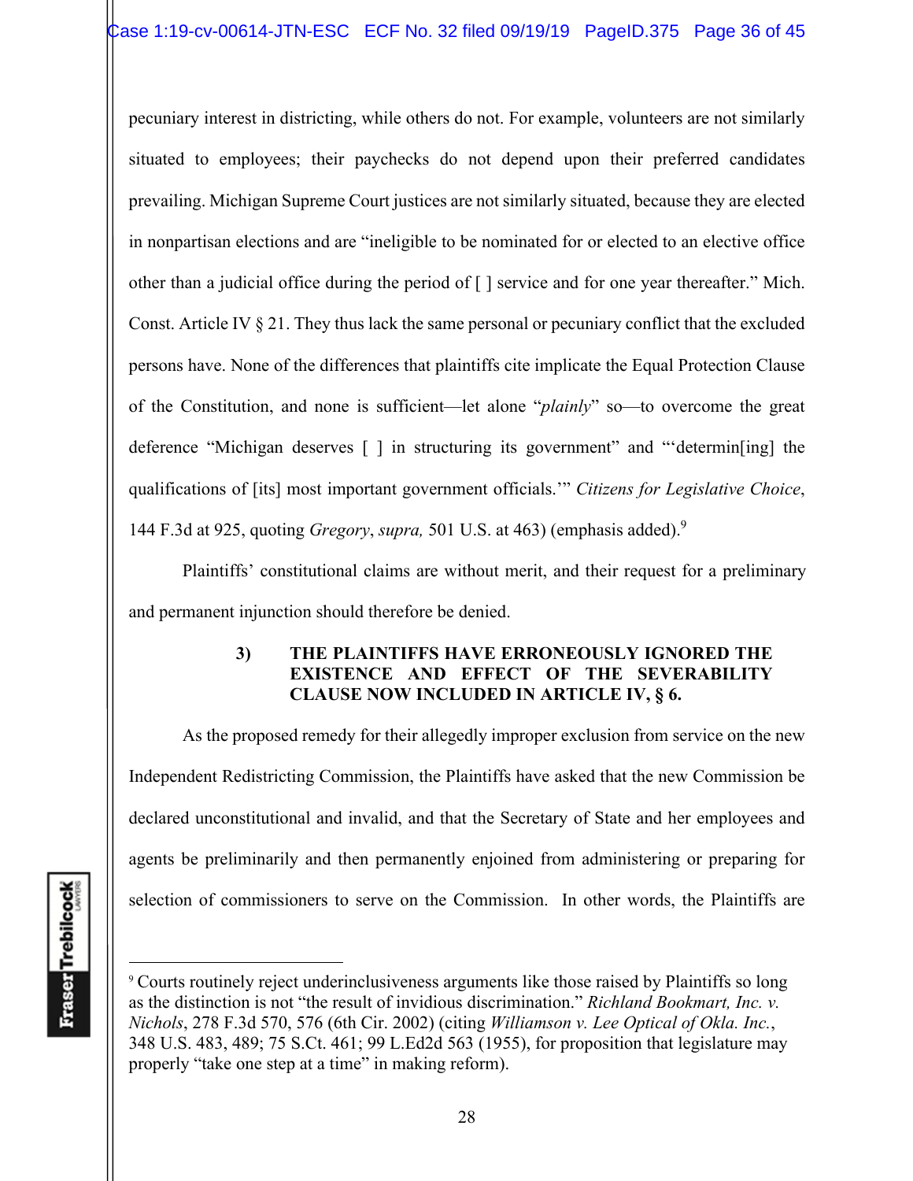pecuniary interest in districting, while others do not. For example, volunteers are not similarly situated to employees; their paychecks do not depend upon their preferred candidates prevailing. Michigan Supreme Court justices are not similarly situated, because they are elected in nonpartisan elections and are "ineligible to be nominated for or elected to an elective office other than a judicial office during the period of [ ] service and for one year thereafter." Mich. Const. Article IV § 21. They thus lack the same personal or pecuniary conflict that the excluded persons have. None of the differences that plaintiffs cite implicate the Equal Protection Clause of the Constitution, and none is sufficient—let alone "*plainly*" so—to overcome the great deference "Michigan deserves [ ] in structuring its government" and "'determin[ing] the qualifications of [its] most important government officials.'" *Citizens for Legislative Choice*, 144 F.3d at 925, quoting *Gregory*, *supra,* 501 U.S. at 463) (emphasis added).[9]

Plaintiffs' constitutional claims are without merit, and their request for a preliminary and permanent injunction should therefore be denied.

### 3) THE PLAINTIFFS HAVE ERRONEOUSLY IGNORED THE EXISTENCE AND EFFECT OF THE SEVERABILITY CLAUSE NOW INCLUDED IN ARTICLE IV, § 6.

As the proposed remedy for their allegedly improper exclusion from service on the new Independent Redistricting Commission, the Plaintiffs have asked that the new Commission be declared unconstitutional and invalid, and that the Secretary of State and her employees and agents be preliminarily and then permanently enjoined from administering or preparing for selection of commissioners to serve on the Commission. In other words, the Plaintiffs are

---

[9] Courts routinely reject underinclusiveness arguments like those raised by Plaintiffs so long as the distinction is not "the result of invidious discrimination." *Richland Bookmart, Inc. v. Nichols*, 278 F.3d 570, 576 (6th Cir. 2002) (citing *Williamson v. Lee Optical of Okla. Inc.*, 348 U.S. 483, 489; 75 S.Ct. 461; 99 L.Ed2d 563 (1955), for proposition that legislature may properly "take one step at a time" in making reform).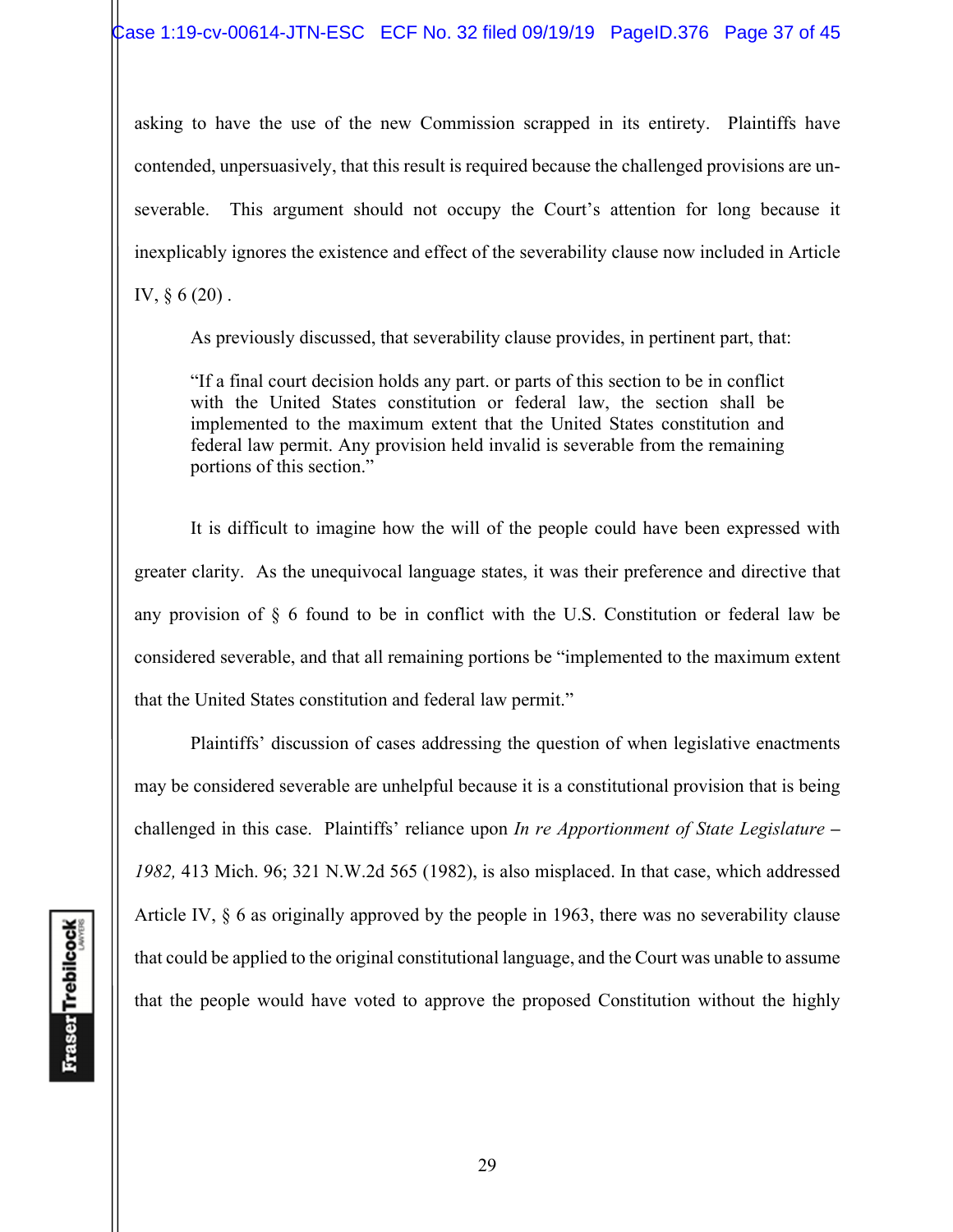asking to have the use of the new Commission scrapped in its entirety. Plaintiffs have contended, unpersuasively, that this result is required because the challenged provisions are un-severable. This argument should not occupy the Court's attention for long because it inexplicably ignores the existence and effect of the severability clause now included in Article IV, § 6 (20) .

As previously discussed, that severability clause provides, in pertinent part, that:

> "If a final court decision holds any part. or parts of this section to be in conflict with the United States constitution or federal law, the section shall be implemented to the maximum extent that the United States constitution and federal law permit. Any provision held invalid is severable from the remaining portions of this section."

It is difficult to imagine how the will of the people could have been expressed with greater clarity. As the unequivocal language states, it was their preference and directive that any provision of § 6 found to be in conflict with the U.S. Constitution or federal law be considered severable, and that all remaining portions be "implemented to the maximum extent that the United States constitution and federal law permit."

Plaintiffs' discussion of cases addressing the question of when legislative enactments may be considered severable are unhelpful because it is a constitutional provision that is being challenged in this case. Plaintiffs' reliance upon *In re Apportionment of State Legislature – 1982,* 413 Mich. 96; 321 N.W.2d 565 (1982), is also misplaced. In that case, which addressed Article IV, § 6 as originally approved by the people in 1963, there was no severability clause that could be applied to the original constitutional language, and the Court was unable to assume that the people would have voted to approve the proposed Constitution without the highly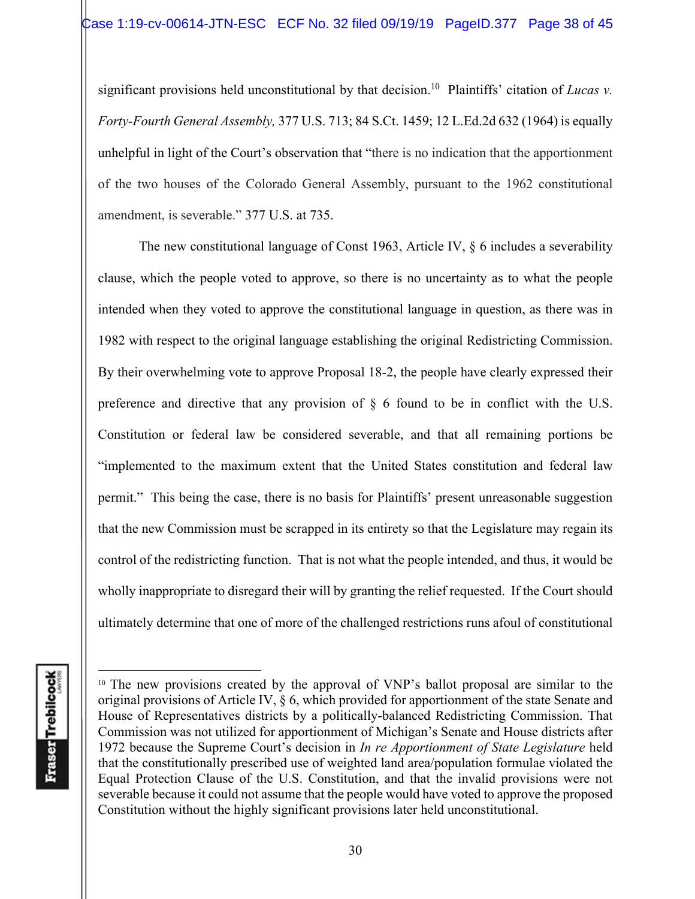significant provisions held unconstitutional by that decision.[10] Plaintiffs' citation of *Lucas v. Forty-Fourth General Assembly,* 377 U.S. 713; 84 S.Ct. 1459; 12 L.Ed.2d 632 (1964) is equally unhelpful in light of the Court's observation that "there is no indication that the apportionment of the two houses of the Colorado General Assembly, pursuant to the 1962 constitutional amendment, is severable." 377 U.S. at 735.

The new constitutional language of Const 1963, Article IV, § 6 includes a severability clause, which the people voted to approve, so there is no uncertainty as to what the people intended when they voted to approve the constitutional language in question, as there was in 1982 with respect to the original language establishing the original Redistricting Commission. By their overwhelming vote to approve Proposal 18-2, the people have clearly expressed their preference and directive that any provision of § 6 found to be in conflict with the U.S. Constitution or federal law be considered severable, and that all remaining portions be "implemented to the maximum extent that the United States constitution and federal law permit." This being the case, there is no basis for Plaintiffs' present unreasonable suggestion that the new Commission must be scrapped in its entirety so that the Legislature may regain its control of the redistricting function. That is not what the people intended, and thus, it would be wholly inappropriate to disregard their will by granting the relief requested. If the Court should ultimately determine that one of more of the challenged restrictions runs afoul of constitutional

[10] The new provisions created by the approval of VNP's ballot proposal are similar to the original provisions of Article IV, § 6, which provided for apportionment of the state Senate and House of Representatives districts by a politically-balanced Redistricting Commission. That Commission was not utilized for apportionment of Michigan's Senate and House districts after 1972 because the Supreme Court's decision in *In re Apportionment of State Legislature* held that the constitutionally prescribed use of weighted land area/population formulae violated the Equal Protection Clause of the U.S. Constitution, and that the invalid provisions were not severable because it could not assume that the people would have voted to approve the proposed Constitution without the highly significant provisions later held unconstitutional.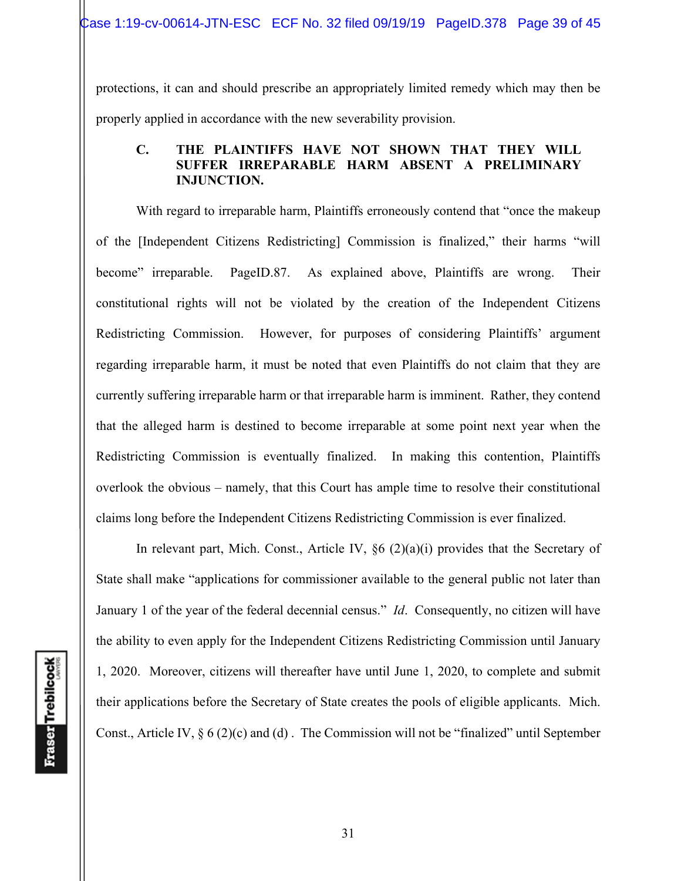protections, it can and should prescribe an appropriately limited remedy which may then be properly applied in accordance with the new severability provision.

### C. THE PLAINTIFFS HAVE NOT SHOWN THAT THEY WILL SUFFER IRREPARABLE HARM ABSENT A PRELIMINARY INJUNCTION.

With regard to irreparable harm, Plaintiffs erroneously contend that "once the makeup of the [Independent Citizens Redistricting] Commission is finalized," their harms "will become" irreparable. PageID.87. As explained above, Plaintiffs are wrong. Their constitutional rights will not be violated by the creation of the Independent Citizens Redistricting Commission. However, for purposes of considering Plaintiffs' argument regarding irreparable harm, it must be noted that even Plaintiffs do not claim that they are currently suffering irreparable harm or that irreparable harm is imminent. Rather, they contend that the alleged harm is destined to become irreparable at some point next year when the Redistricting Commission is eventually finalized. In making this contention, Plaintiffs overlook the obvious – namely, that this Court has ample time to resolve their constitutional claims long before the Independent Citizens Redistricting Commission is ever finalized.

In relevant part, Mich. Const., Article IV, §6 (2)(a)(i) provides that the Secretary of State shall make "applications for commissioner available to the general public not later than January 1 of the year of the federal decennial census." *Id*. Consequently, no citizen will have the ability to even apply for the Independent Citizens Redistricting Commission until January 1, 2020. Moreover, citizens will thereafter have until June 1, 2020, to complete and submit their applications before the Secretary of State creates the pools of eligible applicants. Mich. Const., Article IV, § 6 (2)(c) and (d) . The Commission will not be "finalized" until September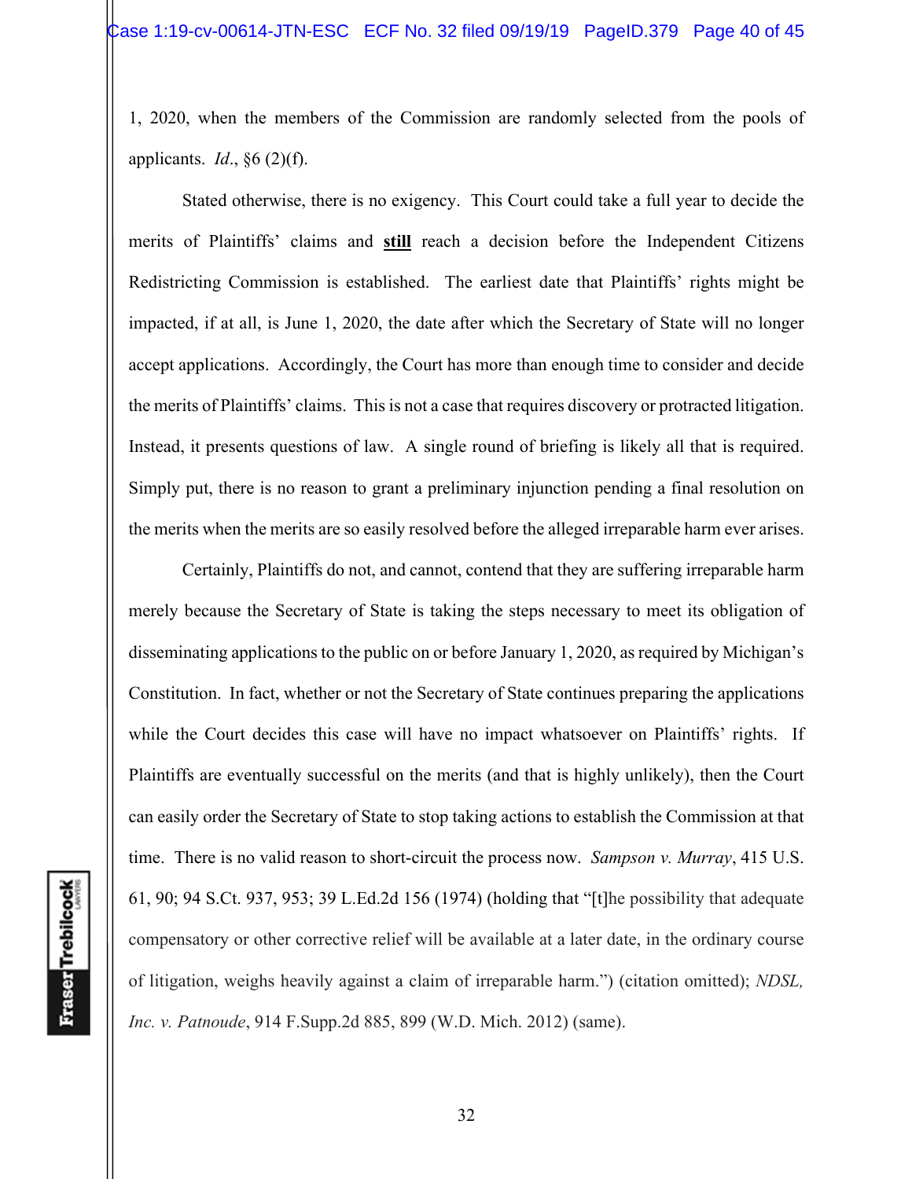1, 2020, when the members of the Commission are randomly selected from the pools of applicants. *Id*., §6 (2)(f).

Stated otherwise, there is no exigency. This Court could take a full year to decide the merits of Plaintiffs' claims and **still** reach a decision before the Independent Citizens Redistricting Commission is established. The earliest date that Plaintiffs' rights might be impacted, if at all, is June 1, 2020, the date after which the Secretary of State will no longer accept applications. Accordingly, the Court has more than enough time to consider and decide the merits of Plaintiffs' claims. This is not a case that requires discovery or protracted litigation. Instead, it presents questions of law. A single round of briefing is likely all that is required. Simply put, there is no reason to grant a preliminary injunction pending a final resolution on the merits when the merits are so easily resolved before the alleged irreparable harm ever arises.

Certainly, Plaintiffs do not, and cannot, contend that they are suffering irreparable harm merely because the Secretary of State is taking the steps necessary to meet its obligation of disseminating applications to the public on or before January 1, 2020, as required by Michigan's Constitution. In fact, whether or not the Secretary of State continues preparing the applications while the Court decides this case will have no impact whatsoever on Plaintiffs' rights. If Plaintiffs are eventually successful on the merits (and that is highly unlikely), then the Court can easily order the Secretary of State to stop taking actions to establish the Commission at that time. There is no valid reason to short-circuit the process now. *Sampson v. Murray*, 415 U.S. 61, 90; 94 S.Ct. 937, 953; 39 L.Ed.2d 156 (1974) (holding that "[t]he possibility that adequate compensatory or other corrective relief will be available at a later date, in the ordinary course of litigation, weighs heavily against a claim of irreparable harm.") (citation omitted); *NDSL, Inc. v. Patnoude*, 914 F.Supp.2d 885, 899 (W.D. Mich. 2012) (same).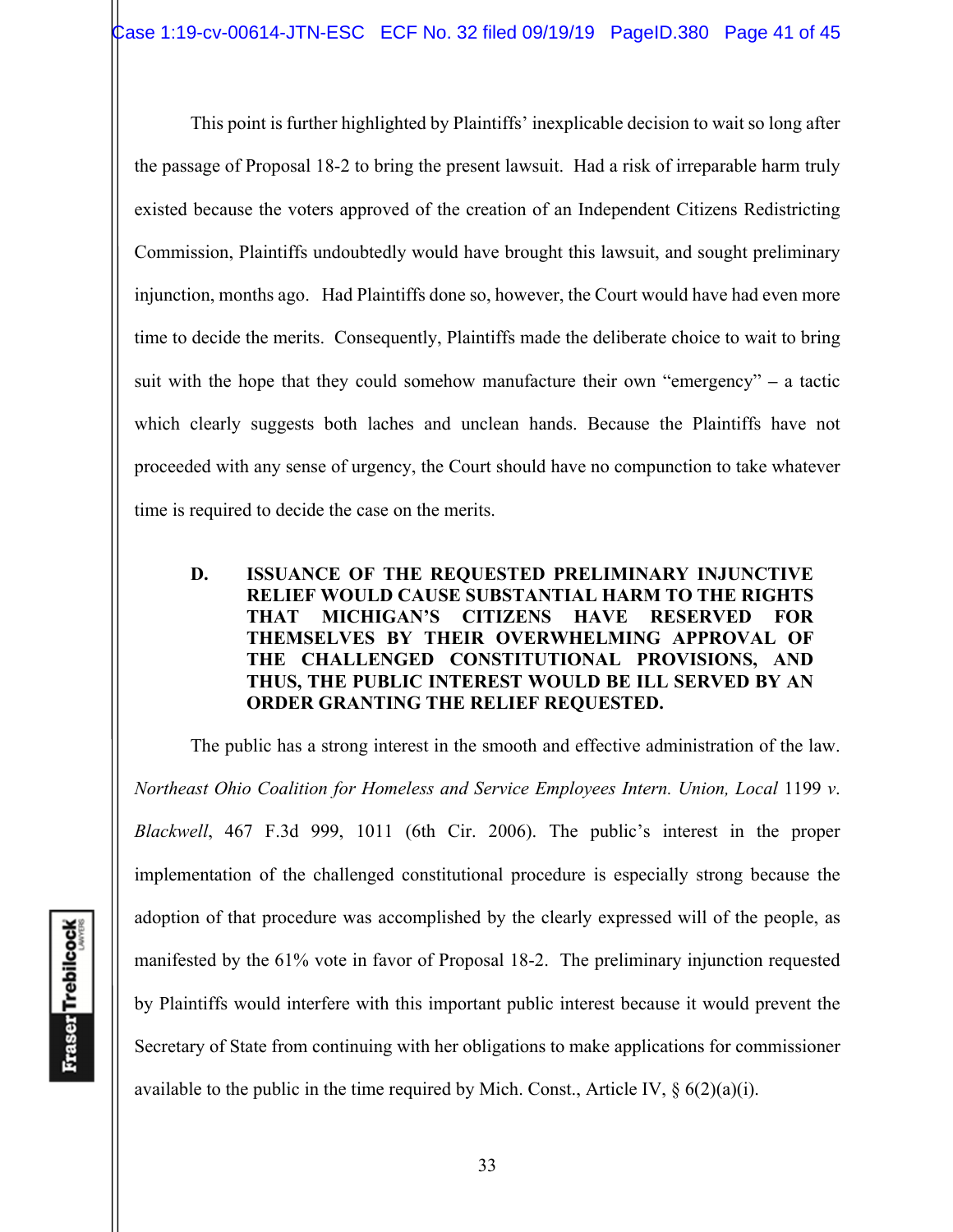This point is further highlighted by Plaintiffs' inexplicable decision to wait so long after the passage of Proposal 18-2 to bring the present lawsuit. Had a risk of irreparable harm truly existed because the voters approved of the creation of an Independent Citizens Redistricting Commission, Plaintiffs undoubtedly would have brought this lawsuit, and sought preliminary injunction, months ago. Had Plaintiffs done so, however, the Court would have had even more time to decide the merits. Consequently, Plaintiffs made the deliberate choice to wait to bring suit with the hope that they could somehow manufacture their own "emergency" – a tactic which clearly suggests both laches and unclean hands. Because the Plaintiffs have not proceeded with any sense of urgency, the Court should have no compunction to take whatever time is required to decide the case on the merits.

### D. ISSUANCE OF THE REQUESTED PRELIMINARY INJUNCTIVE RELIEF WOULD CAUSE SUBSTANTIAL HARM TO THE RIGHTS THAT MICHIGAN'S CITIZENS HAVE RESERVED FOR THEMSELVES BY THEIR OVERWHELMING APPROVAL OF THE CHALLENGED CONSTITUTIONAL PROVISIONS, AND THUS, THE PUBLIC INTEREST WOULD BE ILL SERVED BY AN ORDER GRANTING THE RELIEF REQUESTED.

The public has a strong interest in the smooth and effective administration of the law. *Northeast Ohio Coalition for Homeless and Service Employees Intern. Union, Local* 1199 *v. Blackwell*, 467 F.3d 999, 1011 (6th Cir. 2006). The public's interest in the proper implementation of the challenged constitutional procedure is especially strong because the adoption of that procedure was accomplished by the clearly expressed will of the people, as manifested by the 61% vote in favor of Proposal 18-2. The preliminary injunction requested by Plaintiffs would interfere with this important public interest because it would prevent the Secretary of State from continuing with her obligations to make applications for commissioner available to the public in the time required by Mich. Const., Article IV, § 6(2)(a)(i).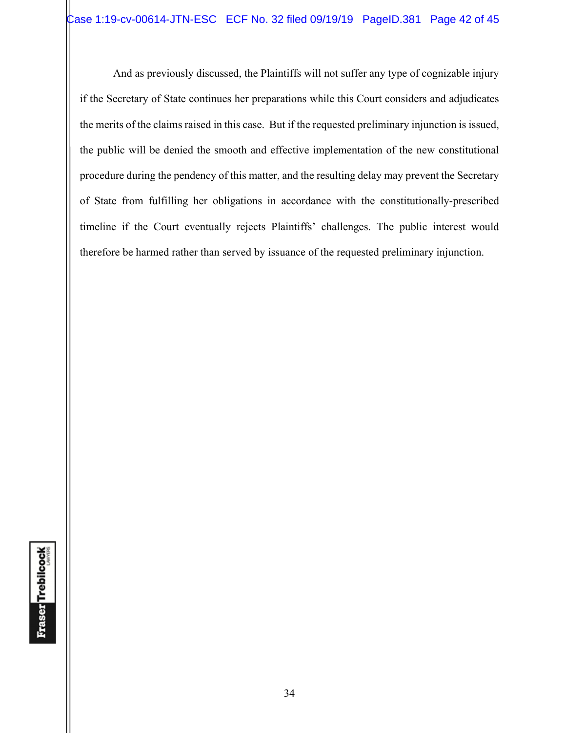And as previously discussed, the Plaintiffs will not suffer any type of cognizable injury if the Secretary of State continues her preparations while this Court considers and adjudicates the merits of the claims raised in this case. But if the requested preliminary injunction is issued, the public will be denied the smooth and effective implementation of the new constitutional procedure during the pendency of this matter, and the resulting delay may prevent the Secretary of State from fulfilling her obligations in accordance with the constitutionally-prescribed timeline if the Court eventually rejects Plaintiffs' challenges. The public interest would therefore be harmed rather than served by issuance of the requested preliminary injunction.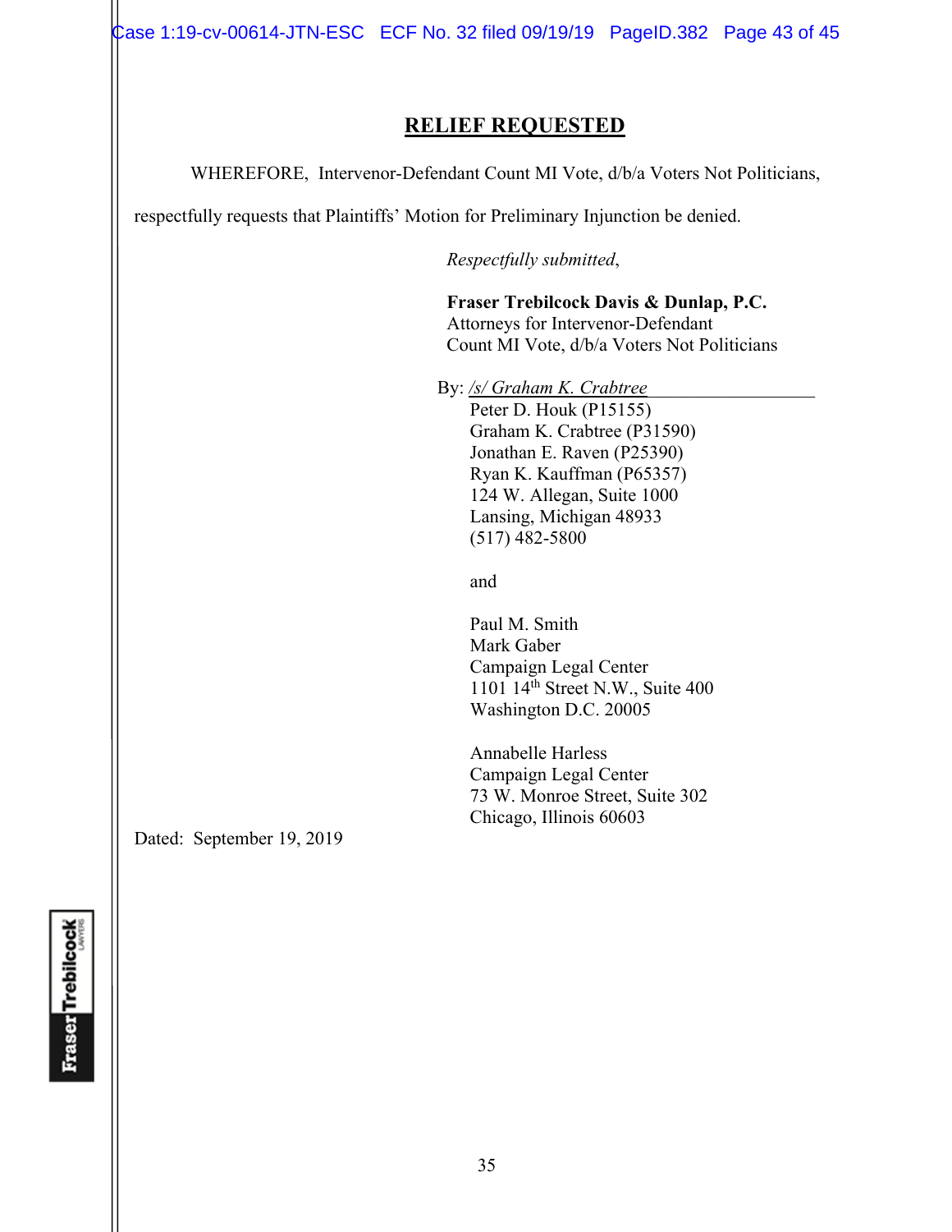## RELIEF REQUESTED

WHEREFORE, Intervenor-Defendant Count MI Vote, d/b/a Voters Not Politicians, respectfully requests that Plaintiffs' Motion for Preliminary Injunction be denied.

*Respectfully submitted*,

**Fraser Trebilcock Davis & Dunlap, P.C.**
Attorneys for Intervenor-Defendant
Count MI Vote, d/b/a Voters Not Politicians

By: */s/ Graham K. Crabtree*
Peter D. Houk (P15155)
Graham K. Crabtree (P31590)
Jonathan E. Raven (P25390)
Ryan K. Kauffman (P65357)
124 W. Allegan, Suite 1000
Lansing, Michigan 48933
(517) 482-5800

and

Paul M. Smith
Mark Gaber
Campaign Legal Center
1101 14th Street N.W., Suite 400
Washington D.C. 20005

Annabelle Harless
Campaign Legal Center
73 W. Monroe Street, Suite 302
Chicago, Illinois 60603

Dated: September 19, 2019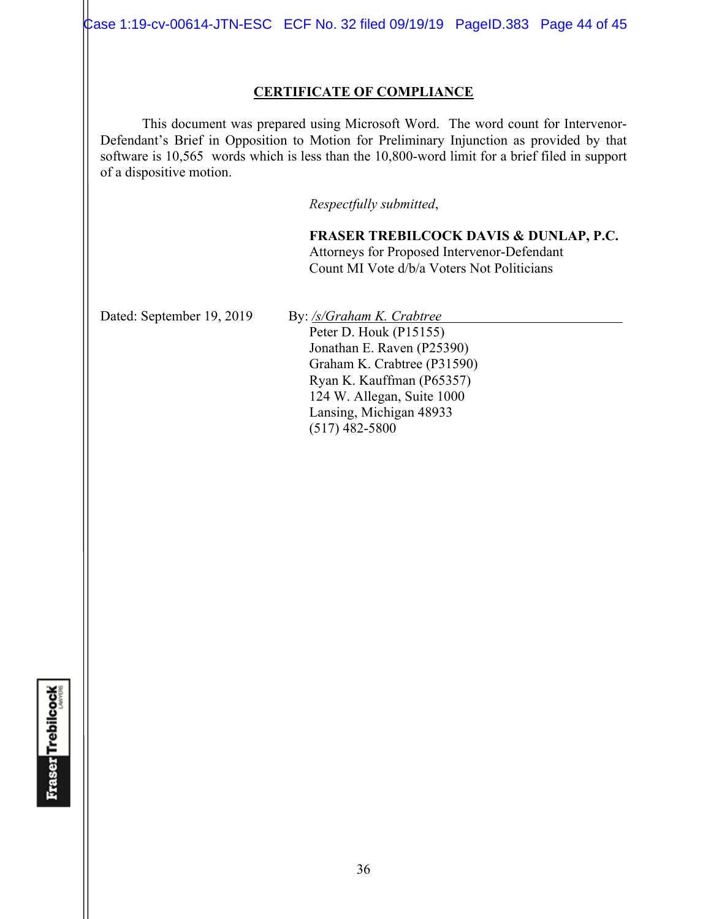## CERTIFICATE OF COMPLIANCE

This document was prepared using Microsoft Word. The word count for Intervenor-Defendant's Brief in Opposition to Motion for Preliminary Injunction as provided by that software is 10,565 words which is less than the 10,800-word limit for a brief filed in support of a dispositive motion.

*Respectfully submitted*,

**FRASER TREBILCOCK DAVIS & DUNLAP, P.C.**
Attorneys for Proposed Intervenor-Defendant
Count MI Vote d/b/a Voters Not Politicians

Dated: September 19, 2019

By: */s/Graham K. Crabtree*
Peter D. Houk (P15155)
Jonathan E. Raven (P25390)
Graham K. Crabtree (P31590)
Ryan K. Kauffman (P65357)
124 W. Allegan, Suite 1000
Lansing, Michigan 48933
(517) 482-5800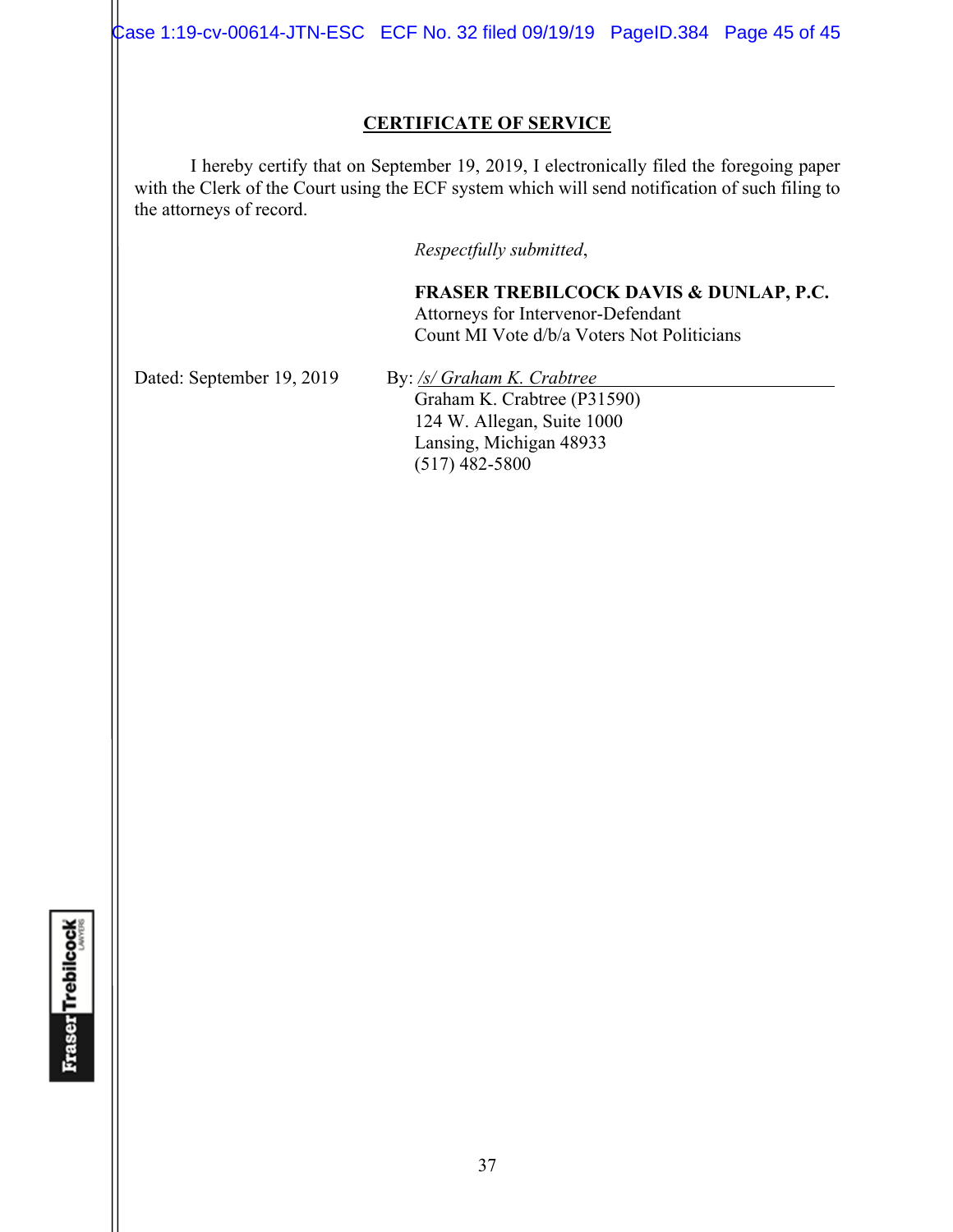## CERTIFICATE OF SERVICE

I hereby certify that on September 19, 2019, I electronically filed the foregoing paper with the Clerk of the Court using the ECF system which will send notification of such filing to the attorneys of record.

*Respectfully submitted*,

**FRASER TREBILCOCK DAVIS & DUNLAP, P.C.**
Attorneys for Intervenor-Defendant
Count MI Vote d/b/a Voters Not Politicians

Dated: September 19, 2019

By: */s/ Graham K. Crabtree*
Graham K. Crabtree (P31590)
124 W. Allegan, Suite 1000
Lansing, Michigan 48933
(517) 482-5800